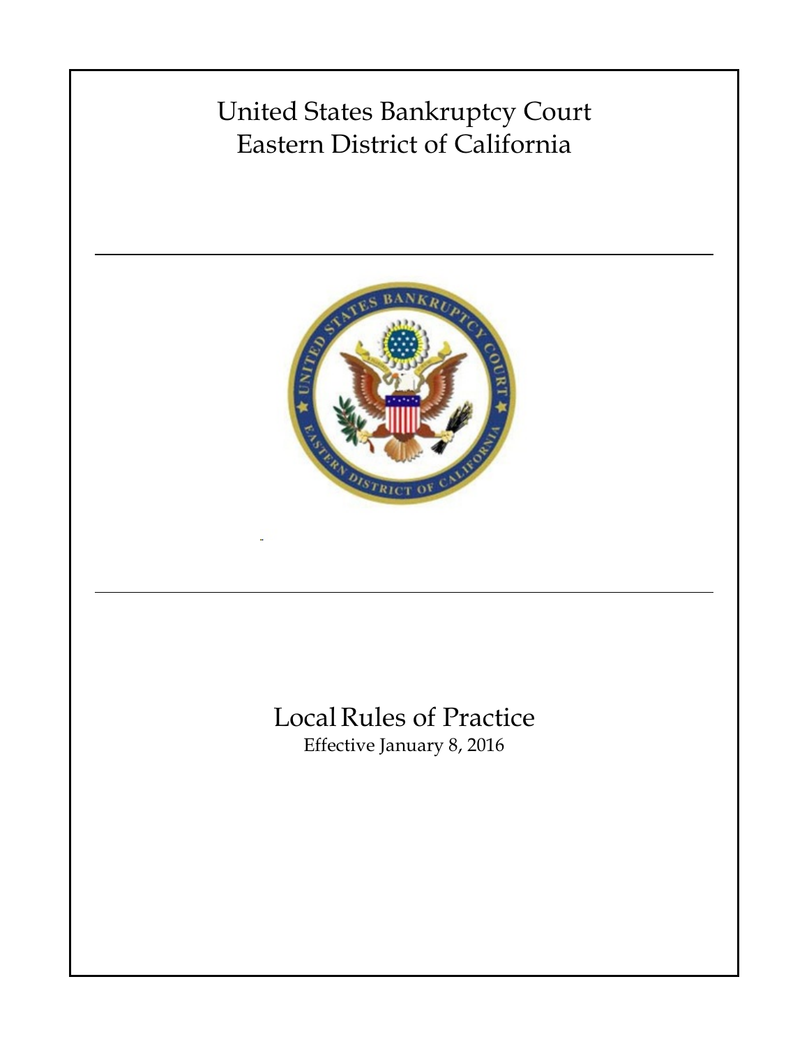# United States Bankruptcy Court
# Eastern District of California

# Local Rules of Practice

Effective January 8, 2016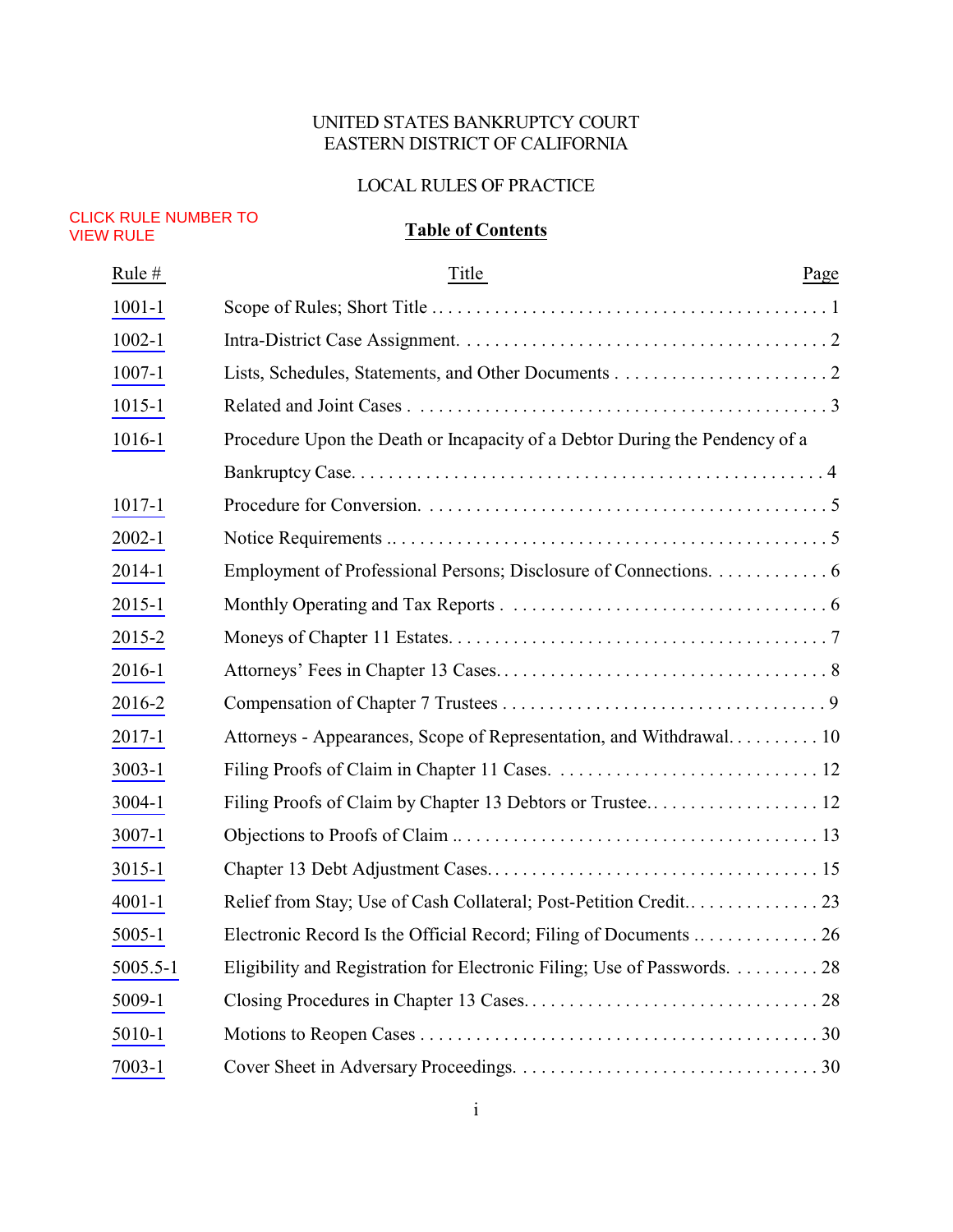UNITED STATES BANKRUPTCY COURT
EASTERN DISTRICT OF CALIFORNIA

LOCAL RULES OF PRACTICE

CLICK RULE NUMBER TO VIEW RULE

## Table of Contents

| Rule # | Title | Page |
|---|---|---|
| 1001-1 | Scope of Rules; Short Title | 1 |
| 1002-1 | Intra-District Case Assignment. | 2 |
| 1007-1 | Lists, Schedules, Statements, and Other Documents | 2 |
| 1015-1 | Related and Joint Cases | 3 |
| 1016-1 | Procedure Upon the Death or Incapacity of a Debtor During the Pendency of a Bankruptcy Case. | 4 |
| 1017-1 | Procedure for Conversion. | 5 |
| 2002-1 | Notice Requirements . | 5 |
| 2014-1 | Employment of Professional Persons; Disclosure of Connections. | 6 |
| 2015-1 | Monthly Operating and Tax Reports | 6 |
| 2015-2 | Moneys of Chapter 11 Estates. | 7 |
| 2016-1 | Attorneys' Fees in Chapter 13 Cases. | 8 |
| 2016-2 | Compensation of Chapter 7 Trustees | 9 |
| 2017-1 | Attorneys - Appearances, Scope of Representation, and Withdrawal. | 10 |
| 3003-1 | Filing Proofs of Claim in Chapter 11 Cases. | 12 |
| 3004-1 | Filing Proofs of Claim by Chapter 13 Debtors or Trustee. | 12 |
| 3007-1 | Objections to Proofs of Claim . | 13 |
| 3015-1 | Chapter 13 Debt Adjustment Cases. | 15 |
| 4001-1 | Relief from Stay; Use of Cash Collateral; Post-Petition Credit. | 23 |
| 5005-1 | Electronic Record Is the Official Record; Filing of Documents | 26 |
| 5005.5-1 | Eligibility and Registration for Electronic Filing; Use of Passwords. | 28 |
| 5009-1 | Closing Procedures in Chapter 13 Cases. | 28 |
| 5010-1 | Motions to Reopen Cases | 30 |
| 7003-1 | Cover Sheet in Adversary Proceedings. | 30 |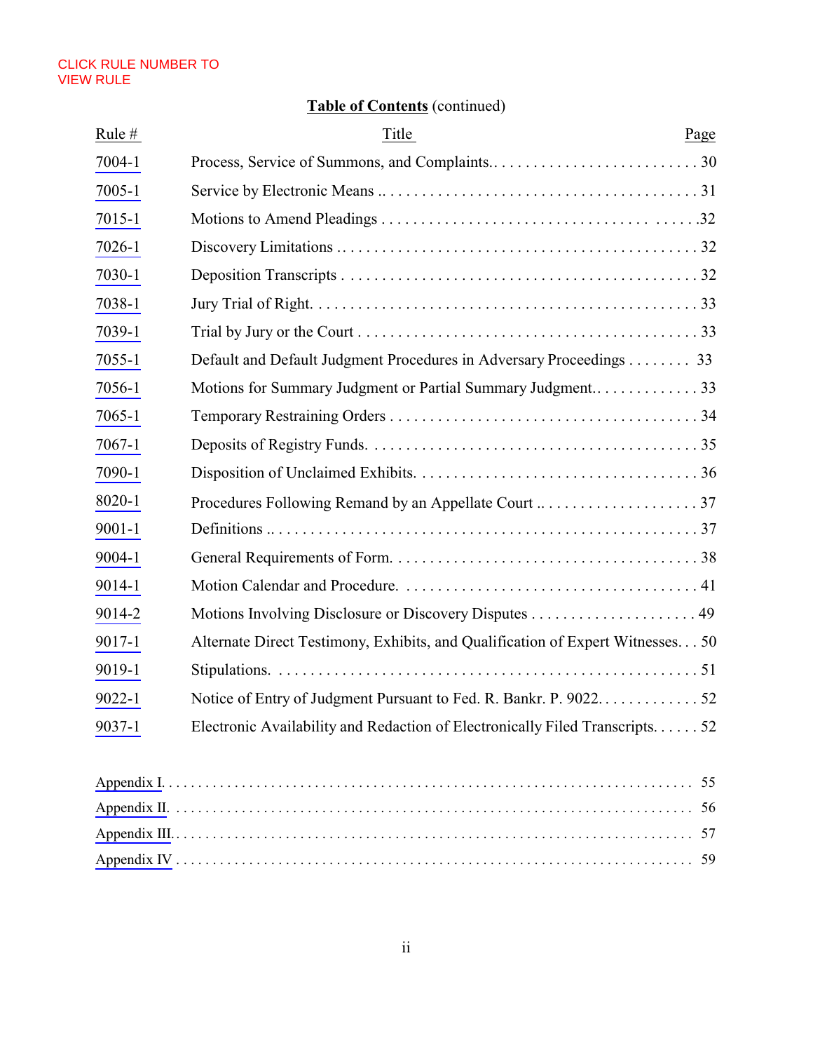CLICK RULE NUMBER TO VIEW RULE

**Table of Contents** (continued)

| Rule # | Title | Page |
|---|---|---|
| 7004-1 | Process, Service of Summons, and Complaints | 30 |
| 7005-1 | Service by Electronic Means | 31 |
| 7015-1 | Motions to Amend Pleadings | 32 |
| 7026-1 | Discovery Limitations | 32 |
| 7030-1 | Deposition Transcripts | 32 |
| 7038-1 | Jury Trial of Right | 33 |
| 7039-1 | Trial by Jury or the Court | 33 |
| 7055-1 | Default and Default Judgment Procedures in Adversary Proceedings | 33 |
| 7056-1 | Motions for Summary Judgment or Partial Summary Judgment | 33 |
| 7065-1 | Temporary Restraining Orders | 34 |
| 7067-1 | Deposits of Registry Funds | 35 |
| 7090-1 | Disposition of Unclaimed Exhibits | 36 |
| 8020-1 | Procedures Following Remand by an Appellate Court | 37 |
| 9001-1 | Definitions | 37 |
| 9004-1 | General Requirements of Form | 38 |
| 9014-1 | Motion Calendar and Procedure | 41 |
| 9014-2 | Motions Involving Disclosure or Discovery Disputes | 49 |
| 9017-1 | Alternate Direct Testimony, Exhibits, and Qualification of Expert Witnesses | 50 |
| 9019-1 | Stipulations | 51 |
| 9022-1 | Notice of Entry of Judgment Pursuant to Fed. R. Bankr. P. 9022 | 52 |
| 9037-1 | Electronic Availability and Redaction of Electronically Filed Transcripts | 52 |

| | Page |
|---|---|
| Appendix I | 55 |
| Appendix II | 56 |
| Appendix III | 57 |
| Appendix IV | 59 |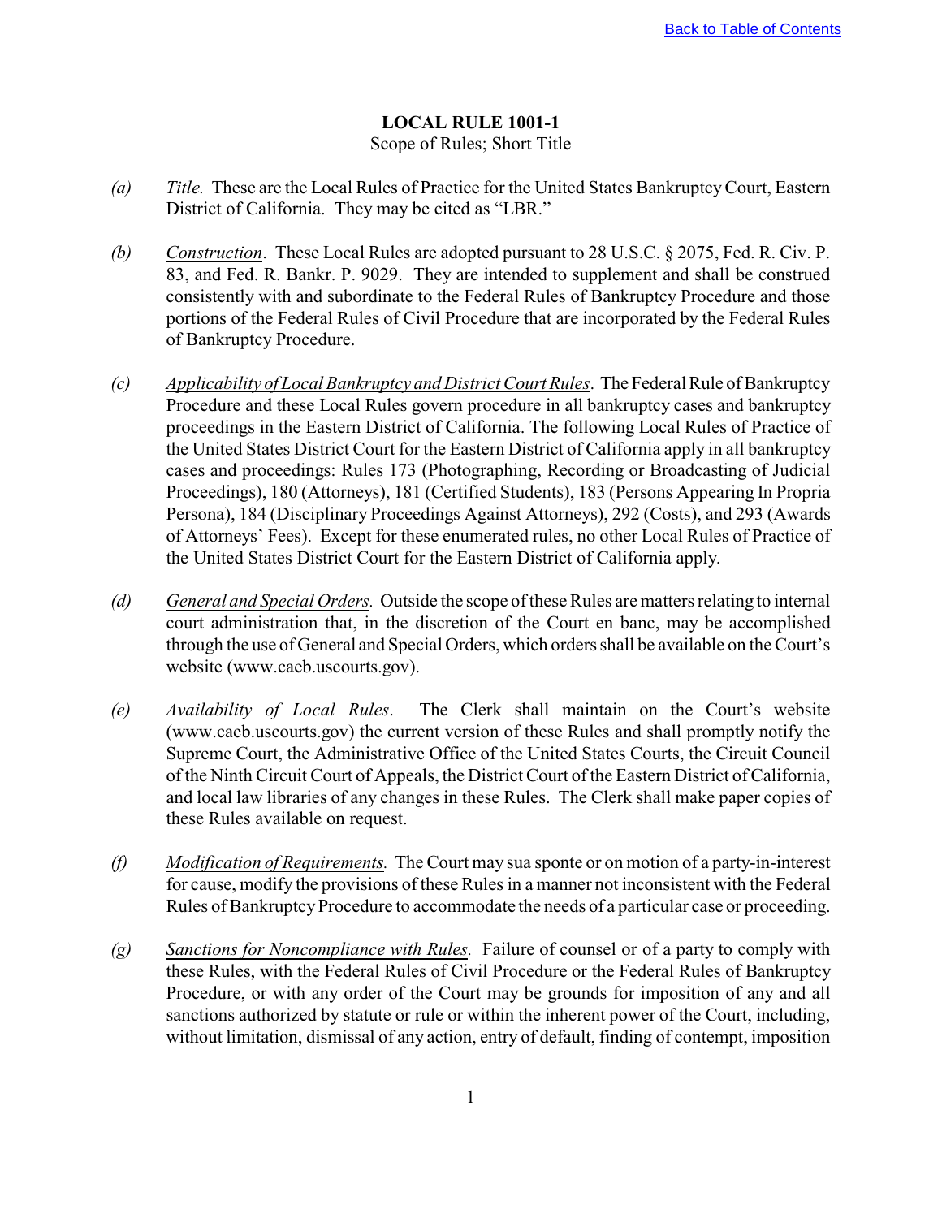## LOCAL RULE 1001-1

Scope of Rules; Short Title

*(a)* *Title.* These are the Local Rules of Practice for the United States Bankruptcy Court, Eastern District of California. They may be cited as "LBR."

*(b)* *Construction*. These Local Rules are adopted pursuant to 28 U.S.C. § 2075, Fed. R. Civ. P. 83, and Fed. R. Bankr. P. 9029. They are intended to supplement and shall be construed consistently with and subordinate to the Federal Rules of Bankruptcy Procedure and those portions of the Federal Rules of Civil Procedure that are incorporated by the Federal Rules of Bankruptcy Procedure.

*(c)* *Applicability of Local Bankruptcy and District Court Rules*. The Federal Rule of Bankruptcy Procedure and these Local Rules govern procedure in all bankruptcy cases and bankruptcy proceedings in the Eastern District of California. The following Local Rules of Practice of the United States District Court for the Eastern District of California apply in all bankruptcy cases and proceedings: Rules 173 (Photographing, Recording or Broadcasting of Judicial Proceedings), 180 (Attorneys), 181 (Certified Students), 183 (Persons Appearing In Propria Persona), 184 (Disciplinary Proceedings Against Attorneys), 292 (Costs), and 293 (Awards of Attorneys' Fees). Except for these enumerated rules, no other Local Rules of Practice of the United States District Court for the Eastern District of California apply.

*(d)* *General and Special Orders.* Outside the scope of these Rules are matters relating to internal court administration that, in the discretion of the Court en banc, may be accomplished through the use of General and Special Orders, which orders shall be available on the Court's website (www.caeb.uscourts.gov).

*(e)* *Availability of Local Rules*. The Clerk shall maintain on the Court's website (www.caeb.uscourts.gov) the current version of these Rules and shall promptly notify the Supreme Court, the Administrative Office of the United States Courts, the Circuit Council of the Ninth Circuit Court of Appeals, the District Court of the Eastern District of California, and local law libraries of any changes in these Rules. The Clerk shall make paper copies of these Rules available on request.

*(f)* *Modification of Requirements.* The Court may sua sponte or on motion of a party-in-interest for cause, modify the provisions of these Rules in a manner not inconsistent with the Federal Rules of Bankruptcy Procedure to accommodate the needs of a particular case or proceeding.

*(g)* *Sanctions for Noncompliance with Rules.* Failure of counsel or of a party to comply with these Rules, with the Federal Rules of Civil Procedure or the Federal Rules of Bankruptcy Procedure, or with any order of the Court may be grounds for imposition of any and all sanctions authorized by statute or rule or within the inherent power of the Court, including, without limitation, dismissal of any action, entry of default, finding of contempt, imposition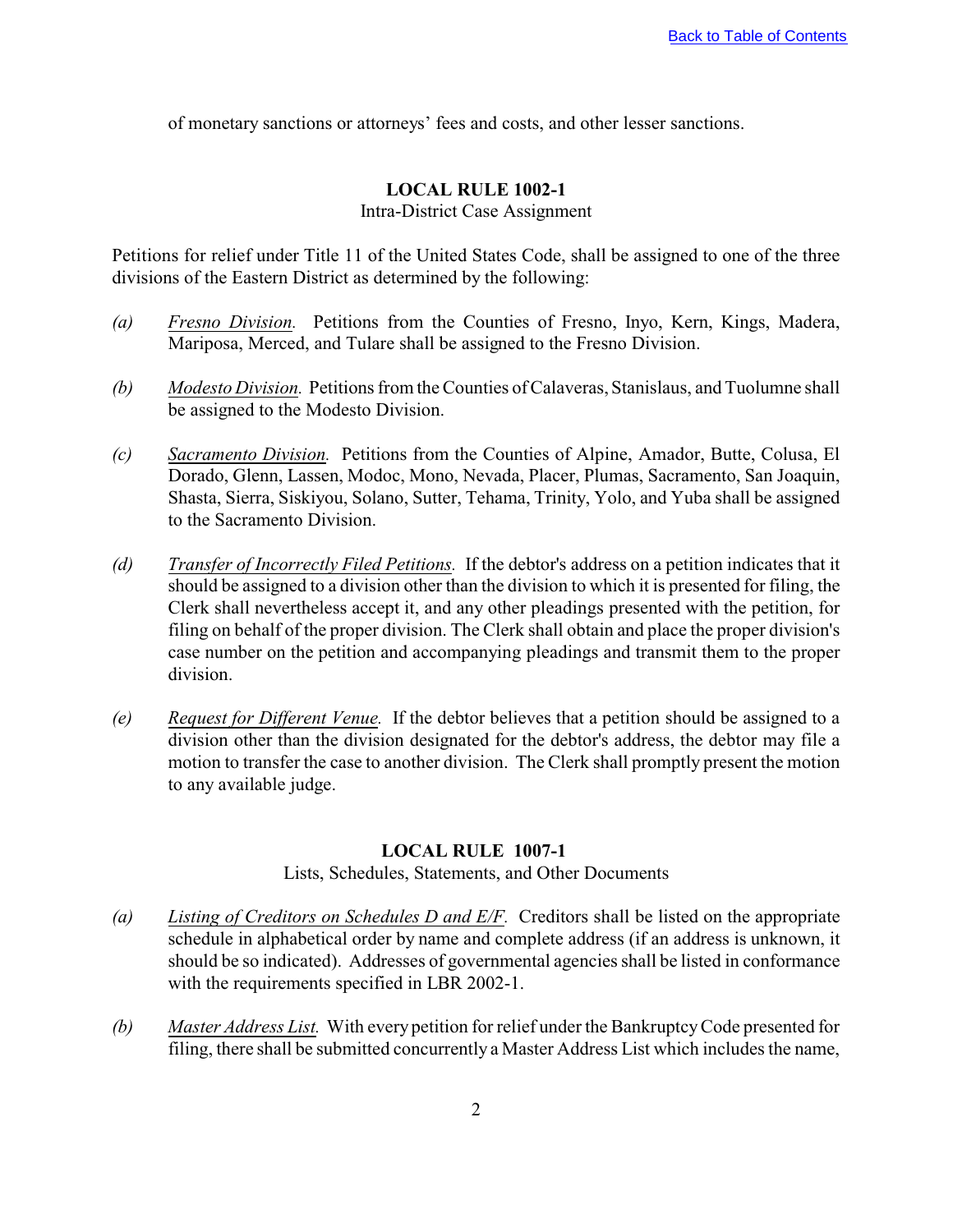of monetary sanctions or attorneys' fees and costs, and other lesser sanctions.

## LOCAL RULE 1002-1

Intra-District Case Assignment

Petitions for relief under Title 11 of the United States Code, shall be assigned to one of the three divisions of the Eastern District as determined by the following:

*(a)* *Fresno Division.* Petitions from the Counties of Fresno, Inyo, Kern, Kings, Madera, Mariposa, Merced, and Tulare shall be assigned to the Fresno Division.

*(b)* *Modesto Division.* Petitions from the Counties of Calaveras, Stanislaus, and Tuolumne shall be assigned to the Modesto Division.

*(c)* *Sacramento Division.* Petitions from the Counties of Alpine, Amador, Butte, Colusa, El Dorado, Glenn, Lassen, Modoc, Mono, Nevada, Placer, Plumas, Sacramento, San Joaquin, Shasta, Sierra, Siskiyou, Solano, Sutter, Tehama, Trinity, Yolo, and Yuba shall be assigned to the Sacramento Division.

*(d)* *Transfer of Incorrectly Filed Petitions.* If the debtor's address on a petition indicates that it should be assigned to a division other than the division to which it is presented for filing, the Clerk shall nevertheless accept it, and any other pleadings presented with the petition, for filing on behalf of the proper division. The Clerk shall obtain and place the proper division's case number on the petition and accompanying pleadings and transmit them to the proper division.

*(e)* *Request for Different Venue.* If the debtor believes that a petition should be assigned to a division other than the division designated for the debtor's address, the debtor may file a motion to transfer the case to another division. The Clerk shall promptly present the motion to any available judge.

## LOCAL RULE 1007-1

Lists, Schedules, Statements, and Other Documents

*(a)* *Listing of Creditors on Schedules D and E/F.* Creditors shall be listed on the appropriate schedule in alphabetical order by name and complete address (if an address is unknown, it should be so indicated). Addresses of governmental agencies shall be listed in conformance with the requirements specified in LBR 2002-1.

*(b)* *Master Address List.* With every petition for relief under the Bankruptcy Code presented for filing, there shall be submitted concurrently a Master Address List which includes the name,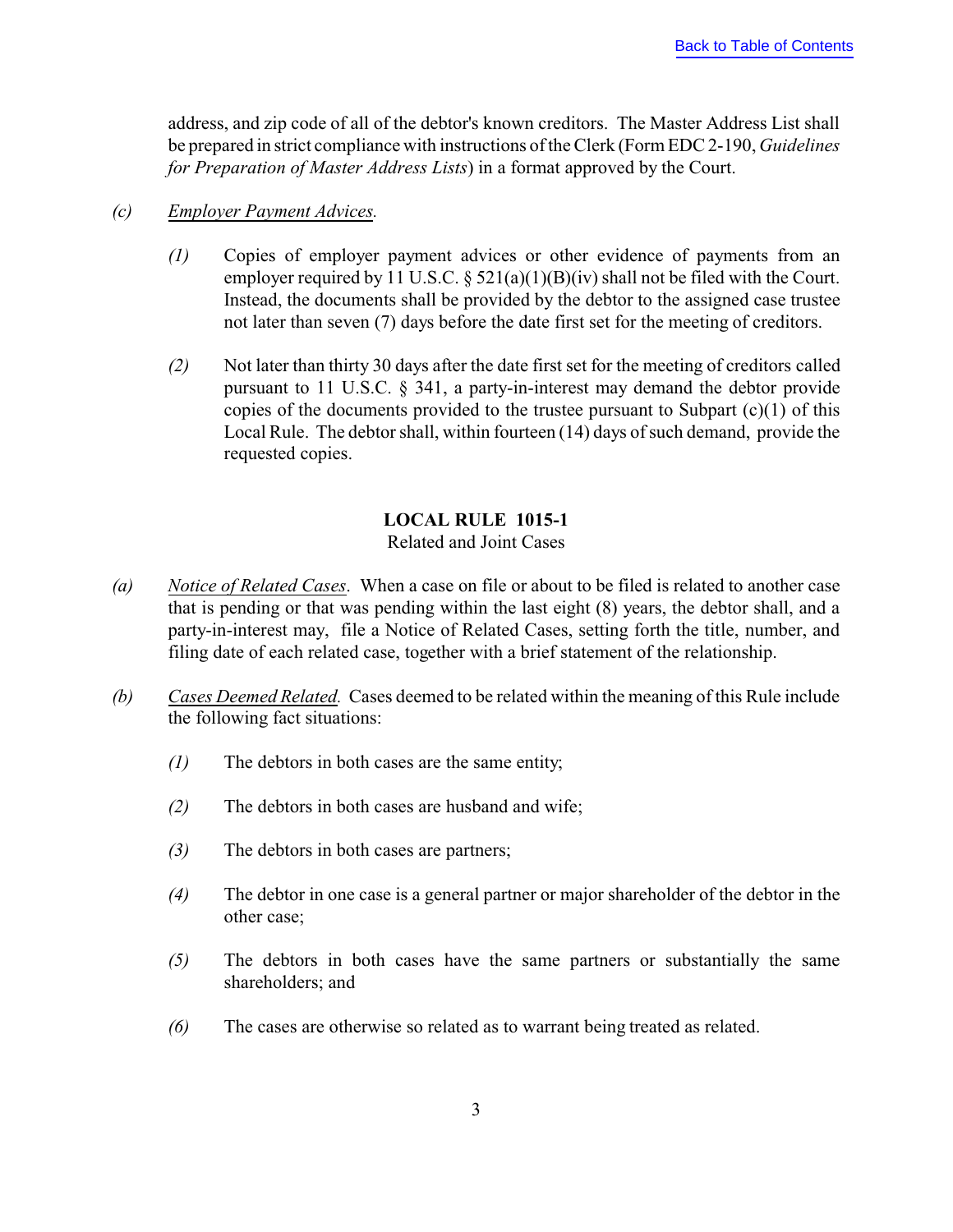address, and zip code of all of the debtor's known creditors. The Master Address List shall be prepared in strict compliance with instructions of the Clerk (Form EDC 2-190, *Guidelines for Preparation of Master Address Lists*) in a format approved by the Court.

*(c)* *Employer Payment Advices.*

*(1)* Copies of employer payment advices or other evidence of payments from an employer required by 11 U.S.C. § 521(a)(1)(B)(iv) shall not be filed with the Court. Instead, the documents shall be provided by the debtor to the assigned case trustee not later than seven (7) days before the date first set for the meeting of creditors.

*(2)* Not later than thirty 30 days after the date first set for the meeting of creditors called pursuant to 11 U.S.C. § 341, a party-in-interest may demand the debtor provide copies of the documents provided to the trustee pursuant to Subpart (c)(1) of this Local Rule. The debtor shall, within fourteen (14) days of such demand, provide the requested copies.

## LOCAL RULE 1015-1

Related and Joint Cases

*(a)* *Notice of Related Cases*. When a case on file or about to be filed is related to another case that is pending or that was pending within the last eight (8) years, the debtor shall, and a party-in-interest may, file a Notice of Related Cases, setting forth the title, number, and filing date of each related case, together with a brief statement of the relationship.

*(b)* *Cases Deemed Related.* Cases deemed to be related within the meaning of this Rule include the following fact situations:

*(1)* The debtors in both cases are the same entity;

*(2)* The debtors in both cases are husband and wife;

*(3)* The debtors in both cases are partners;

*(4)* The debtor in one case is a general partner or major shareholder of the debtor in the other case;

*(5)* The debtors in both cases have the same partners or substantially the same shareholders; and

*(6)* The cases are otherwise so related as to warrant being treated as related.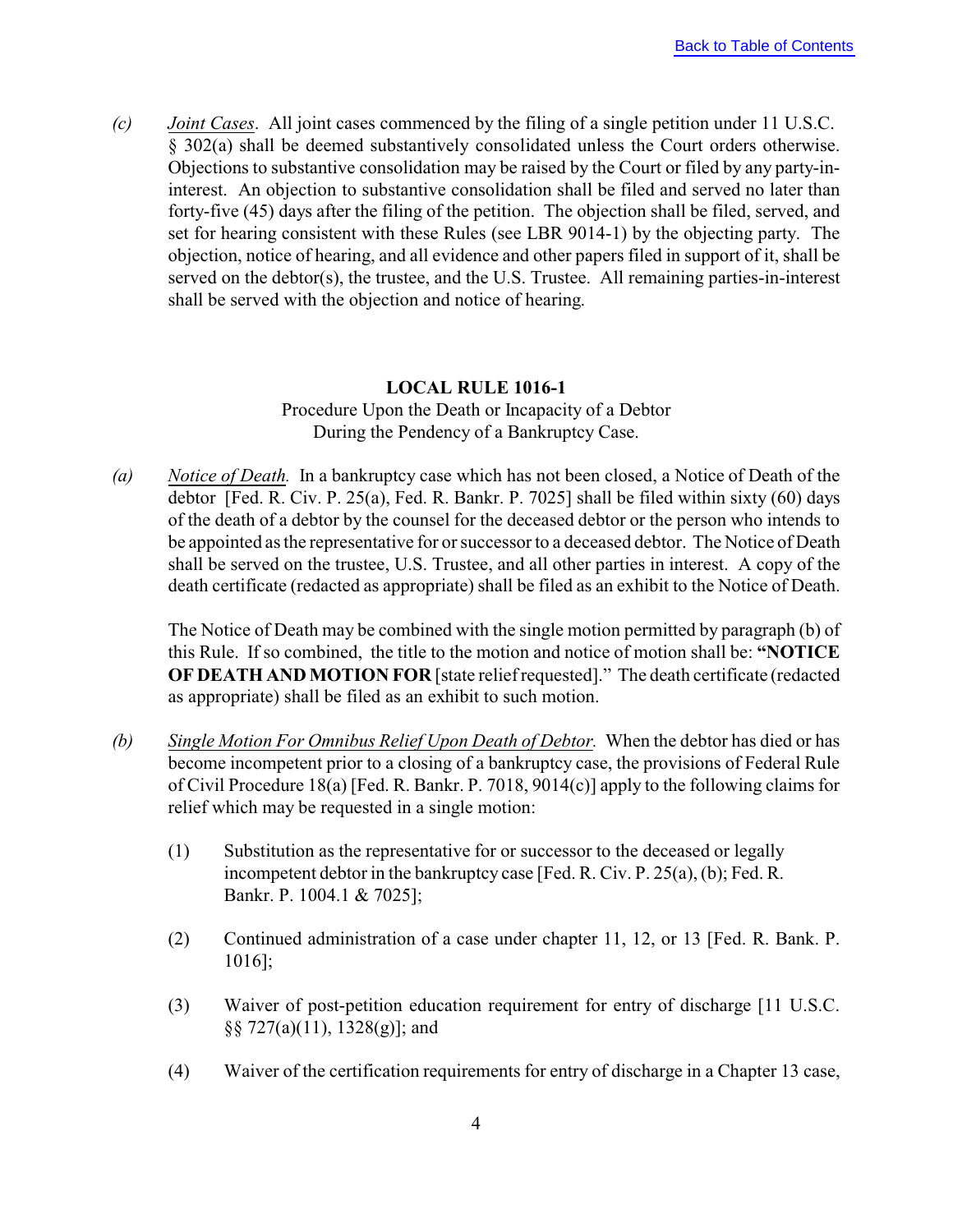*(c)* *Joint Cases*. All joint cases commenced by the filing of a single petition under 11 U.S.C. § 302(a) shall be deemed substantively consolidated unless the Court orders otherwise. Objections to substantive consolidation may be raised by the Court or filed by any party-in-interest. An objection to substantive consolidation shall be filed and served no later than forty-five (45) days after the filing of the petition. The objection shall be filed, served, and set for hearing consistent with these Rules (see LBR 9014-1) by the objecting party. The objection, notice of hearing, and all evidence and other papers filed in support of it, shall be served on the debtor(s), the trustee, and the U.S. Trustee. All remaining parties-in-interest shall be served with the objection and notice of hearing.

## LOCAL RULE 1016-1

Procedure Upon the Death or Incapacity of a Debtor During the Pendency of a Bankruptcy Case.

*(a)* *Notice of Death.* In a bankruptcy case which has not been closed, a Notice of Death of the debtor [Fed. R. Civ. P. 25(a), Fed. R. Bankr. P. 7025] shall be filed within sixty (60) days of the death of a debtor by the counsel for the deceased debtor or the person who intends to be appointed as the representative for or successor to a deceased debtor. The Notice of Death shall be served on the trustee, U.S. Trustee, and all other parties in interest. A copy of the death certificate (redacted as appropriate) shall be filed as an exhibit to the Notice of Death.

The Notice of Death may be combined with the single motion permitted by paragraph (b) of this Rule. If so combined, the title to the motion and notice of motion shall be: **"NOTICE OF DEATH AND MOTION FOR** [state relief requested]." The death certificate (redacted as appropriate) shall be filed as an exhibit to such motion.

*(b)* *Single Motion For Omnibus Relief Upon Death of Debtor.* When the debtor has died or has become incompetent prior to a closing of a bankruptcy case, the provisions of Federal Rule of Civil Procedure 18(a) [Fed. R. Bankr. P. 7018, 9014(c)] apply to the following claims for relief which may be requested in a single motion:

(1) Substitution as the representative for or successor to the deceased or legally incompetent debtor in the bankruptcy case [Fed. R. Civ. P. 25(a), (b); Fed. R. Bankr. P. 1004.1 & 7025];

(2) Continued administration of a case under chapter 11, 12, or 13 [Fed. R. Bank. P. 1016];

(3) Waiver of post-petition education requirement for entry of discharge [11 U.S.C. §§ 727(a)(11), 1328(g)]; and

(4) Waiver of the certification requirements for entry of discharge in a Chapter 13 case,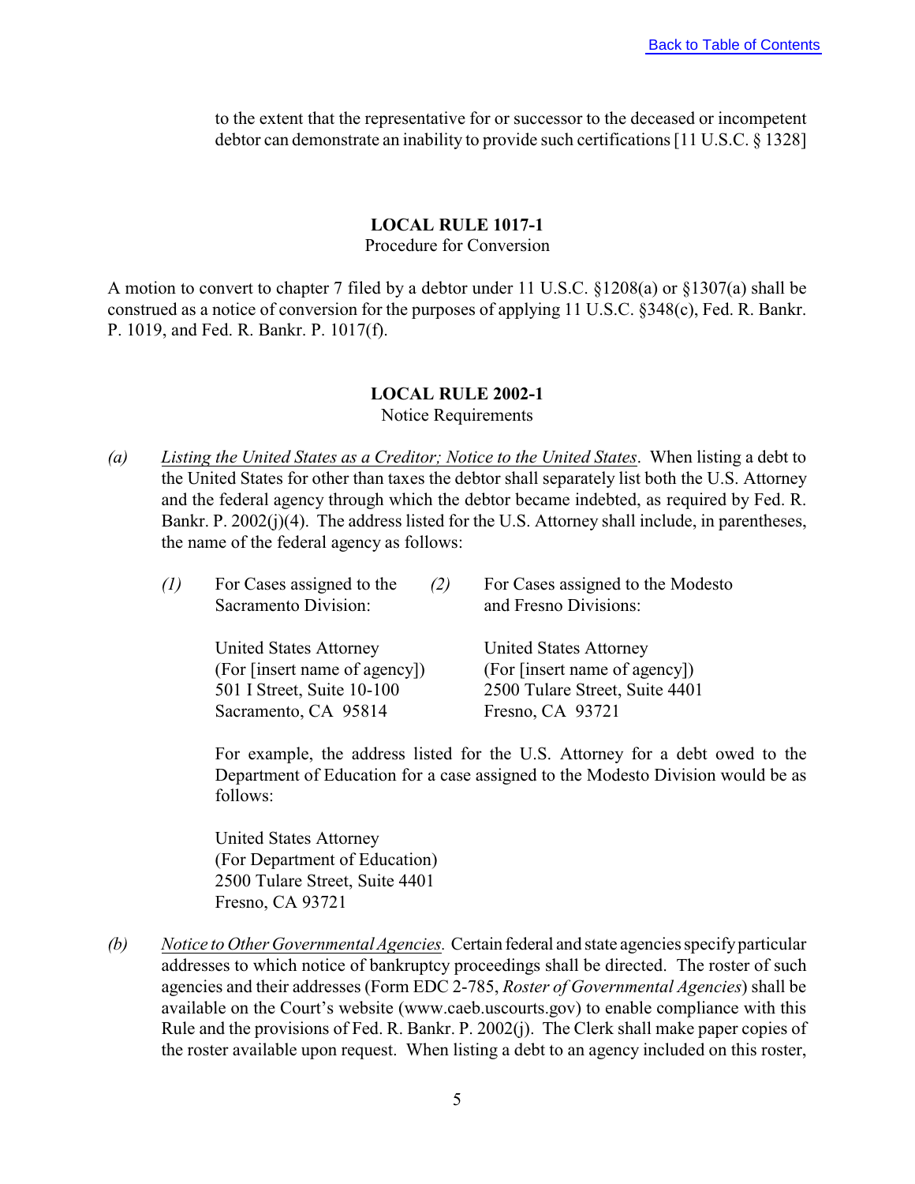to the extent that the representative for or successor to the deceased or incompetent debtor can demonstrate an inability to provide such certifications [11 U.S.C. § 1328]

## LOCAL RULE 1017-1

Procedure for Conversion

A motion to convert to chapter 7 filed by a debtor under 11 U.S.C. §1208(a) or §1307(a) shall be construed as a notice of conversion for the purposes of applying 11 U.S.C. §348(c), Fed. R. Bankr. P. 1019, and Fed. R. Bankr. P. 1017(f).

## LOCAL RULE 2002-1

Notice Requirements

*(a)* *Listing the United States as a Creditor; Notice to the United States*. When listing a debt to the United States for other than taxes the debtor shall separately list both the U.S. Attorney and the federal agency through which the debtor became indebted, as required by Fed. R. Bankr. P. 2002(j)(4). The address listed for the U.S. Attorney shall include, in parentheses, the name of the federal agency as follows:

*(1)* For Cases assigned to the Sacramento Division:

United States Attorney
(For [insert name of agency])
501 I Street, Suite 10-100
Sacramento, CA 95814

*(2)* For Cases assigned to the Modesto and Fresno Divisions:

United States Attorney
(For [insert name of agency])
2500 Tulare Street, Suite 4401
Fresno, CA 93721

For example, the address listed for the U.S. Attorney for a debt owed to the Department of Education for a case assigned to the Modesto Division would be as follows:

United States Attorney
(For Department of Education)
2500 Tulare Street, Suite 4401
Fresno, CA 93721

*(b)* *Notice to Other Governmental Agencies.* Certain federal and state agencies specify particular addresses to which notice of bankruptcy proceedings shall be directed. The roster of such agencies and their addresses (Form EDC 2-785, *Roster of Governmental Agencies*) shall be available on the Court's website (www.caeb.uscourts.gov) to enable compliance with this Rule and the provisions of Fed. R. Bankr. P. 2002(j). The Clerk shall make paper copies of the roster available upon request. When listing a debt to an agency included on this roster,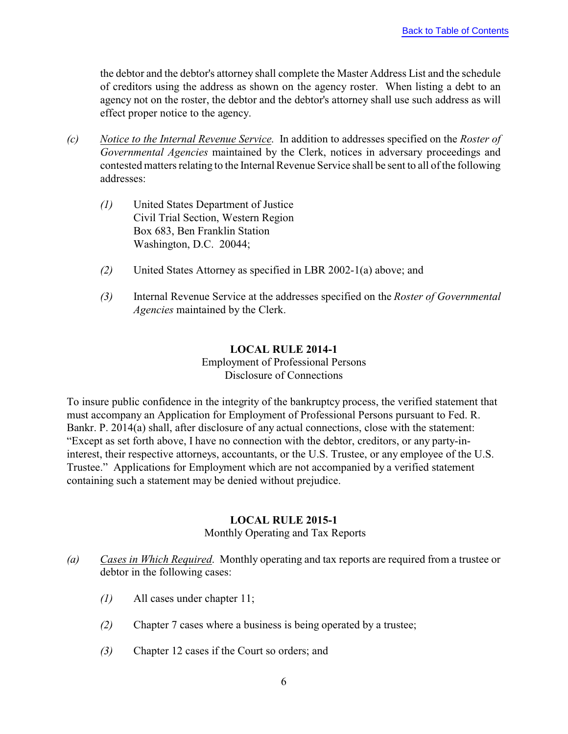the debtor and the debtor's attorney shall complete the Master Address List and the schedule of creditors using the address as shown on the agency roster. When listing a debt to an agency not on the roster, the debtor and the debtor's attorney shall use such address as will effect proper notice to the agency.

*(c)* Notice to the Internal Revenue Service. In addition to addresses specified on the *Roster of Governmental Agencies* maintained by the Clerk, notices in adversary proceedings and contested matters relating to the Internal Revenue Service shall be sent to all of the following addresses:

*(1)* United States Department of Justice
Civil Trial Section, Western Region
Box 683, Ben Franklin Station
Washington, D.C. 20044;

*(2)* United States Attorney as specified in LBR 2002-1(a) above; and

*(3)* Internal Revenue Service at the addresses specified on the *Roster of Governmental Agencies* maintained by the Clerk.

## LOCAL RULE 2014-1

Employment of Professional Persons
Disclosure of Connections

To insure public confidence in the integrity of the bankruptcy process, the verified statement that must accompany an Application for Employment of Professional Persons pursuant to Fed. R. Bankr. P. 2014(a) shall, after disclosure of any actual connections, close with the statement: "Except as set forth above, I have no connection with the debtor, creditors, or any party-in-interest, their respective attorneys, accountants, or the U.S. Trustee, or any employee of the U.S. Trustee." Applications for Employment which are not accompanied by a verified statement containing such a statement may be denied without prejudice.

## LOCAL RULE 2015-1

Monthly Operating and Tax Reports

*(a)* Cases in Which Required. Monthly operating and tax reports are required from a trustee or debtor in the following cases:

*(1)* All cases under chapter 11;

*(2)* Chapter 7 cases where a business is being operated by a trustee;

*(3)* Chapter 12 cases if the Court so orders; and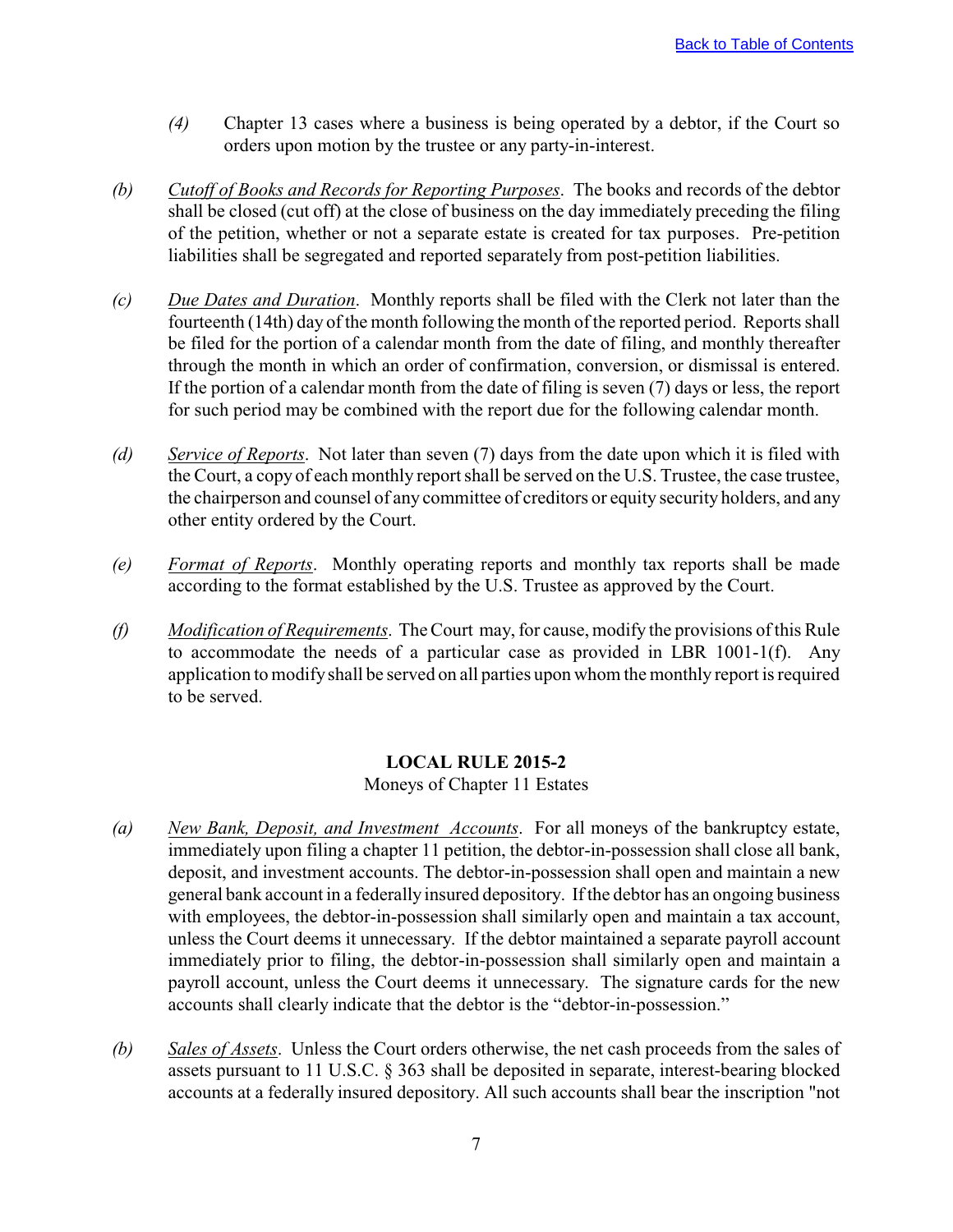*(4)* Chapter 13 cases where a business is being operated by a debtor, if the Court so orders upon motion by the trustee or any party-in-interest.

*(b)* *Cutoff of Books and Records for Reporting Purposes*. The books and records of the debtor shall be closed (cut off) at the close of business on the day immediately preceding the filing of the petition, whether or not a separate estate is created for tax purposes. Pre-petition liabilities shall be segregated and reported separately from post-petition liabilities.

*(c)* *Due Dates and Duration*. Monthly reports shall be filed with the Clerk not later than the fourteenth (14th) day of the month following the month of the reported period. Reports shall be filed for the portion of a calendar month from the date of filing, and monthly thereafter through the month in which an order of confirmation, conversion, or dismissal is entered. If the portion of a calendar month from the date of filing is seven (7) days or less, the report for such period may be combined with the report due for the following calendar month.

*(d)* *Service of Reports*. Not later than seven (7) days from the date upon which it is filed with the Court, a copy of each monthly report shall be served on the U.S. Trustee, the case trustee, the chairperson and counsel of any committee of creditors or equity security holders, and any other entity ordered by the Court.

*(e)* *Format of Reports*. Monthly operating reports and monthly tax reports shall be made according to the format established by the U.S. Trustee as approved by the Court.

*(f)* *Modification of Requirements*. The Court may, for cause, modify the provisions of this Rule to accommodate the needs of a particular case as provided in LBR 1001-1(f). Any application to modify shall be served on all parties upon whom the monthly report is required to be served.

## LOCAL RULE 2015-2

Moneys of Chapter 11 Estates

*(a)* *New Bank, Deposit, and Investment Accounts*. For all moneys of the bankruptcy estate, immediately upon filing a chapter 11 petition, the debtor-in-possession shall close all bank, deposit, and investment accounts. The debtor-in-possession shall open and maintain a new general bank account in a federally insured depository. If the debtor has an ongoing business with employees, the debtor-in-possession shall similarly open and maintain a tax account, unless the Court deems it unnecessary. If the debtor maintained a separate payroll account immediately prior to filing, the debtor-in-possession shall similarly open and maintain a payroll account, unless the Court deems it unnecessary. The signature cards for the new accounts shall clearly indicate that the debtor is the "debtor-in-possession."

*(b)* *Sales of Assets*. Unless the Court orders otherwise, the net cash proceeds from the sales of assets pursuant to 11 U.S.C. § 363 shall be deposited in separate, interest-bearing blocked accounts at a federally insured depository. All such accounts shall bear the inscription "not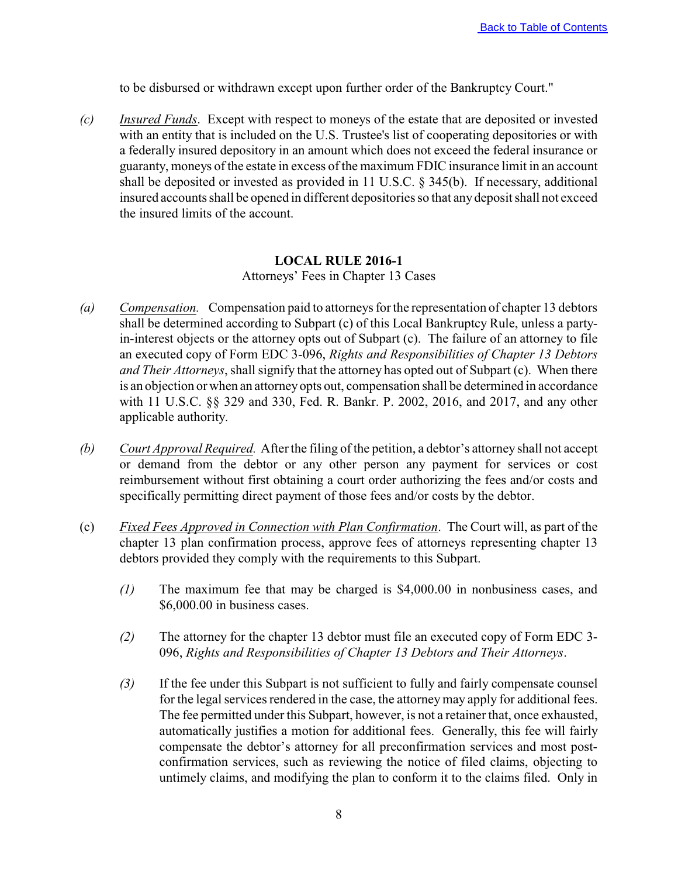to be disbursed or withdrawn except upon further order of the Bankruptcy Court."

*(c)* *Insured Funds*. Except with respect to moneys of the estate that are deposited or invested with an entity that is included on the U.S. Trustee's list of cooperating depositories or with a federally insured depository in an amount which does not exceed the federal insurance or guaranty, moneys of the estate in excess of the maximum FDIC insurance limit in an account shall be deposited or invested as provided in 11 U.S.C. § 345(b). If necessary, additional insured accounts shall be opened in different depositories so that any deposit shall not exceed the insured limits of the account.

## LOCAL RULE 2016-1

Attorneys' Fees in Chapter 13 Cases

*(a)* *Compensation.* Compensation paid to attorneys for the representation of chapter 13 debtors shall be determined according to Subpart (c) of this Local Bankruptcy Rule, unless a party-in-interest objects or the attorney opts out of Subpart (c). The failure of an attorney to file an executed copy of Form EDC 3-096, *Rights and Responsibilities of Chapter 13 Debtors and Their Attorneys*, shall signify that the attorney has opted out of Subpart (c). When there is an objection or when an attorney opts out, compensation shall be determined in accordance with 11 U.S.C. §§ 329 and 330, Fed. R. Bankr. P. 2002, 2016, and 2017, and any other applicable authority.

*(b)* *Court Approval Required.* After the filing of the petition, a debtor's attorney shall not accept or demand from the debtor or any other person any payment for services or cost reimbursement without first obtaining a court order authorizing the fees and/or costs and specifically permitting direct payment of those fees and/or costs by the debtor.

(c) *Fixed Fees Approved in Connection with Plan Confirmation*. The Court will, as part of the chapter 13 plan confirmation process, approve fees of attorneys representing chapter 13 debtors provided they comply with the requirements to this Subpart.

*(1)* The maximum fee that may be charged is $4,000.00 in nonbusiness cases, and $6,000.00 in business cases.

*(2)* The attorney for the chapter 13 debtor must file an executed copy of Form EDC 3-096, *Rights and Responsibilities of Chapter 13 Debtors and Their Attorneys*.

*(3)* If the fee under this Subpart is not sufficient to fully and fairly compensate counsel for the legal services rendered in the case, the attorney may apply for additional fees. The fee permitted under this Subpart, however, is not a retainer that, once exhausted, automatically justifies a motion for additional fees. Generally, this fee will fairly compensate the debtor's attorney for all preconfirmation services and most post-confirmation services, such as reviewing the notice of filed claims, objecting to untimely claims, and modifying the plan to conform it to the claims filed. Only in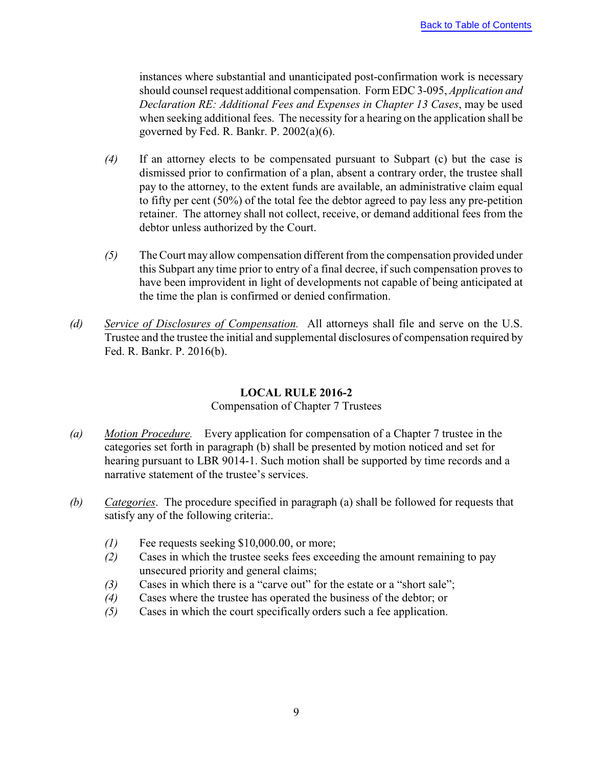instances where substantial and unanticipated post-confirmation work is necessary should counsel request additional compensation. Form EDC 3-095, *Application and Declaration RE: Additional Fees and Expenses in Chapter 13 Cases*, may be used when seeking additional fees. The necessity for a hearing on the application shall be governed by Fed. R. Bankr. P. 2002(a)(6).

*(4)* If an attorney elects to be compensated pursuant to Subpart (c) but the case is dismissed prior to confirmation of a plan, absent a contrary order, the trustee shall pay to the attorney, to the extent funds are available, an administrative claim equal to fifty per cent (50%) of the total fee the debtor agreed to pay less any pre-petition retainer. The attorney shall not collect, receive, or demand additional fees from the debtor unless authorized by the Court.

*(5)* The Court may allow compensation different from the compensation provided under this Subpart any time prior to entry of a final decree, if such compensation proves to have been improvident in light of developments not capable of being anticipated at the time the plan is confirmed or denied confirmation.

*(d)* *Service of Disclosures of Compensation.* All attorneys shall file and serve on the U.S. Trustee and the trustee the initial and supplemental disclosures of compensation required by Fed. R. Bankr. P. 2016(b).

## LOCAL RULE 2016-2

Compensation of Chapter 7 Trustees

*(a)* *Motion Procedure.* Every application for compensation of a Chapter 7 trustee in the categories set forth in paragraph (b) shall be presented by motion noticed and set for hearing pursuant to LBR 9014-1. Such motion shall be supported by time records and a narrative statement of the trustee's services.

*(b)* *Categories*. The procedure specified in paragraph (a) shall be followed for requests that satisfy any of the following criteria:.

*(1)* Fee requests seeking $10,000.00, or more;
*(2)* Cases in which the trustee seeks fees exceeding the amount remaining to pay unsecured priority and general claims;
*(3)* Cases in which there is a "carve out" for the estate or a "short sale";
*(4)* Cases where the trustee has operated the business of the debtor; or
*(5)* Cases in which the court specifically orders such a fee application.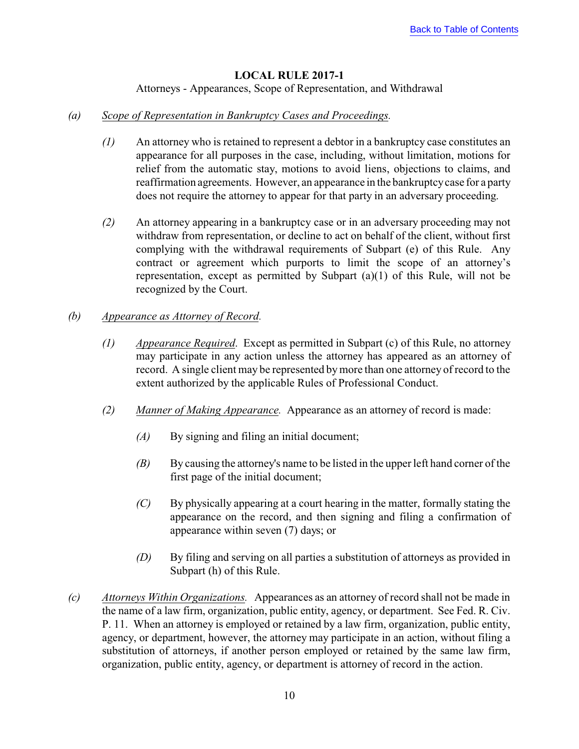## LOCAL RULE 2017-1

Attorneys - Appearances, Scope of Representation, and Withdrawal

*(a)* *Scope of Representation in Bankruptcy Cases and Proceedings.*

*(1)* An attorney who is retained to represent a debtor in a bankruptcy case constitutes an appearance for all purposes in the case, including, without limitation, motions for relief from the automatic stay, motions to avoid liens, objections to claims, and reaffirmation agreements. However, an appearance in the bankruptcy case for a party does not require the attorney to appear for that party in an adversary proceeding.

*(2)* An attorney appearing in a bankruptcy case or in an adversary proceeding may not withdraw from representation, or decline to act on behalf of the client, without first complying with the withdrawal requirements of Subpart (e) of this Rule. Any contract or agreement which purports to limit the scope of an attorney's representation, except as permitted by Subpart (a)(1) of this Rule, will not be recognized by the Court.

*(b)* *Appearance as Attorney of Record.*

*(1)* *Appearance Required.* Except as permitted in Subpart (c) of this Rule, no attorney may participate in any action unless the attorney has appeared as an attorney of record. A single client may be represented by more than one attorney of record to the extent authorized by the applicable Rules of Professional Conduct.

*(2)* *Manner of Making Appearance.* Appearance as an attorney of record is made:

*(A)* By signing and filing an initial document;

*(B)* By causing the attorney's name to be listed in the upper left hand corner of the first page of the initial document;

*(C)* By physically appearing at a court hearing in the matter, formally stating the appearance on the record, and then signing and filing a confirmation of appearance within seven (7) days; or

*(D)* By filing and serving on all parties a substitution of attorneys as provided in Subpart (h) of this Rule.

*(c)* *Attorneys Within Organizations.* Appearances as an attorney of record shall not be made in the name of a law firm, organization, public entity, agency, or department. See Fed. R. Civ. P. 11. When an attorney is employed or retained by a law firm, organization, public entity, agency, or department, however, the attorney may participate in an action, without filing a substitution of attorneys, if another person employed or retained by the same law firm, organization, public entity, agency, or department is attorney of record in the action.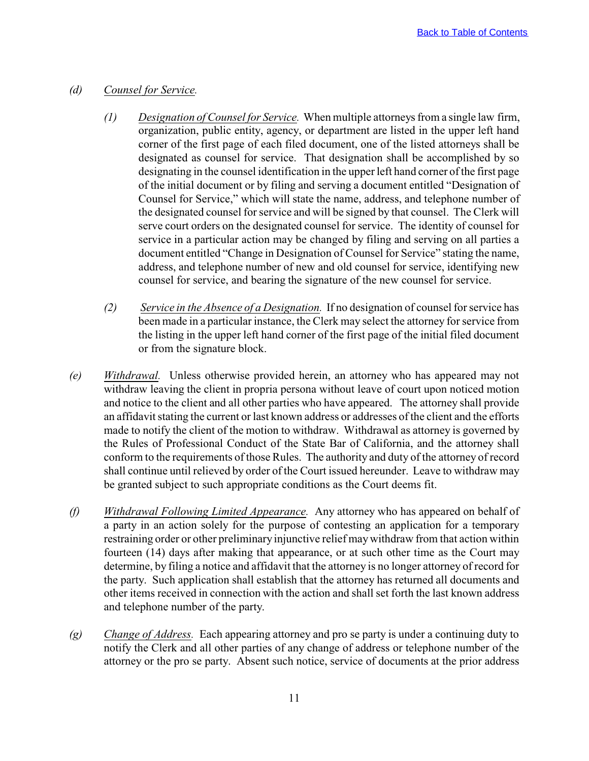*(d)* *Counsel for Service.*

*(1)* *Designation of Counsel for Service.* When multiple attorneys from a single law firm, organization, public entity, agency, or department are listed in the upper left hand corner of the first page of each filed document, one of the listed attorneys shall be designated as counsel for service. That designation shall be accomplished by so designating in the counsel identification in the upper left hand corner of the first page of the initial document or by filing and serving a document entitled "Designation of Counsel for Service," which will state the name, address, and telephone number of the designated counsel for service and will be signed by that counsel. The Clerk will serve court orders on the designated counsel for service. The identity of counsel for service in a particular action may be changed by filing and serving on all parties a document entitled "Change in Designation of Counsel for Service" stating the name, address, and telephone number of new and old counsel for service, identifying new counsel for service, and bearing the signature of the new counsel for service.

*(2)* *Service in the Absence of a Designation.* If no designation of counsel for service has been made in a particular instance, the Clerk may select the attorney for service from the listing in the upper left hand corner of the first page of the initial filed document or from the signature block.

*(e)* *Withdrawal.* Unless otherwise provided herein, an attorney who has appeared may not withdraw leaving the client in propria persona without leave of court upon noticed motion and notice to the client and all other parties who have appeared. The attorney shall provide an affidavit stating the current or last known address or addresses of the client and the efforts made to notify the client of the motion to withdraw. Withdrawal as attorney is governed by the Rules of Professional Conduct of the State Bar of California, and the attorney shall conform to the requirements of those Rules. The authority and duty of the attorney of record shall continue until relieved by order of the Court issued hereunder. Leave to withdraw may be granted subject to such appropriate conditions as the Court deems fit.

*(f)* *Withdrawal Following Limited Appearance.* Any attorney who has appeared on behalf of a party in an action solely for the purpose of contesting an application for a temporary restraining order or other preliminary injunctive relief may withdraw from that action within fourteen (14) days after making that appearance, or at such other time as the Court may determine, by filing a notice and affidavit that the attorney is no longer attorney of record for the party. Such application shall establish that the attorney has returned all documents and other items received in connection with the action and shall set forth the last known address and telephone number of the party.

*(g)* *Change of Address.* Each appearing attorney and pro se party is under a continuing duty to notify the Clerk and all other parties of any change of address or telephone number of the attorney or the pro se party. Absent such notice, service of documents at the prior address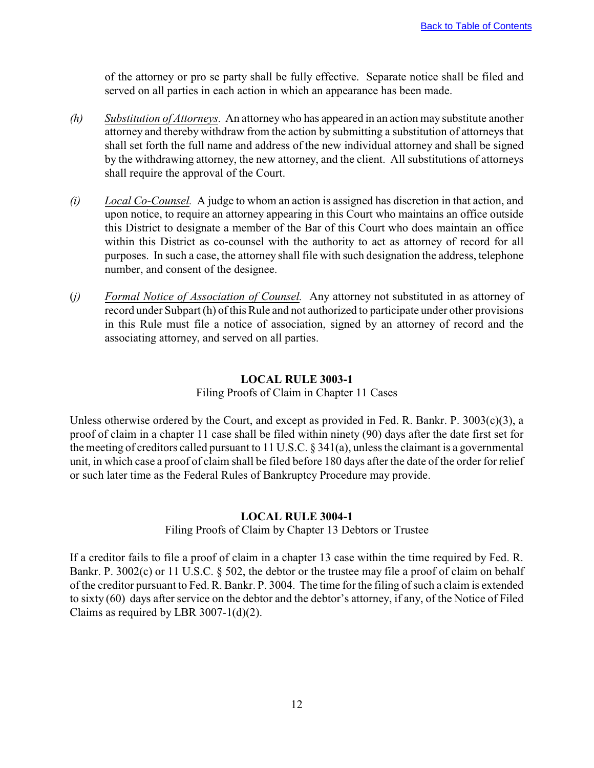of the attorney or pro se party shall be fully effective. Separate notice shall be filed and served on all parties in each action in which an appearance has been made.

*(h)* <u>*Substitution of Attorneys.*</u> An attorney who has appeared in an action may substitute another attorney and thereby withdraw from the action by submitting a substitution of attorneys that shall set forth the full name and address of the new individual attorney and shall be signed by the withdrawing attorney, the new attorney, and the client. All substitutions of attorneys shall require the approval of the Court.

*(i)* <u>*Local Co-Counsel.*</u> A judge to whom an action is assigned has discretion in that action, and upon notice, to require an attorney appearing in this Court who maintains an office outside this District to designate a member of the Bar of this Court who does maintain an office within this District as co-counsel with the authority to act as attorney of record for all purposes. In such a case, the attorney shall file with such designation the address, telephone number, and consent of the designee.

(*j*) <u>*Formal Notice of Association of Counsel.*</u> Any attorney not substituted in as attorney of record under Subpart (h) of this Rule and not authorized to participate under other provisions in this Rule must file a notice of association, signed by an attorney of record and the associating attorney, and served on all parties.

## LOCAL RULE 3003-1

Filing Proofs of Claim in Chapter 11 Cases

Unless otherwise ordered by the Court, and except as provided in Fed. R. Bankr. P. 3003(c)(3), a proof of claim in a chapter 11 case shall be filed within ninety (90) days after the date first set for the meeting of creditors called pursuant to 11 U.S.C. § 341(a), unless the claimant is a governmental unit, in which case a proof of claim shall be filed before 180 days after the date of the order for relief or such later time as the Federal Rules of Bankruptcy Procedure may provide.

## LOCAL RULE 3004-1

Filing Proofs of Claim by Chapter 13 Debtors or Trustee

If a creditor fails to file a proof of claim in a chapter 13 case within the time required by Fed. R. Bankr. P. 3002(c) or 11 U.S.C. § 502, the debtor or the trustee may file a proof of claim on behalf of the creditor pursuant to Fed. R. Bankr. P. 3004. The time for the filing of such a claim is extended to sixty (60) days after service on the debtor and the debtor's attorney, if any, of the Notice of Filed Claims as required by LBR 3007-1(d)(2).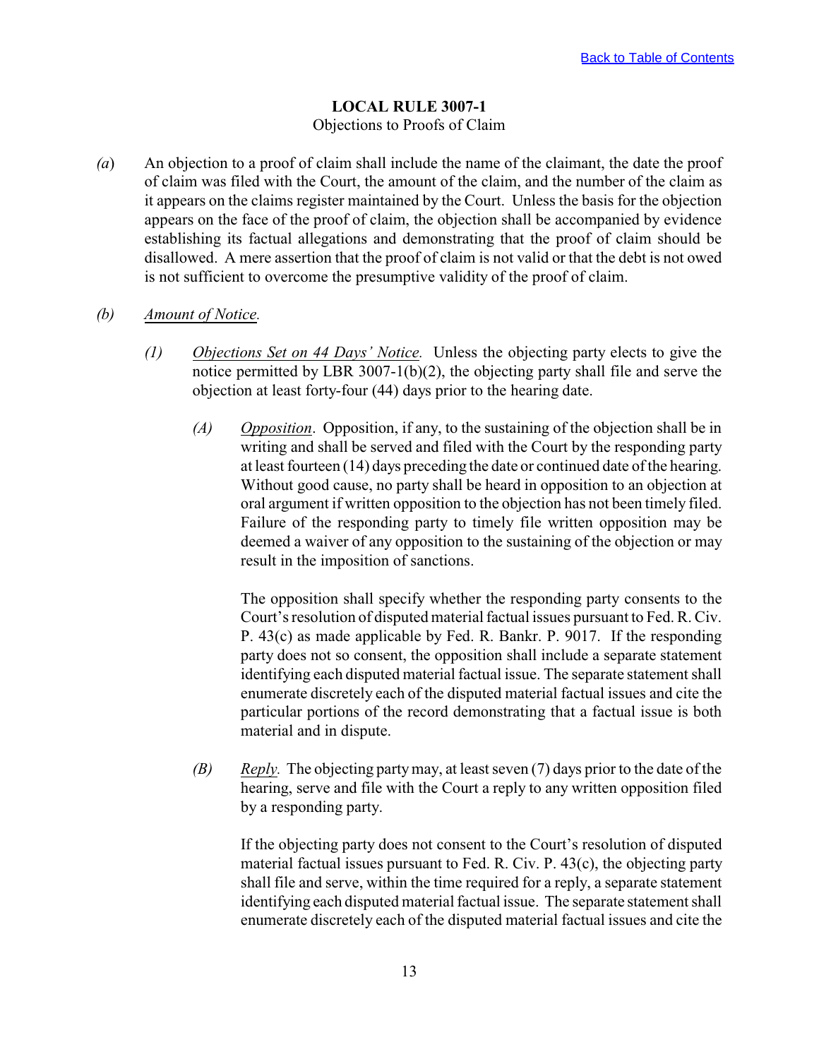## LOCAL RULE 3007-1
Objections to Proofs of Claim

*(a)* An objection to a proof of claim shall include the name of the claimant, the date the proof of claim was filed with the Court, the amount of the claim, and the number of the claim as it appears on the claims register maintained by the Court. Unless the basis for the objection appears on the face of the proof of claim, the objection shall be accompanied by evidence establishing its factual allegations and demonstrating that the proof of claim should be disallowed. A mere assertion that the proof of claim is not valid or that the debt is not owed is not sufficient to overcome the presumptive validity of the proof of claim.

*(b)* *Amount of Notice.*

*(1)* *Objections Set on 44 Days' Notice.* Unless the objecting party elects to give the notice permitted by LBR 3007-1(b)(2), the objecting party shall file and serve the objection at least forty-four (44) days prior to the hearing date.

*(A)* *Opposition*. Opposition, if any, to the sustaining of the objection shall be in writing and shall be served and filed with the Court by the responding party at least fourteen (14) days preceding the date or continued date of the hearing. Without good cause, no party shall be heard in opposition to an objection at oral argument if written opposition to the objection has not been timely filed. Failure of the responding party to timely file written opposition may be deemed a waiver of any opposition to the sustaining of the objection or may result in the imposition of sanctions.

The opposition shall specify whether the responding party consents to the Court's resolution of disputed material factual issues pursuant to Fed. R. Civ. P. 43(c) as made applicable by Fed. R. Bankr. P. 9017. If the responding party does not so consent, the opposition shall include a separate statement identifying each disputed material factual issue. The separate statement shall enumerate discretely each of the disputed material factual issues and cite the particular portions of the record demonstrating that a factual issue is both material and in dispute.

*(B)* *Reply.* The objecting party may, at least seven (7) days prior to the date of the hearing, serve and file with the Court a reply to any written opposition filed by a responding party.

If the objecting party does not consent to the Court's resolution of disputed material factual issues pursuant to Fed. R. Civ. P. 43(c), the objecting party shall file and serve, within the time required for a reply, a separate statement identifying each disputed material factual issue. The separate statement shall enumerate discretely each of the disputed material factual issues and cite the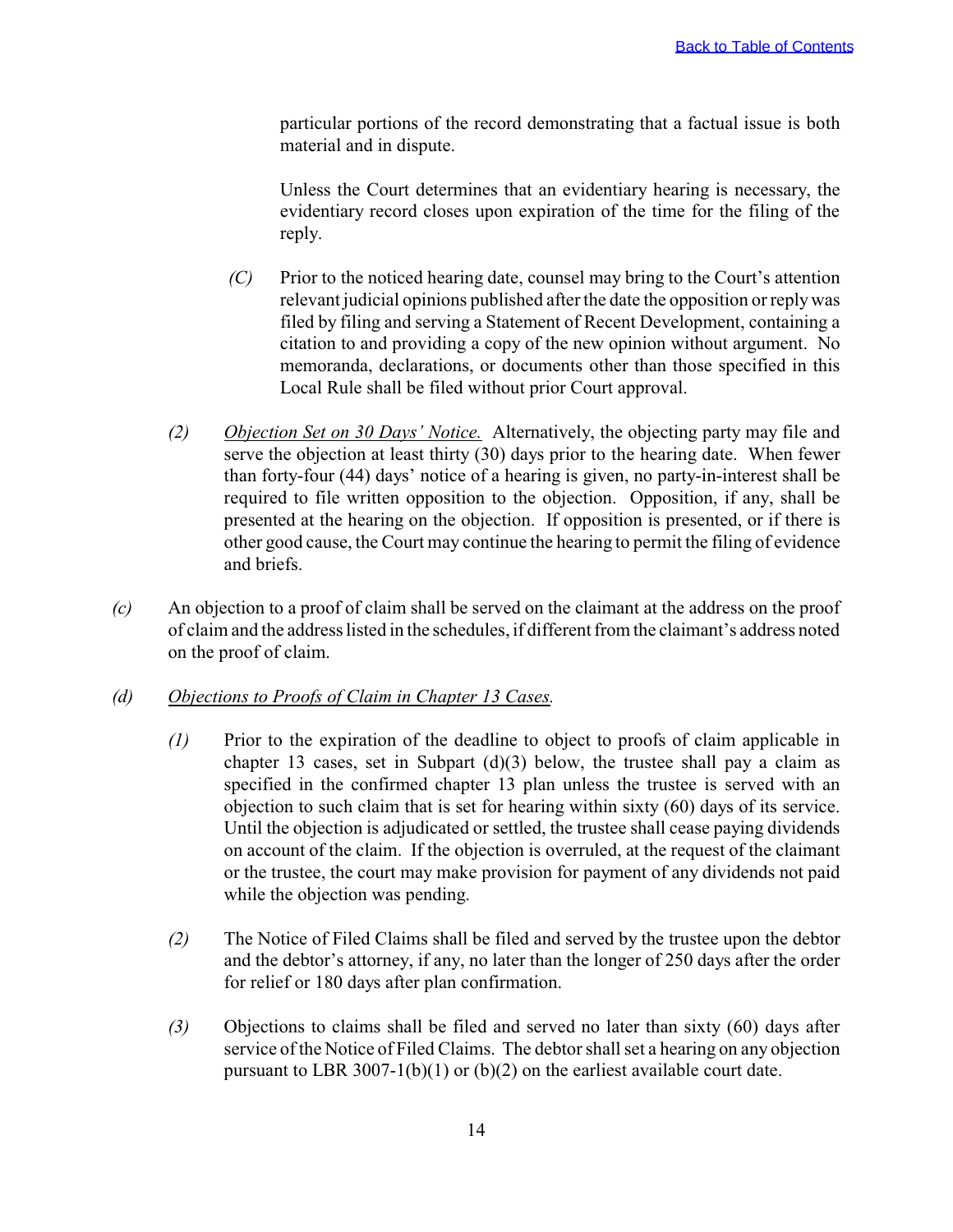particular portions of the record demonstrating that a factual issue is both material and in dispute.

Unless the Court determines that an evidentiary hearing is necessary, the evidentiary record closes upon expiration of the time for the filing of the reply.

*(C)* Prior to the noticed hearing date, counsel may bring to the Court's attention relevant judicial opinions published after the date the opposition or reply was filed by filing and serving a Statement of Recent Development, containing a citation to and providing a copy of the new opinion without argument. No memoranda, declarations, or documents other than those specified in this Local Rule shall be filed without prior Court approval.

*(2)* *Objection Set on 30 Days' Notice.* Alternatively, the objecting party may file and serve the objection at least thirty (30) days prior to the hearing date. When fewer than forty-four (44) days' notice of a hearing is given, no party-in-interest shall be required to file written opposition to the objection. Opposition, if any, shall be presented at the hearing on the objection. If opposition is presented, or if there is other good cause, the Court may continue the hearing to permit the filing of evidence and briefs.

*(c)* An objection to a proof of claim shall be served on the claimant at the address on the proof of claim and the address listed in the schedules, if different from the claimant's address noted on the proof of claim.

*(d)* *Objections to Proofs of Claim in Chapter 13 Cases.*

*(1)* Prior to the expiration of the deadline to object to proofs of claim applicable in chapter 13 cases, set in Subpart (d)(3) below, the trustee shall pay a claim as specified in the confirmed chapter 13 plan unless the trustee is served with an objection to such claim that is set for hearing within sixty (60) days of its service. Until the objection is adjudicated or settled, the trustee shall cease paying dividends on account of the claim. If the objection is overruled, at the request of the claimant or the trustee, the court may make provision for payment of any dividends not paid while the objection was pending.

*(2)* The Notice of Filed Claims shall be filed and served by the trustee upon the debtor and the debtor's attorney, if any, no later than the longer of 250 days after the order for relief or 180 days after plan confirmation.

*(3)* Objections to claims shall be filed and served no later than sixty (60) days after service of the Notice of Filed Claims. The debtor shall set a hearing on any objection pursuant to LBR 3007-1(b)(1) or (b)(2) on the earliest available court date.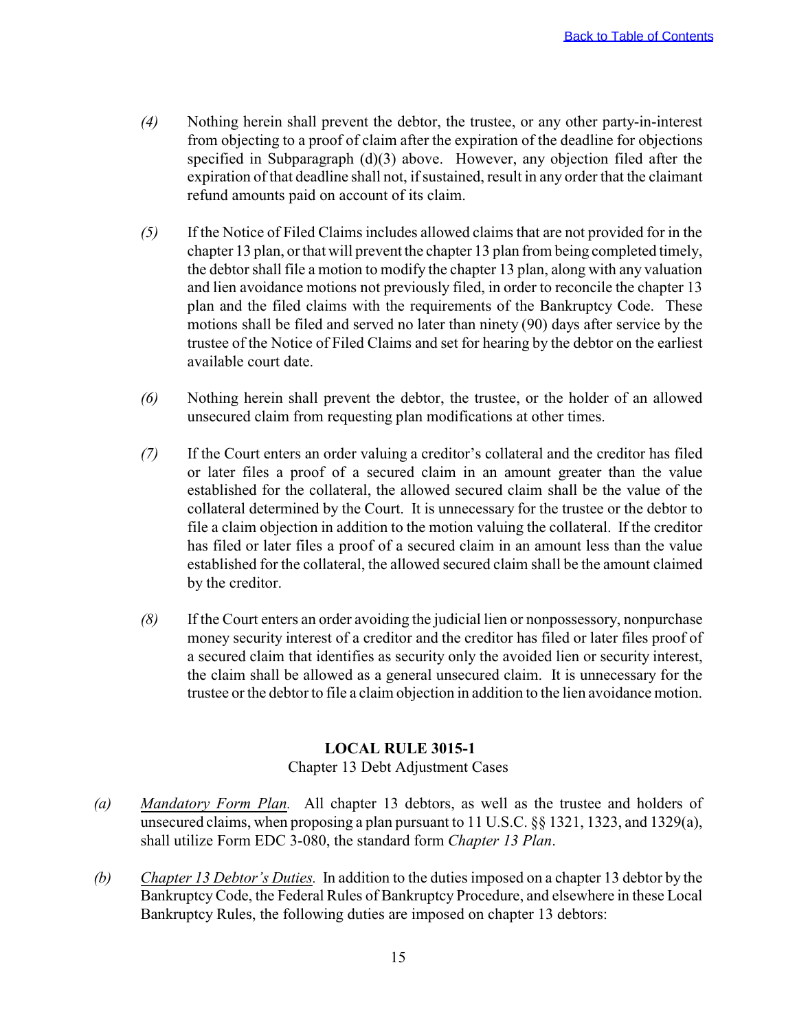*(4)* Nothing herein shall prevent the debtor, the trustee, or any other party-in-interest from objecting to a proof of claim after the expiration of the deadline for objections specified in Subparagraph (d)(3) above. However, any objection filed after the expiration of that deadline shall not, if sustained, result in any order that the claimant refund amounts paid on account of its claim.

*(5)* If the Notice of Filed Claims includes allowed claims that are not provided for in the chapter 13 plan, or that will prevent the chapter 13 plan from being completed timely, the debtor shall file a motion to modify the chapter 13 plan, along with any valuation and lien avoidance motions not previously filed, in order to reconcile the chapter 13 plan and the filed claims with the requirements of the Bankruptcy Code. These motions shall be filed and served no later than ninety (90) days after service by the trustee of the Notice of Filed Claims and set for hearing by the debtor on the earliest available court date.

*(6)* Nothing herein shall prevent the debtor, the trustee, or the holder of an allowed unsecured claim from requesting plan modifications at other times.

*(7)* If the Court enters an order valuing a creditor's collateral and the creditor has filed or later files a proof of a secured claim in an amount greater than the value established for the collateral, the allowed secured claim shall be the value of the collateral determined by the Court. It is unnecessary for the trustee or the debtor to file a claim objection in addition to the motion valuing the collateral. If the creditor has filed or later files a proof of a secured claim in an amount less than the value established for the collateral, the allowed secured claim shall be the amount claimed by the creditor.

*(8)* If the Court enters an order avoiding the judicial lien or nonpossessory, nonpurchase money security interest of a creditor and the creditor has filed or later files proof of a secured claim that identifies as security only the avoided lien or security interest, the claim shall be allowed as a general unsecured claim. It is unnecessary for the trustee or the debtor to file a claim objection in addition to the lien avoidance motion.

## LOCAL RULE 3015-1

Chapter 13 Debt Adjustment Cases

*(a)* *Mandatory Form Plan.* All chapter 13 debtors, as well as the trustee and holders of unsecured claims, when proposing a plan pursuant to 11 U.S.C. §§ 1321, 1323, and 1329(a), shall utilize Form EDC 3-080, the standard form *Chapter 13 Plan*.

*(b)* *Chapter 13 Debtor's Duties.* In addition to the duties imposed on a chapter 13 debtor by the Bankruptcy Code, the Federal Rules of Bankruptcy Procedure, and elsewhere in these Local Bankruptcy Rules, the following duties are imposed on chapter 13 debtors: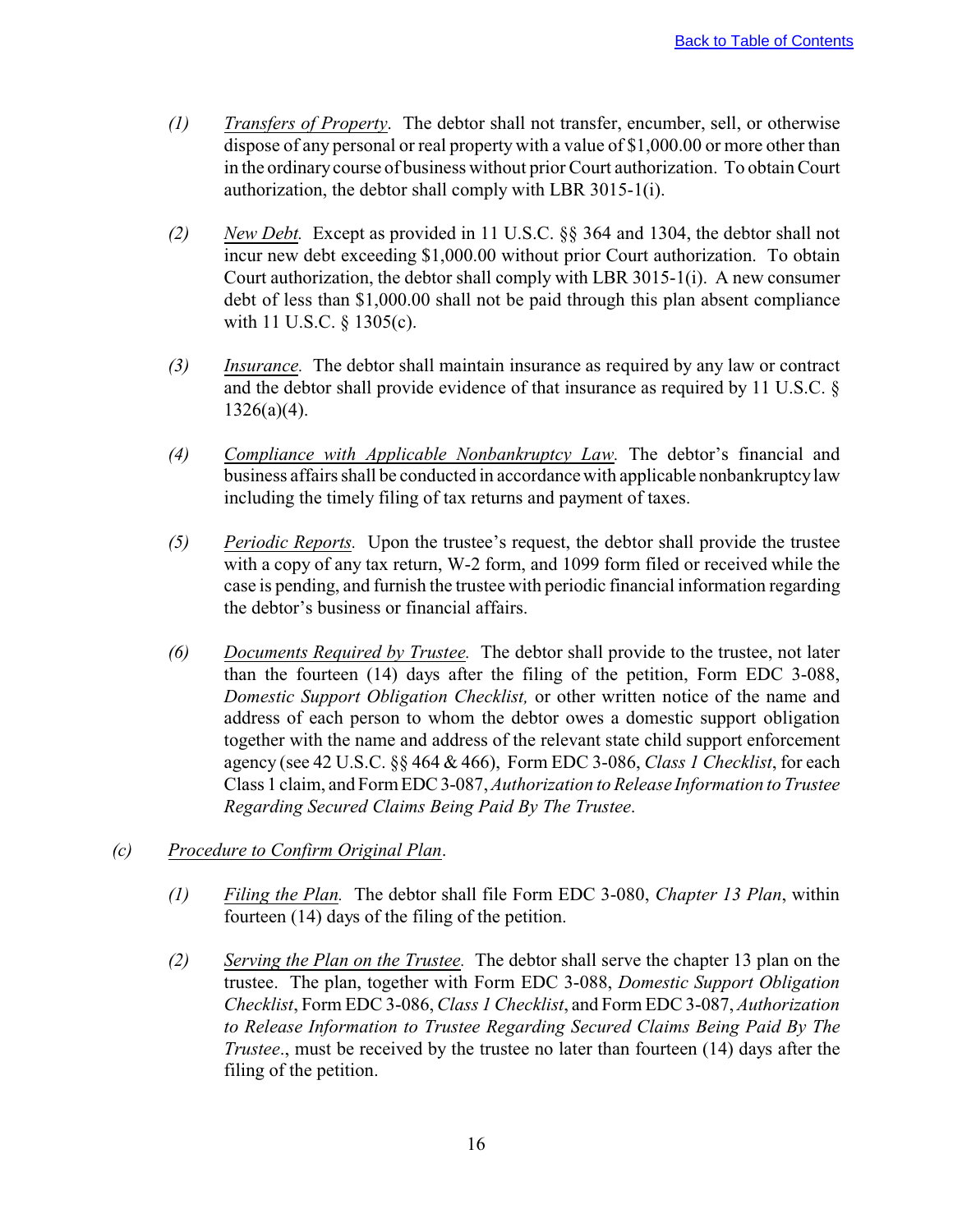(1) *Transfers of Property*. The debtor shall not transfer, encumber, sell, or otherwise dispose of any personal or real property with a value of $1,000.00 or more other than in the ordinary course of business without prior Court authorization. To obtain Court authorization, the debtor shall comply with LBR 3015-1(i).

(2) *New Debt.* Except as provided in 11 U.S.C. §§ 364 and 1304, the debtor shall not incur new debt exceeding $1,000.00 without prior Court authorization. To obtain Court authorization, the debtor shall comply with LBR 3015-1(i). A new consumer debt of less than $1,000.00 shall not be paid through this plan absent compliance with 11 U.S.C. § 1305(c).

(3) *Insurance.* The debtor shall maintain insurance as required by any law or contract and the debtor shall provide evidence of that insurance as required by 11 U.S.C. § 1326(a)(4).

(4) *Compliance with Applicable Nonbankruptcy Law.* The debtor's financial and business affairs shall be conducted in accordance with applicable nonbankruptcy law including the timely filing of tax returns and payment of taxes.

(5) *Periodic Reports.* Upon the trustee's request, the debtor shall provide the trustee with a copy of any tax return, W-2 form, and 1099 form filed or received while the case is pending, and furnish the trustee with periodic financial information regarding the debtor's business or financial affairs.

(6) *Documents Required by Trustee.* The debtor shall provide to the trustee, not later than the fourteen (14) days after the filing of the petition, Form EDC 3-088, *Domestic Support Obligation Checklist,* or other written notice of the name and address of each person to whom the debtor owes a domestic support obligation together with the name and address of the relevant state child support enforcement agency (see 42 U.S.C. §§ 464 & 466), Form EDC 3-086, *Class 1 Checklist*, for each Class 1 claim, and Form EDC 3-087, *Authorization to Release Information to Trustee Regarding Secured Claims Being Paid By The Trustee*.

(c) *Procedure to Confirm Original Plan*.

(1) *Filing the Plan.* The debtor shall file Form EDC 3-080, *Chapter 13 Plan*, within fourteen (14) days of the filing of the petition.

(2) *Serving the Plan on the Trustee.* The debtor shall serve the chapter 13 plan on the trustee. The plan, together with Form EDC 3-088, *Domestic Support Obligation Checklist*, Form EDC 3-086, *Class 1 Checklist*, and Form EDC 3-087, *Authorization to Release Information to Trustee Regarding Secured Claims Being Paid By The Trustee*., must be received by the trustee no later than fourteen (14) days after the filing of the petition.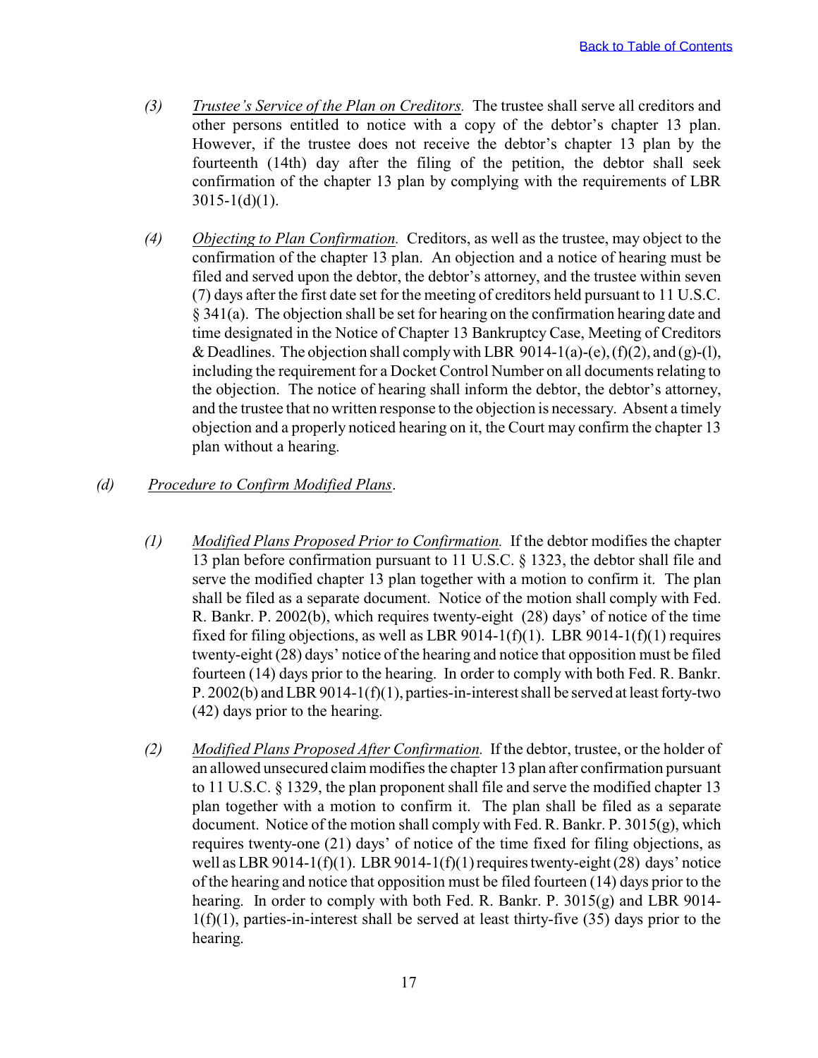(3) *Trustee's Service of the Plan on Creditors.* The trustee shall serve all creditors and other persons entitled to notice with a copy of the debtor's chapter 13 plan. However, if the trustee does not receive the debtor's chapter 13 plan by the fourteenth (14th) day after the filing of the petition, the debtor shall seek confirmation of the chapter 13 plan by complying with the requirements of LBR 3015-1(d)(1).

(4) *Objecting to Plan Confirmation.* Creditors, as well as the trustee, may object to the confirmation of the chapter 13 plan. An objection and a notice of hearing must be filed and served upon the debtor, the debtor's attorney, and the trustee within seven (7) days after the first date set for the meeting of creditors held pursuant to 11 U.S.C. § 341(a). The objection shall be set for hearing on the confirmation hearing date and time designated in the Notice of Chapter 13 Bankruptcy Case, Meeting of Creditors & Deadlines. The objection shall comply with LBR 9014-1(a)-(e), (f)(2), and (g)-(l), including the requirement for a Docket Control Number on all documents relating to the objection. The notice of hearing shall inform the debtor, the debtor's attorney, and the trustee that no written response to the objection is necessary. Absent a timely objection and a properly noticed hearing on it, the Court may confirm the chapter 13 plan without a hearing.

(d) *Procedure to Confirm Modified Plans*.

(1) *Modified Plans Proposed Prior to Confirmation.* If the debtor modifies the chapter 13 plan before confirmation pursuant to 11 U.S.C. § 1323, the debtor shall file and serve the modified chapter 13 plan together with a motion to confirm it. The plan shall be filed as a separate document. Notice of the motion shall comply with Fed. R. Bankr. P. 2002(b), which requires twenty-eight (28) days' of notice of the time fixed for filing objections, as well as LBR 9014-1(f)(1). LBR 9014-1(f)(1) requires twenty-eight (28) days' notice of the hearing and notice that opposition must be filed fourteen (14) days prior to the hearing. In order to comply with both Fed. R. Bankr. P. 2002(b) and LBR 9014-1(f)(1), parties-in-interest shall be served at least forty-two (42) days prior to the hearing.

(2) *Modified Plans Proposed After Confirmation.* If the debtor, trustee, or the holder of an allowed unsecured claim modifies the chapter 13 plan after confirmation pursuant to 11 U.S.C. § 1329, the plan proponent shall file and serve the modified chapter 13 plan together with a motion to confirm it. The plan shall be filed as a separate document. Notice of the motion shall comply with Fed. R. Bankr. P. 3015(g), which requires twenty-one (21) days' of notice of the time fixed for filing objections, as well as LBR 9014-1(f)(1). LBR 9014-1(f)(1) requires twenty-eight (28) days' notice of the hearing and notice that opposition must be filed fourteen (14) days prior to the hearing. In order to comply with both Fed. R. Bankr. P. 3015(g) and LBR 9014-1(f)(1), parties-in-interest shall be served at least thirty-five (35) days prior to the hearing.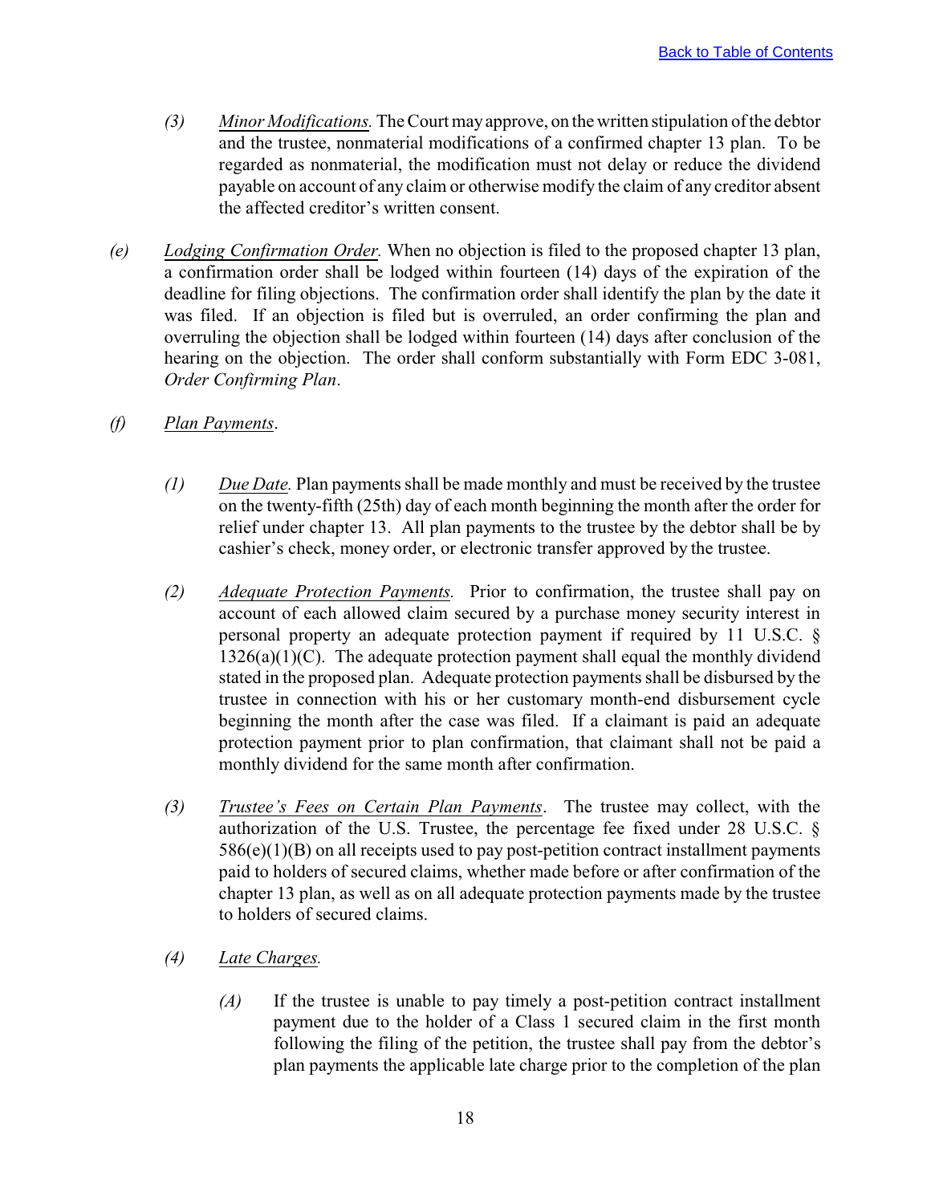*(3)* *Minor Modifications.* The Court may approve, on the written stipulation of the debtor and the trustee, nonmaterial modifications of a confirmed chapter 13 plan. To be regarded as nonmaterial, the modification must not delay or reduce the dividend payable on account of any claim or otherwise modify the claim of any creditor absent the affected creditor's written consent.

*(e)* *Lodging Confirmation Order.* When no objection is filed to the proposed chapter 13 plan, a confirmation order shall be lodged within fourteen (14) days of the expiration of the deadline for filing objections. The confirmation order shall identify the plan by the date it was filed. If an objection is filed but is overruled, an order confirming the plan and overruling the objection shall be lodged within fourteen (14) days after conclusion of the hearing on the objection. The order shall conform substantially with Form EDC 3-081, *Order Confirming Plan*.

*(f)* *Plan Payments*.

*(1)* *Due Date.* Plan payments shall be made monthly and must be received by the trustee on the twenty-fifth (25th) day of each month beginning the month after the order for relief under chapter 13. All plan payments to the trustee by the debtor shall be by cashier's check, money order, or electronic transfer approved by the trustee.

*(2)* *Adequate Protection Payments.* Prior to confirmation, the trustee shall pay on account of each allowed claim secured by a purchase money security interest in personal property an adequate protection payment if required by 11 U.S.C. § 1326(a)(1)(C). The adequate protection payment shall equal the monthly dividend stated in the proposed plan. Adequate protection payments shall be disbursed by the trustee in connection with his or her customary month-end disbursement cycle beginning the month after the case was filed. If a claimant is paid an adequate protection payment prior to plan confirmation, that claimant shall not be paid a monthly dividend for the same month after confirmation.

*(3)* *Trustee's Fees on Certain Plan Payments*. The trustee may collect, with the authorization of the U.S. Trustee, the percentage fee fixed under 28 U.S.C. § 586(e)(1)(B) on all receipts used to pay post-petition contract installment payments paid to holders of secured claims, whether made before or after confirmation of the chapter 13 plan, as well as on all adequate protection payments made by the trustee to holders of secured claims.

*(4)* *Late Charges.*

*(A)* If the trustee is unable to pay timely a post-petition contract installment payment due to the holder of a Class 1 secured claim in the first month following the filing of the petition, the trustee shall pay from the debtor's plan payments the applicable late charge prior to the completion of the plan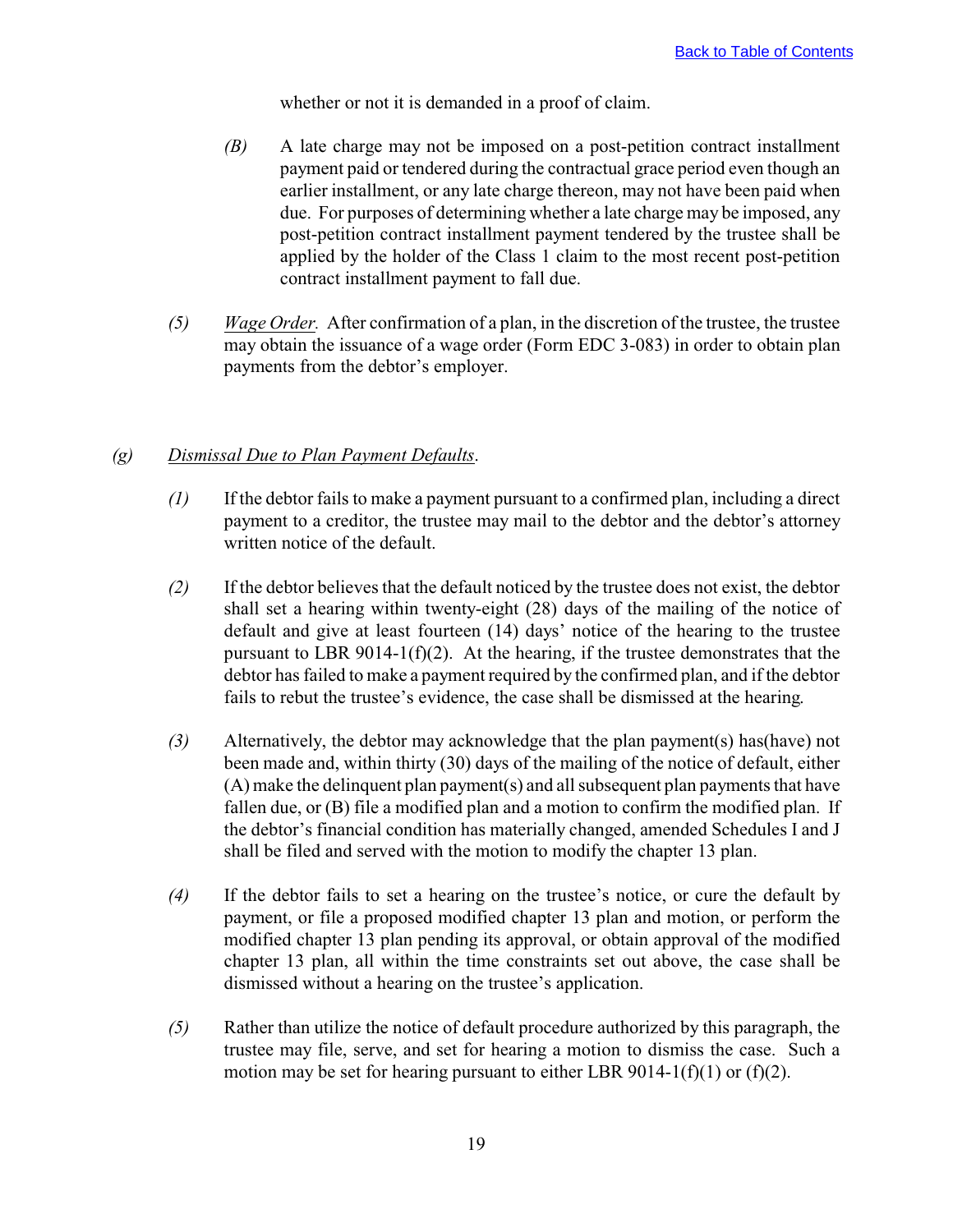whether or not it is demanded in a proof of claim.

*(B)* A late charge may not be imposed on a post-petition contract installment payment paid or tendered during the contractual grace period even though an earlier installment, or any late charge thereon, may not have been paid when due. For purposes of determining whether a late charge may be imposed, any post-petition contract installment payment tendered by the trustee shall be applied by the holder of the Class 1 claim to the most recent post-petition contract installment payment to fall due.

*(5)* *Wage Order.* After confirmation of a plan, in the discretion of the trustee, the trustee may obtain the issuance of a wage order (Form EDC 3-083) in order to obtain plan payments from the debtor's employer.

*(g)* *Dismissal Due to Plan Payment Defaults*.

*(1)* If the debtor fails to make a payment pursuant to a confirmed plan, including a direct payment to a creditor, the trustee may mail to the debtor and the debtor's attorney written notice of the default.

*(2)* If the debtor believes that the default noticed by the trustee does not exist, the debtor shall set a hearing within twenty-eight (28) days of the mailing of the notice of default and give at least fourteen (14) days' notice of the hearing to the trustee pursuant to LBR 9014-1(f)(2). At the hearing, if the trustee demonstrates that the debtor has failed to make a payment required by the confirmed plan, and if the debtor fails to rebut the trustee's evidence, the case shall be dismissed at the hearing.

*(3)* Alternatively, the debtor may acknowledge that the plan payment(s) has(have) not been made and, within thirty (30) days of the mailing of the notice of default, either (A) make the delinquent plan payment(s) and all subsequent plan payments that have fallen due, or (B) file a modified plan and a motion to confirm the modified plan. If the debtor's financial condition has materially changed, amended Schedules I and J shall be filed and served with the motion to modify the chapter 13 plan.

*(4)* If the debtor fails to set a hearing on the trustee's notice, or cure the default by payment, or file a proposed modified chapter 13 plan and motion, or perform the modified chapter 13 plan pending its approval, or obtain approval of the modified chapter 13 plan, all within the time constraints set out above, the case shall be dismissed without a hearing on the trustee's application.

*(5)* Rather than utilize the notice of default procedure authorized by this paragraph, the trustee may file, serve, and set for hearing a motion to dismiss the case. Such a motion may be set for hearing pursuant to either LBR 9014-1(f)(1) or (f)(2).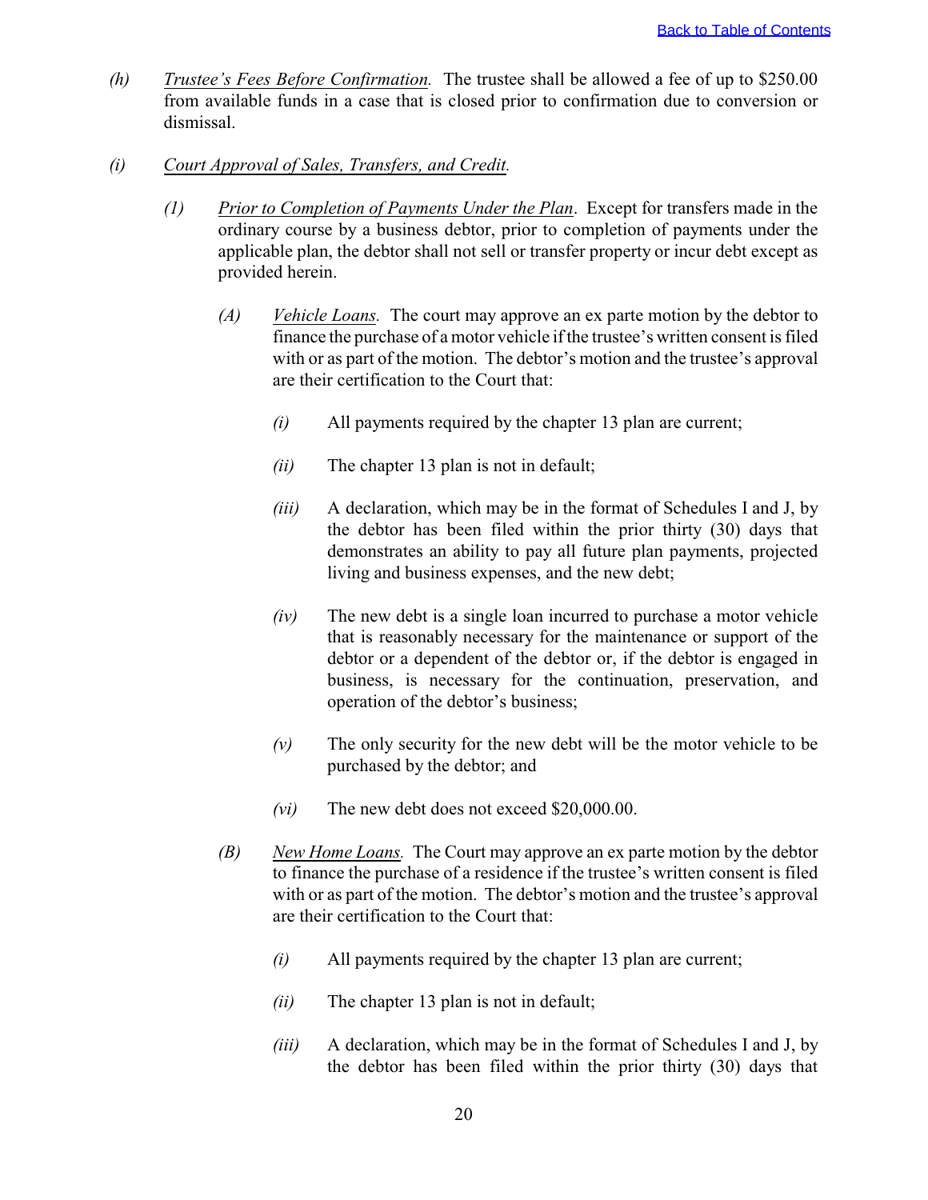*(h)* *Trustee's Fees Before Confirmation.* The trustee shall be allowed a fee of up to $250.00 from available funds in a case that is closed prior to confirmation due to conversion or dismissal.

*(i)* *Court Approval of Sales, Transfers, and Credit.*

*(1)* *Prior to Completion of Payments Under the Plan*. Except for transfers made in the ordinary course by a business debtor, prior to completion of payments under the applicable plan, the debtor shall not sell or transfer property or incur debt except as provided herein.

*(A)* *Vehicle Loans.* The court may approve an ex parte motion by the debtor to finance the purchase of a motor vehicle if the trustee's written consent is filed with or as part of the motion. The debtor's motion and the trustee's approval are their certification to the Court that:

*(i)* All payments required by the chapter 13 plan are current;

*(ii)* The chapter 13 plan is not in default;

*(iii)* A declaration, which may be in the format of Schedules I and J, by the debtor has been filed within the prior thirty (30) days that demonstrates an ability to pay all future plan payments, projected living and business expenses, and the new debt;

*(iv)* The new debt is a single loan incurred to purchase a motor vehicle that is reasonably necessary for the maintenance or support of the debtor or a dependent of the debtor or, if the debtor is engaged in business, is necessary for the continuation, preservation, and operation of the debtor's business;

*(v)* The only security for the new debt will be the motor vehicle to be purchased by the debtor; and

*(vi)* The new debt does not exceed $20,000.00.

*(B)* *New Home Loans.* The Court may approve an ex parte motion by the debtor to finance the purchase of a residence if the trustee's written consent is filed with or as part of the motion. The debtor's motion and the trustee's approval are their certification to the Court that:

*(i)* All payments required by the chapter 13 plan are current;

*(ii)* The chapter 13 plan is not in default;

*(iii)* A declaration, which may be in the format of Schedules I and J, by the debtor has been filed within the prior thirty (30) days that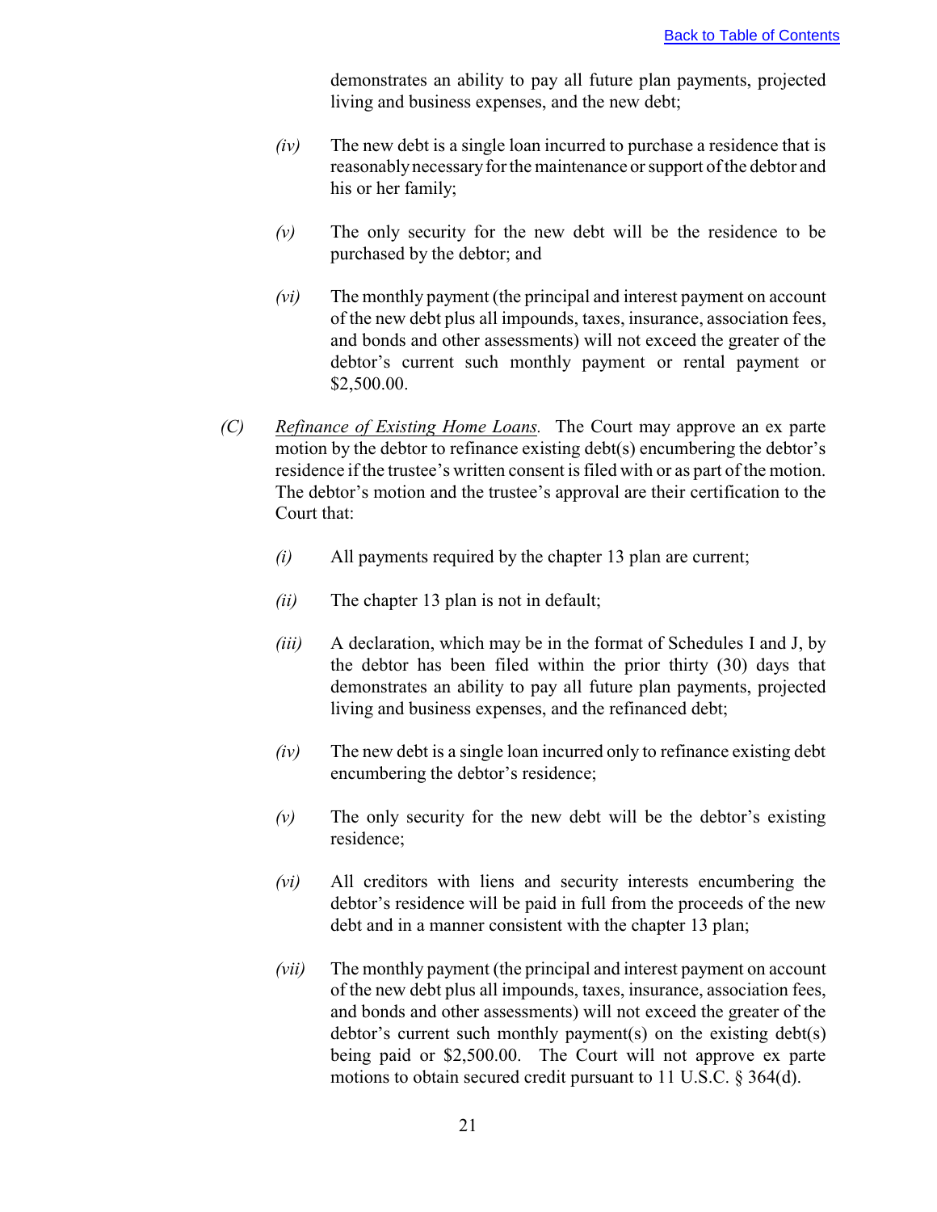demonstrates an ability to pay all future plan payments, projected living and business expenses, and the new debt;

*(iv)* The new debt is a single loan incurred to purchase a residence that is reasonably necessary for the maintenance or support of the debtor and his or her family;

*(v)* The only security for the new debt will be the residence to be purchased by the debtor; and

*(vi)* The monthly payment (the principal and interest payment on account of the new debt plus all impounds, taxes, insurance, association fees, and bonds and other assessments) will not exceed the greater of the debtor's current such monthly payment or rental payment or $2,500.00.

*(C)* *Refinance of Existing Home Loans.* The Court may approve an ex parte motion by the debtor to refinance existing debt(s) encumbering the debtor's residence if the trustee's written consent is filed with or as part of the motion. The debtor's motion and the trustee's approval are their certification to the Court that:

*(i)* All payments required by the chapter 13 plan are current;

*(ii)* The chapter 13 plan is not in default;

*(iii)* A declaration, which may be in the format of Schedules I and J, by the debtor has been filed within the prior thirty (30) days that demonstrates an ability to pay all future plan payments, projected living and business expenses, and the refinanced debt;

*(iv)* The new debt is a single loan incurred only to refinance existing debt encumbering the debtor's residence;

*(v)* The only security for the new debt will be the debtor's existing residence;

*(vi)* All creditors with liens and security interests encumbering the debtor's residence will be paid in full from the proceeds of the new debt and in a manner consistent with the chapter 13 plan;

*(vii)* The monthly payment (the principal and interest payment on account of the new debt plus all impounds, taxes, insurance, association fees, and bonds and other assessments) will not exceed the greater of the debtor's current such monthly payment(s) on the existing debt(s) being paid or $2,500.00. The Court will not approve ex parte motions to obtain secured credit pursuant to 11 U.S.C. § 364(d).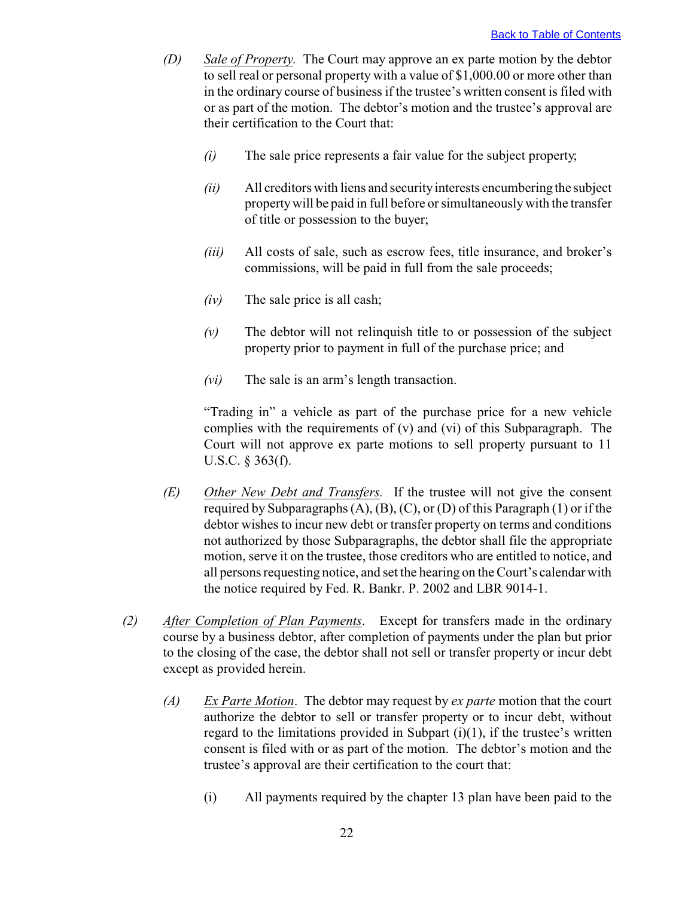(D) *Sale of Property.* The Court may approve an ex parte motion by the debtor to sell real or personal property with a value of $1,000.00 or more other than in the ordinary course of business if the trustee's written consent is filed with or as part of the motion. The debtor's motion and the trustee's approval are their certification to the Court that:

(i) The sale price represents a fair value for the subject property;

(ii) All creditors with liens and security interests encumbering the subject property will be paid in full before or simultaneously with the transfer of title or possession to the buyer;

(iii) All costs of sale, such as escrow fees, title insurance, and broker's commissions, will be paid in full from the sale proceeds;

(iv) The sale price is all cash;

(v) The debtor will not relinquish title to or possession of the subject property prior to payment in full of the purchase price; and

(vi) The sale is an arm's length transaction.

"Trading in" a vehicle as part of the purchase price for a new vehicle complies with the requirements of (v) and (vi) of this Subparagraph. The Court will not approve ex parte motions to sell property pursuant to 11 U.S.C. § 363(f).

(E) *Other New Debt and Transfers.* If the trustee will not give the consent required by Subparagraphs (A), (B), (C), or (D) of this Paragraph (1) or if the debtor wishes to incur new debt or transfer property on terms and conditions not authorized by those Subparagraphs, the debtor shall file the appropriate motion, serve it on the trustee, those creditors who are entitled to notice, and all persons requesting notice, and set the hearing on the Court's calendar with the notice required by Fed. R. Bankr. P. 2002 and LBR 9014-1.

(2) *After Completion of Plan Payments*. Except for transfers made in the ordinary course by a business debtor, after completion of payments under the plan but prior to the closing of the case, the debtor shall not sell or transfer property or incur debt except as provided herein.

(A) *Ex Parte Motion*. The debtor may request by *ex parte* motion that the court authorize the debtor to sell or transfer property or to incur debt, without regard to the limitations provided in Subpart (i)(1), if the trustee's written consent is filed with or as part of the motion. The debtor's motion and the trustee's approval are their certification to the court that:

(i) All payments required by the chapter 13 plan have been paid to the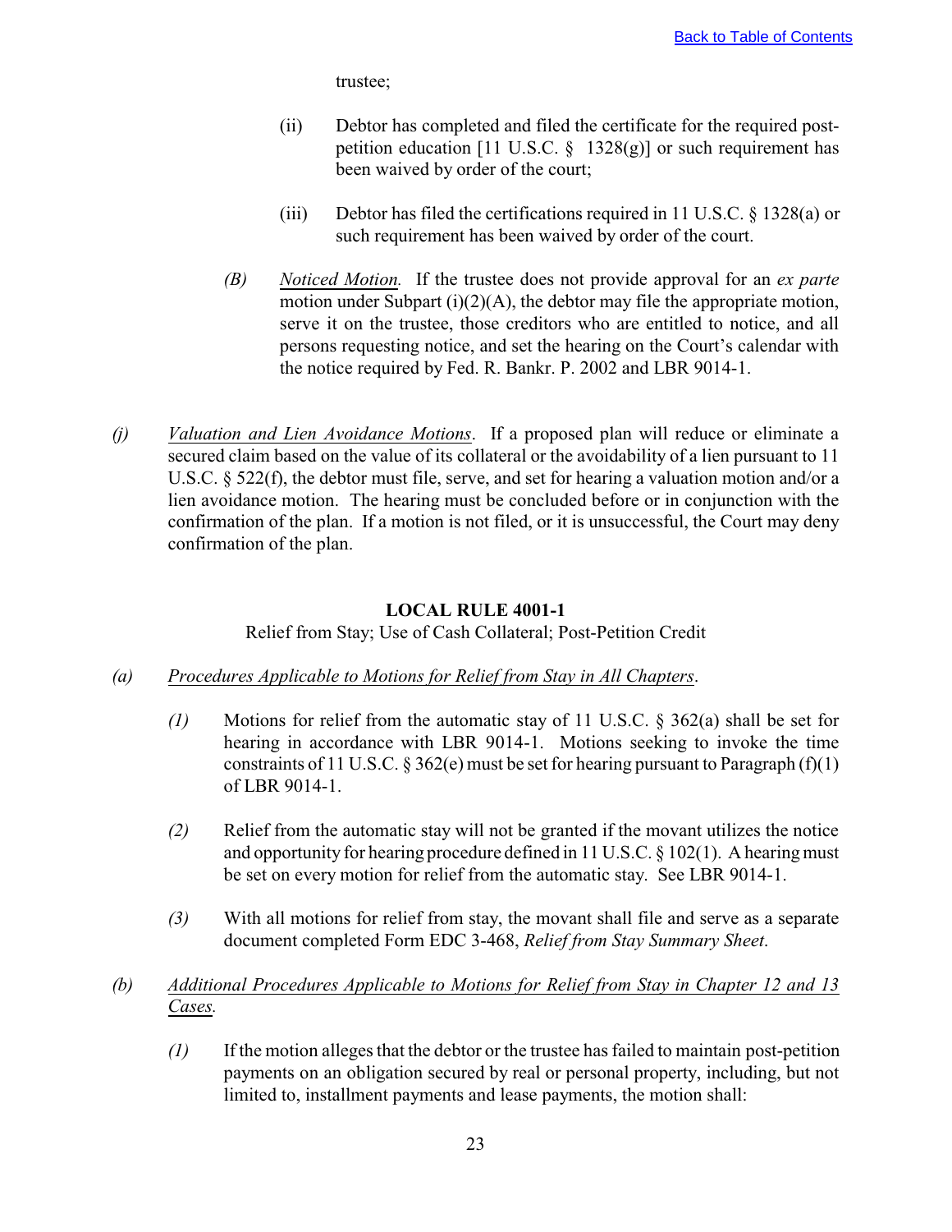trustee;

(ii) Debtor has completed and filed the certificate for the required post-petition education [11 U.S.C. § 1328(g)] or such requirement has been waived by order of the court;

(iii) Debtor has filed the certifications required in 11 U.S.C. § 1328(a) or such requirement has been waived by order of the court.

*(B)* *Noticed Motion.* If the trustee does not provide approval for an *ex parte* motion under Subpart (i)(2)(A), the debtor may file the appropriate motion, serve it on the trustee, those creditors who are entitled to notice, and all persons requesting notice, and set the hearing on the Court's calendar with the notice required by Fed. R. Bankr. P. 2002 and LBR 9014-1.

*(j)* *Valuation and Lien Avoidance Motions*. If a proposed plan will reduce or eliminate a secured claim based on the value of its collateral or the avoidability of a lien pursuant to 11 U.S.C. § 522(f), the debtor must file, serve, and set for hearing a valuation motion and/or a lien avoidance motion. The hearing must be concluded before or in conjunction with the confirmation of the plan. If a motion is not filed, or it is unsuccessful, the Court may deny confirmation of the plan.

## LOCAL RULE 4001-1

Relief from Stay; Use of Cash Collateral; Post-Petition Credit

*(a)* *Procedures Applicable to Motions for Relief from Stay in All Chapters*.

*(1)* Motions for relief from the automatic stay of 11 U.S.C. § 362(a) shall be set for hearing in accordance with LBR 9014-1. Motions seeking to invoke the time constraints of 11 U.S.C. § 362(e) must be set for hearing pursuant to Paragraph (f)(1) of LBR 9014-1.

*(2)* Relief from the automatic stay will not be granted if the movant utilizes the notice and opportunity for hearing procedure defined in 11 U.S.C. § 102(1). A hearing must be set on every motion for relief from the automatic stay. See LBR 9014-1.

*(3)* With all motions for relief from stay, the movant shall file and serve as a separate document completed Form EDC 3-468, *Relief from Stay Summary Sheet*.

*(b)* *Additional Procedures Applicable to Motions for Relief from Stay in Chapter 12 and 13 Cases.*

*(1)* If the motion alleges that the debtor or the trustee has failed to maintain post-petition payments on an obligation secured by real or personal property, including, but not limited to, installment payments and lease payments, the motion shall: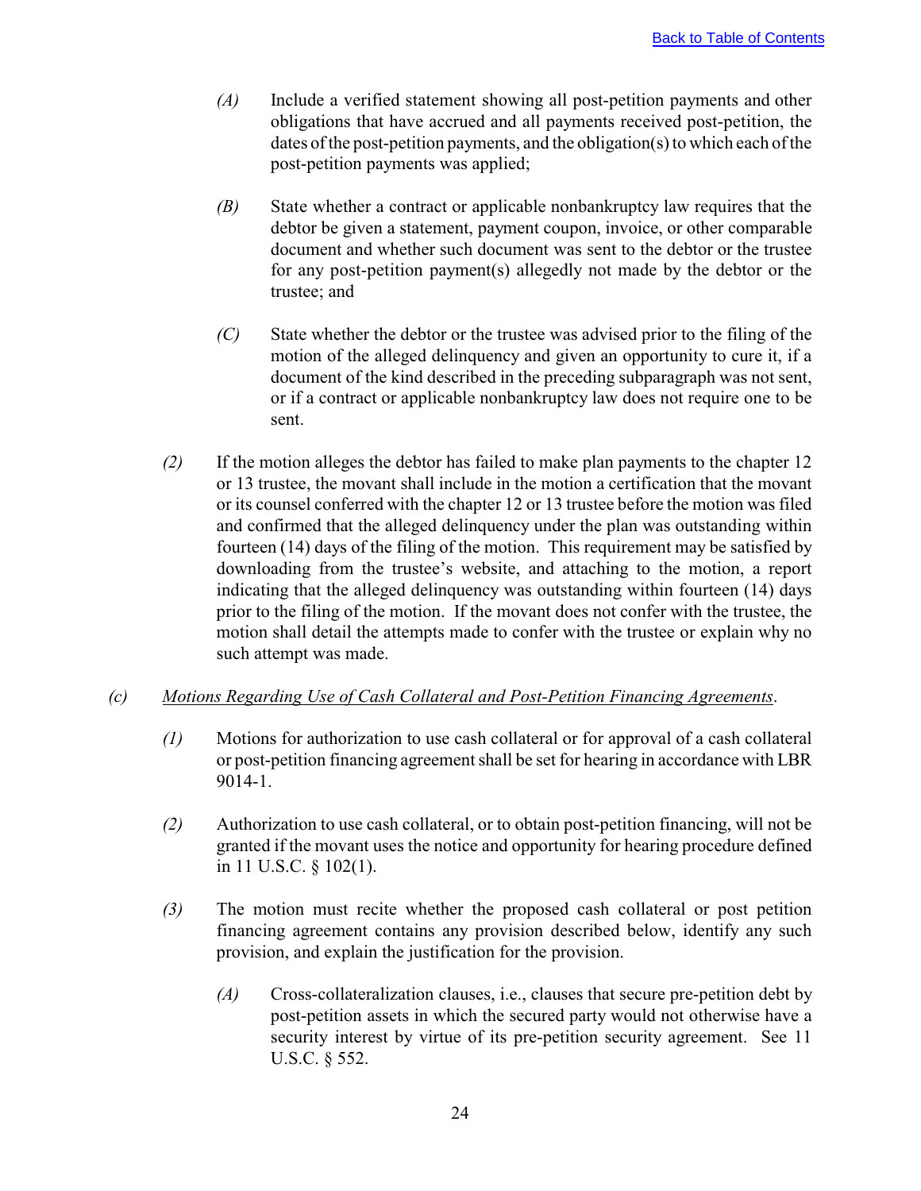*(A)* Include a verified statement showing all post-petition payments and other obligations that have accrued and all payments received post-petition, the dates of the post-petition payments, and the obligation(s) to which each of the post-petition payments was applied;

*(B)* State whether a contract or applicable nonbankruptcy law requires that the debtor be given a statement, payment coupon, invoice, or other comparable document and whether such document was sent to the debtor or the trustee for any post-petition payment(s) allegedly not made by the debtor or the trustee; and

*(C)* State whether the debtor or the trustee was advised prior to the filing of the motion of the alleged delinquency and given an opportunity to cure it, if a document of the kind described in the preceding subparagraph was not sent, or if a contract or applicable nonbankruptcy law does not require one to be sent.

*(2)* If the motion alleges the debtor has failed to make plan payments to the chapter 12 or 13 trustee, the movant shall include in the motion a certification that the movant or its counsel conferred with the chapter 12 or 13 trustee before the motion was filed and confirmed that the alleged delinquency under the plan was outstanding within fourteen (14) days of the filing of the motion. This requirement may be satisfied by downloading from the trustee's website, and attaching to the motion, a report indicating that the alleged delinquency was outstanding within fourteen (14) days prior to the filing of the motion. If the movant does not confer with the trustee, the motion shall detail the attempts made to confer with the trustee or explain why no such attempt was made.

*(c)* *Motions Regarding Use of Cash Collateral and Post-Petition Financing Agreements*.

*(1)* Motions for authorization to use cash collateral or for approval of a cash collateral or post-petition financing agreement shall be set for hearing in accordance with LBR 9014-1.

*(2)* Authorization to use cash collateral, or to obtain post-petition financing, will not be granted if the movant uses the notice and opportunity for hearing procedure defined in 11 U.S.C. § 102(1).

*(3)* The motion must recite whether the proposed cash collateral or post petition financing agreement contains any provision described below, identify any such provision, and explain the justification for the provision.

*(A)* Cross-collateralization clauses, i.e., clauses that secure pre-petition debt by post-petition assets in which the secured party would not otherwise have a security interest by virtue of its pre-petition security agreement. See 11 U.S.C. § 552.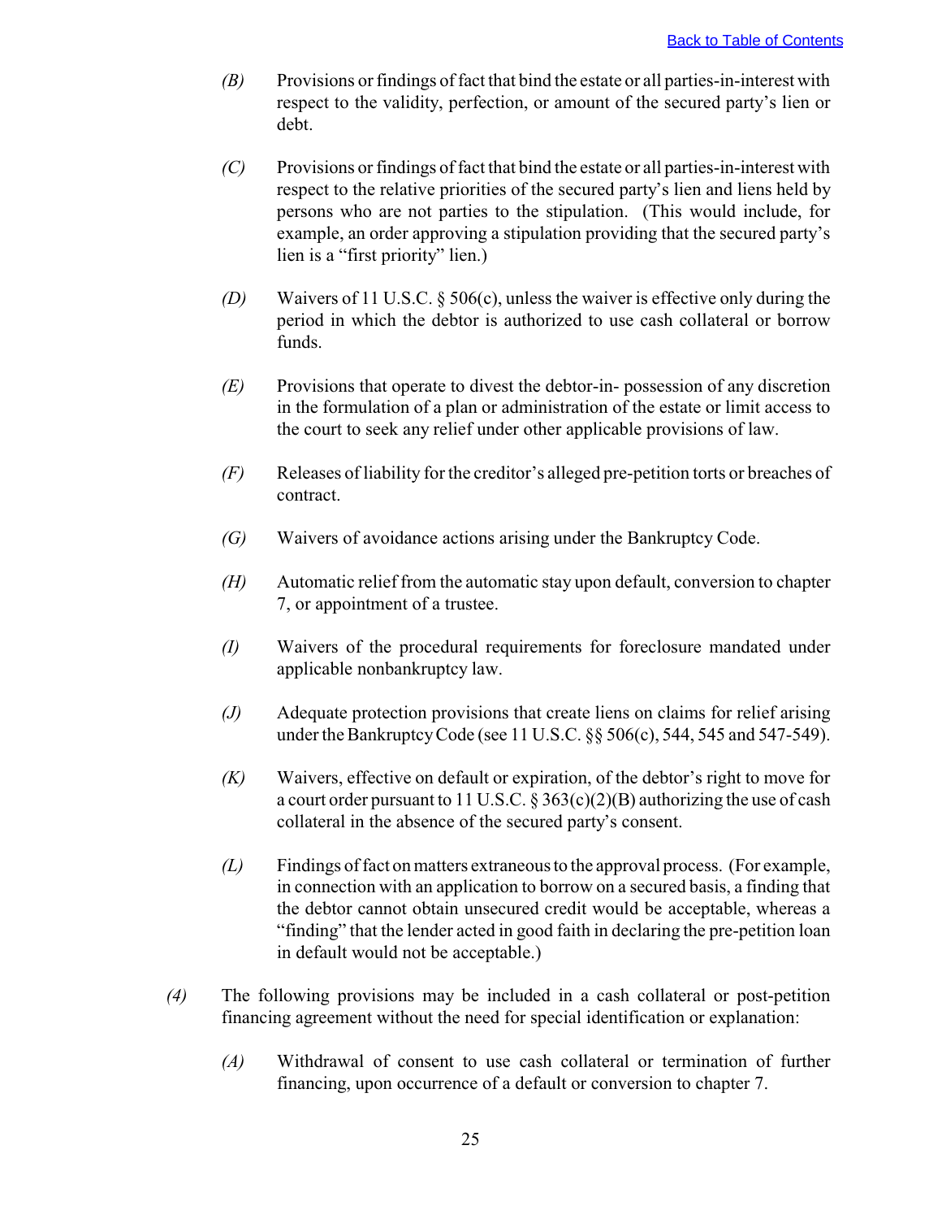*(B)* Provisions or findings of fact that bind the estate or all parties-in-interest with respect to the validity, perfection, or amount of the secured party's lien or debt.

*(C)* Provisions or findings of fact that bind the estate or all parties-in-interest with respect to the relative priorities of the secured party's lien and liens held by persons who are not parties to the stipulation. (This would include, for example, an order approving a stipulation providing that the secured party's lien is a "first priority" lien.)

*(D)* Waivers of 11 U.S.C. § 506(c), unless the waiver is effective only during the period in which the debtor is authorized to use cash collateral or borrow funds.

*(E)* Provisions that operate to divest the debtor-in- possession of any discretion in the formulation of a plan or administration of the estate or limit access to the court to seek any relief under other applicable provisions of law.

*(F)* Releases of liability for the creditor's alleged pre-petition torts or breaches of contract.

*(G)* Waivers of avoidance actions arising under the Bankruptcy Code.

*(H)* Automatic relief from the automatic stay upon default, conversion to chapter 7, or appointment of a trustee.

*(I)* Waivers of the procedural requirements for foreclosure mandated under applicable nonbankruptcy law.

*(J)* Adequate protection provisions that create liens on claims for relief arising under the Bankruptcy Code (see 11 U.S.C. §§ 506(c), 544, 545 and 547-549).

*(K)* Waivers, effective on default or expiration, of the debtor's right to move for a court order pursuant to 11 U.S.C. § 363(c)(2)(B) authorizing the use of cash collateral in the absence of the secured party's consent.

*(L)* Findings of fact on matters extraneous to the approval process. (For example, in connection with an application to borrow on a secured basis, a finding that the debtor cannot obtain unsecured credit would be acceptable, whereas a "finding" that the lender acted in good faith in declaring the pre-petition loan in default would not be acceptable.)

*(4)* The following provisions may be included in a cash collateral or post-petition financing agreement without the need for special identification or explanation:

*(A)* Withdrawal of consent to use cash collateral or termination of further financing, upon occurrence of a default or conversion to chapter 7.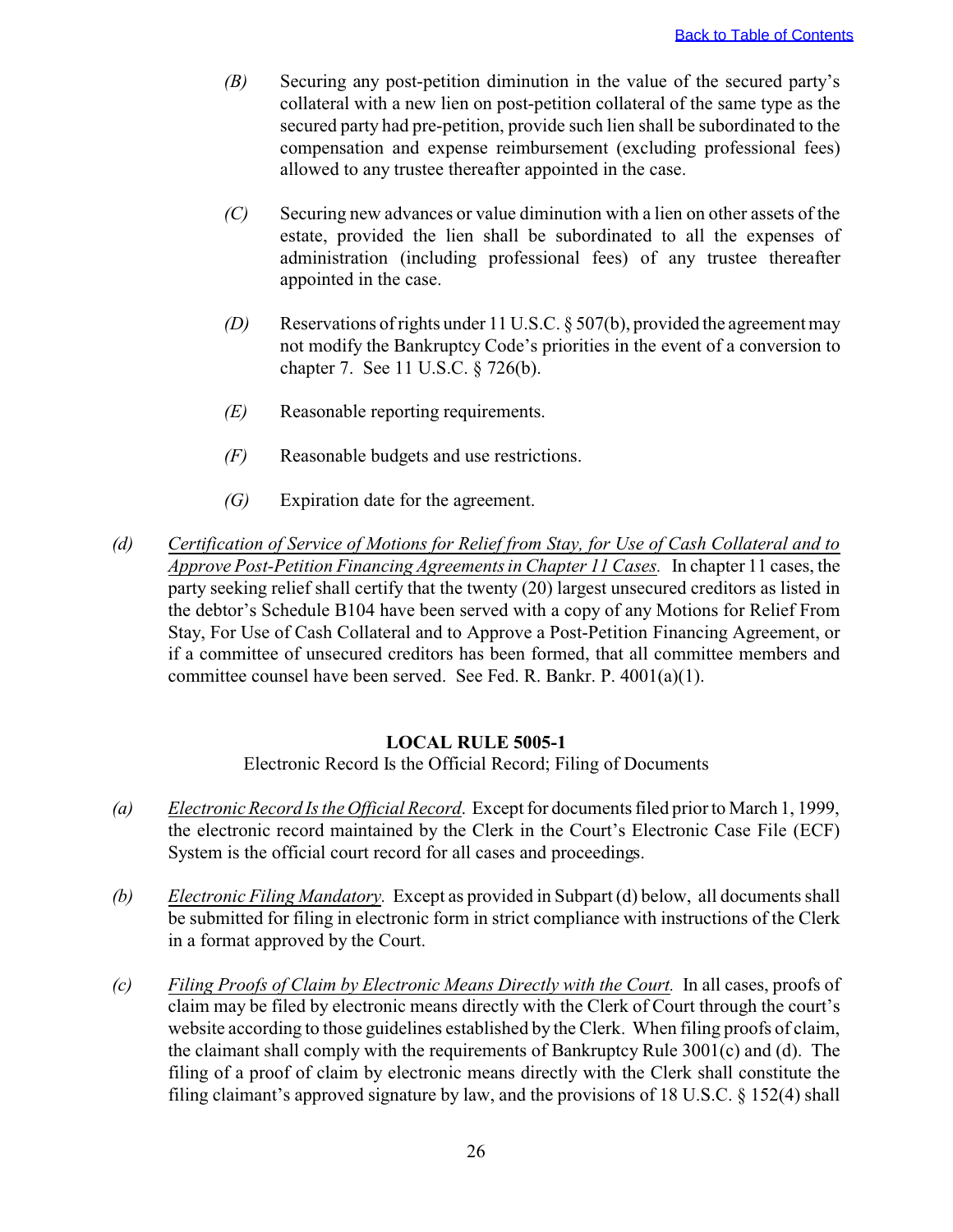*(B)* Securing any post-petition diminution in the value of the secured party's collateral with a new lien on post-petition collateral of the same type as the secured party had pre-petition, provide such lien shall be subordinated to the compensation and expense reimbursement (excluding professional fees) allowed to any trustee thereafter appointed in the case.

*(C)* Securing new advances or value diminution with a lien on other assets of the estate, provided the lien shall be subordinated to all the expenses of administration (including professional fees) of any trustee thereafter appointed in the case.

*(D)* Reservations of rights under 11 U.S.C. § 507(b), provided the agreement may not modify the Bankruptcy Code's priorities in the event of a conversion to chapter 7. See 11 U.S.C. § 726(b).

*(E)* Reasonable reporting requirements.

*(F)* Reasonable budgets and use restrictions.

*(G)* Expiration date for the agreement.

*(d)* *Certification of Service of Motions for Relief from Stay, for Use of Cash Collateral and to Approve Post-Petition Financing Agreements in Chapter 11 Cases.* In chapter 11 cases, the party seeking relief shall certify that the twenty (20) largest unsecured creditors as listed in the debtor's Schedule B104 have been served with a copy of any Motions for Relief From Stay, For Use of Cash Collateral and to Approve a Post-Petition Financing Agreement, or if a committee of unsecured creditors has been formed, that all committee members and committee counsel have been served. See Fed. R. Bankr. P. 4001(a)(1).

## LOCAL RULE 5005-1

Electronic Record Is the Official Record; Filing of Documents

*(a)* *Electronic Record Is the Official Record*. Except for documents filed prior to March 1, 1999, the electronic record maintained by the Clerk in the Court's Electronic Case File (ECF) System is the official court record for all cases and proceedings.

*(b)* *Electronic Filing Mandatory*. Except as provided in Subpart (d) below, all documents shall be submitted for filing in electronic form in strict compliance with instructions of the Clerk in a format approved by the Court.

*(c)* *Filing Proofs of Claim by Electronic Means Directly with the Court.* In all cases, proofs of claim may be filed by electronic means directly with the Clerk of Court through the court's website according to those guidelines established by the Clerk. When filing proofs of claim, the claimant shall comply with the requirements of Bankruptcy Rule 3001(c) and (d). The filing of a proof of claim by electronic means directly with the Clerk shall constitute the filing claimant's approved signature by law, and the provisions of 18 U.S.C. § 152(4) shall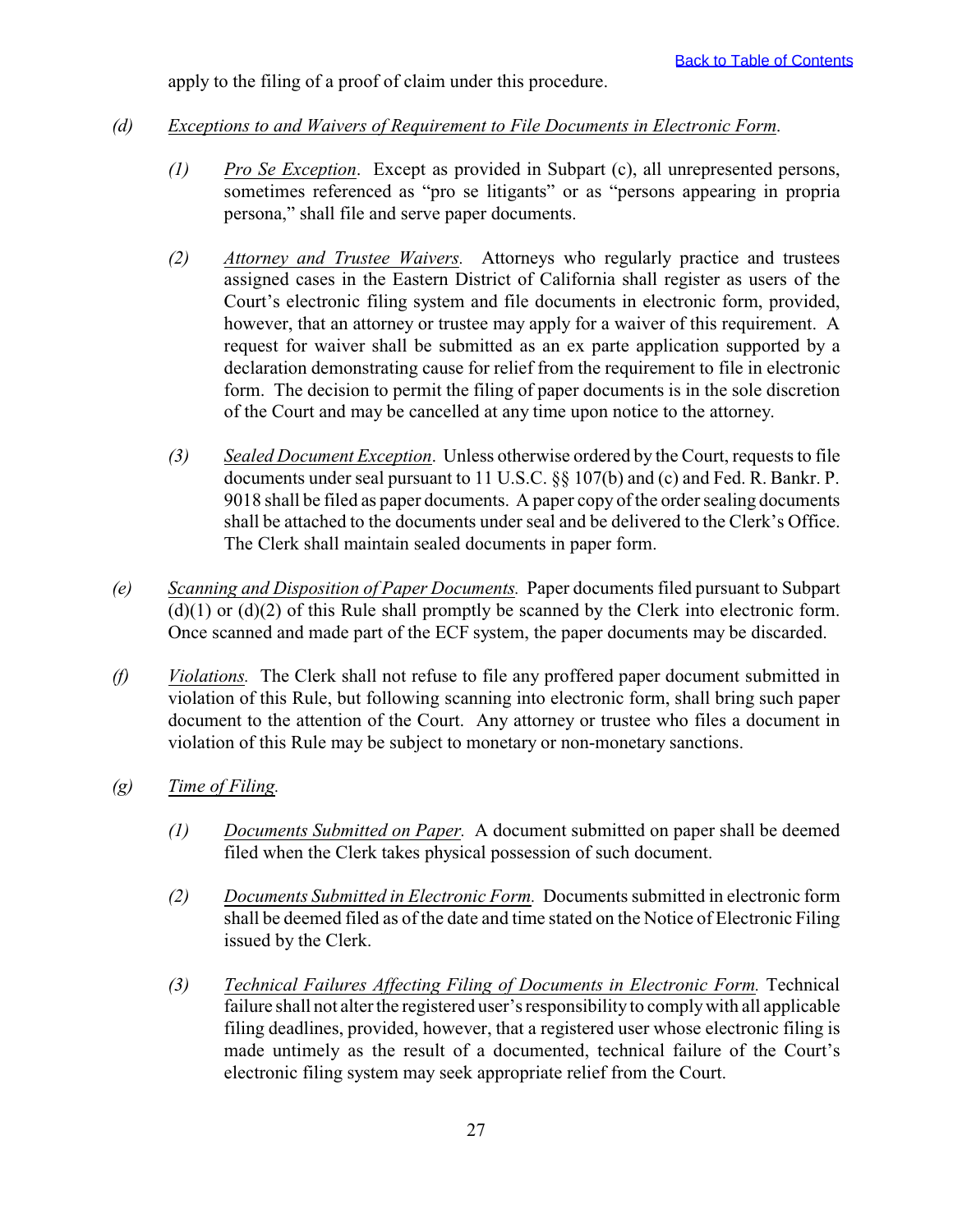apply to the filing of a proof of claim under this procedure.

*(d)* *Exceptions to and Waivers of Requirement to File Documents in Electronic Form.*

*(1)* *Pro Se Exception*. Except as provided in Subpart (c), all unrepresented persons, sometimes referenced as "pro se litigants" or as "persons appearing in propria persona," shall file and serve paper documents.

*(2)* *Attorney and Trustee Waivers.* Attorneys who regularly practice and trustees assigned cases in the Eastern District of California shall register as users of the Court's electronic filing system and file documents in electronic form, provided, however, that an attorney or trustee may apply for a waiver of this requirement. A request for waiver shall be submitted as an ex parte application supported by a declaration demonstrating cause for relief from the requirement to file in electronic form. The decision to permit the filing of paper documents is in the sole discretion of the Court and may be cancelled at any time upon notice to the attorney.

*(3)* *Sealed Document Exception*. Unless otherwise ordered by the Court, requests to file documents under seal pursuant to 11 U.S.C. §§ 107(b) and (c) and Fed. R. Bankr. P. 9018 shall be filed as paper documents. A paper copy of the order sealing documents shall be attached to the documents under seal and be delivered to the Clerk's Office. The Clerk shall maintain sealed documents in paper form.

*(e)* *Scanning and Disposition of Paper Documents.* Paper documents filed pursuant to Subpart (d)(1) or (d)(2) of this Rule shall promptly be scanned by the Clerk into electronic form. Once scanned and made part of the ECF system, the paper documents may be discarded.

*(f)* *Violations.* The Clerk shall not refuse to file any proffered paper document submitted in violation of this Rule, but following scanning into electronic form, shall bring such paper document to the attention of the Court. Any attorney or trustee who files a document in violation of this Rule may be subject to monetary or non-monetary sanctions.

*(g)* *Time of Filing.*

*(1)* *Documents Submitted on Paper.* A document submitted on paper shall be deemed filed when the Clerk takes physical possession of such document.

*(2)* *Documents Submitted in Electronic Form.* Documents submitted in electronic form shall be deemed filed as of the date and time stated on the Notice of Electronic Filing issued by the Clerk.

*(3)* *Technical Failures Affecting Filing of Documents in Electronic Form.* Technical failure shall not alter the registered user's responsibility to comply with all applicable filing deadlines, provided, however, that a registered user whose electronic filing is made untimely as the result of a documented, technical failure of the Court's electronic filing system may seek appropriate relief from the Court.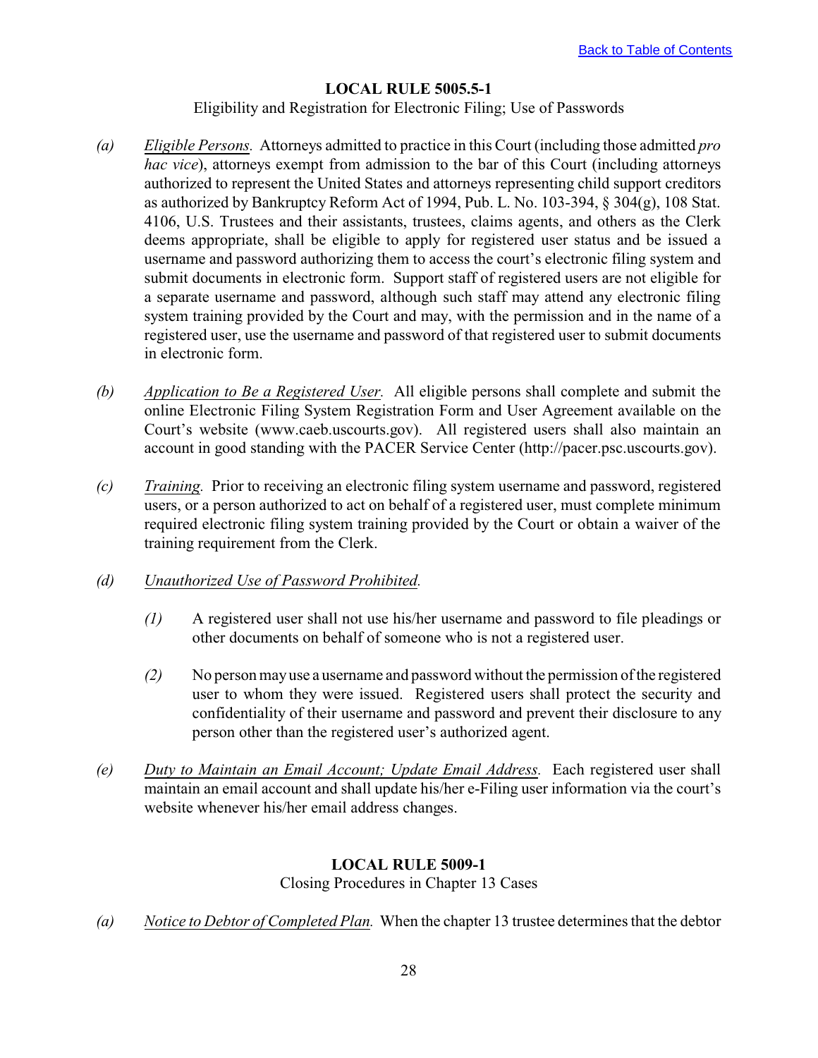[Back to Table of Contents]

## LOCAL RULE 5005.5-1

Eligibility and Registration for Electronic Filing; Use of Passwords

*(a)* *Eligible Persons.* Attorneys admitted to practice in this Court (including those admitted *pro hac vice*), attorneys exempt from admission to the bar of this Court (including attorneys authorized to represent the United States and attorneys representing child support creditors as authorized by Bankruptcy Reform Act of 1994, Pub. L. No. 103-394, § 304(g), 108 Stat. 4106, U.S. Trustees and their assistants, trustees, claims agents, and others as the Clerk deems appropriate, shall be eligible to apply for registered user status and be issued a username and password authorizing them to access the court's electronic filing system and submit documents in electronic form. Support staff of registered users are not eligible for a separate username and password, although such staff may attend any electronic filing system training provided by the Court and may, with the permission and in the name of a registered user, use the username and password of that registered user to submit documents in electronic form.

*(b)* *Application to Be a Registered User.* All eligible persons shall complete and submit the online Electronic Filing System Registration Form and User Agreement available on the Court's website (www.caeb.uscourts.gov). All registered users shall also maintain an account in good standing with the PACER Service Center (http://pacer.psc.uscourts.gov).

*(c)* *Training.* Prior to receiving an electronic filing system username and password, registered users, or a person authorized to act on behalf of a registered user, must complete minimum required electronic filing system training provided by the Court or obtain a waiver of the training requirement from the Clerk.

*(d)* *Unauthorized Use of Password Prohibited.*

*(1)* A registered user shall not use his/her username and password to file pleadings or other documents on behalf of someone who is not a registered user.

*(2)* No person may use a username and password without the permission of the registered user to whom they were issued. Registered users shall protect the security and confidentiality of their username and password and prevent their disclosure to any person other than the registered user's authorized agent.

*(e)* *Duty to Maintain an Email Account; Update Email Address.* Each registered user shall maintain an email account and shall update his/her e-Filing user information via the court's website whenever his/her email address changes.

## LOCAL RULE 5009-1

Closing Procedures in Chapter 13 Cases

*(a)* *Notice to Debtor of Completed Plan.* When the chapter 13 trustee determines that the debtor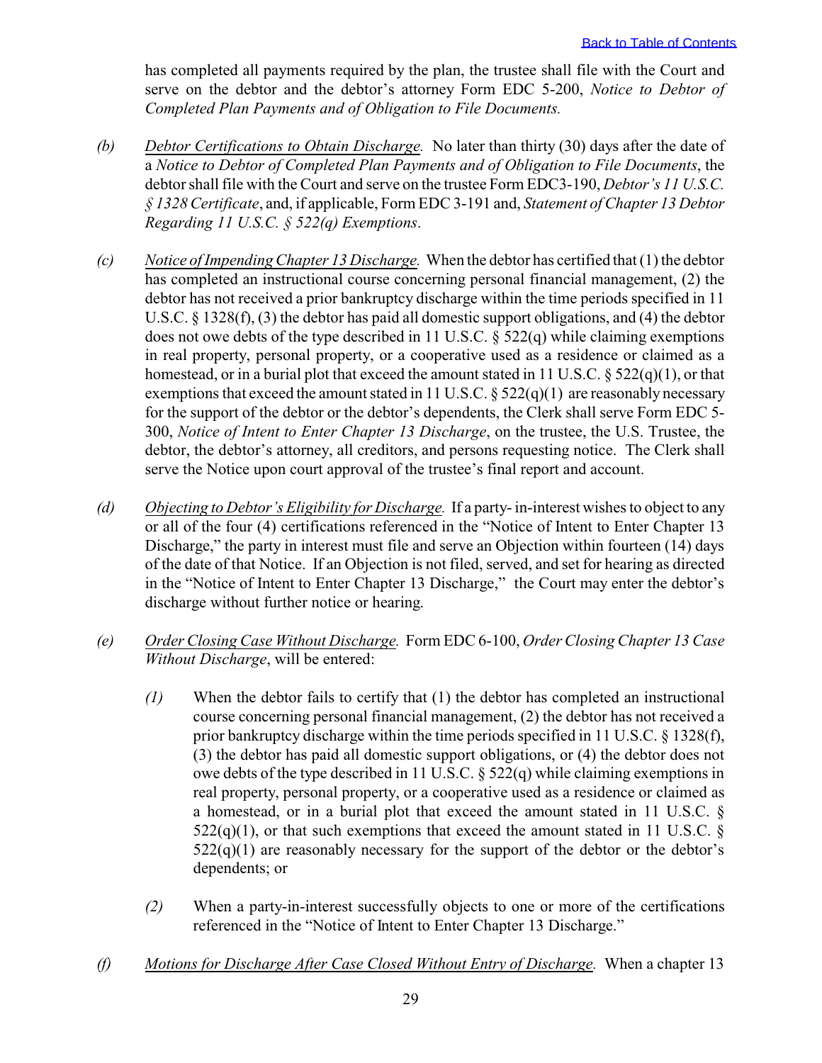has completed all payments required by the plan, the trustee shall file with the Court and serve on the debtor and the debtor's attorney Form EDC 5-200, *Notice to Debtor of Completed Plan Payments and of Obligation to File Documents.*

*(b)* *Debtor Certifications to Obtain Discharge.* No later than thirty (30) days after the date of a *Notice to Debtor of Completed Plan Payments and of Obligation to File Documents*, the debtor shall file with the Court and serve on the trustee Form EDC3-190, *Debtor's 11 U.S.C. § 1328 Certificate*, and, if applicable, Form EDC 3-191 and, *Statement of Chapter 13 Debtor Regarding 11 U.S.C. § 522(q) Exemptions*.

*(c)* *Notice of Impending Chapter 13 Discharge.* When the debtor has certified that (1) the debtor has completed an instructional course concerning personal financial management, (2) the debtor has not received a prior bankruptcy discharge within the time periods specified in 11 U.S.C. § 1328(f), (3) the debtor has paid all domestic support obligations, and (4) the debtor does not owe debts of the type described in 11 U.S.C. § 522(q) while claiming exemptions in real property, personal property, or a cooperative used as a residence or claimed as a homestead, or in a burial plot that exceed the amount stated in 11 U.S.C. § 522(q)(1), or that exemptions that exceed the amount stated in 11 U.S.C. § 522(q)(1) are reasonably necessary for the support of the debtor or the debtor's dependents, the Clerk shall serve Form EDC 5-300, *Notice of Intent to Enter Chapter 13 Discharge*, on the trustee, the U.S. Trustee, the debtor, the debtor's attorney, all creditors, and persons requesting notice. The Clerk shall serve the Notice upon court approval of the trustee's final report and account.

*(d)* *Objecting to Debtor's Eligibility for Discharge.* If a party- in-interest wishes to object to any or all of the four (4) certifications referenced in the "Notice of Intent to Enter Chapter 13 Discharge," the party in interest must file and serve an Objection within fourteen (14) days of the date of that Notice. If an Objection is not filed, served, and set for hearing as directed in the "Notice of Intent to Enter Chapter 13 Discharge," the Court may enter the debtor's discharge without further notice or hearing.

*(e)* *Order Closing Case Without Discharge.* Form EDC 6-100, *Order Closing Chapter 13 Case Without Discharge*, will be entered:

*(1)* When the debtor fails to certify that (1) the debtor has completed an instructional course concerning personal financial management, (2) the debtor has not received a prior bankruptcy discharge within the time periods specified in 11 U.S.C. § 1328(f), (3) the debtor has paid all domestic support obligations, or (4) the debtor does not owe debts of the type described in 11 U.S.C. § 522(q) while claiming exemptions in real property, personal property, or a cooperative used as a residence or claimed as a homestead, or in a burial plot that exceed the amount stated in 11 U.S.C. § 522(q)(1), or that such exemptions that exceed the amount stated in 11 U.S.C. § 522(q)(1) are reasonably necessary for the support of the debtor or the debtor's dependents; or

*(2)* When a party-in-interest successfully objects to one or more of the certifications referenced in the "Notice of Intent to Enter Chapter 13 Discharge."

*(f)* *Motions for Discharge After Case Closed Without Entry of Discharge.* When a chapter 13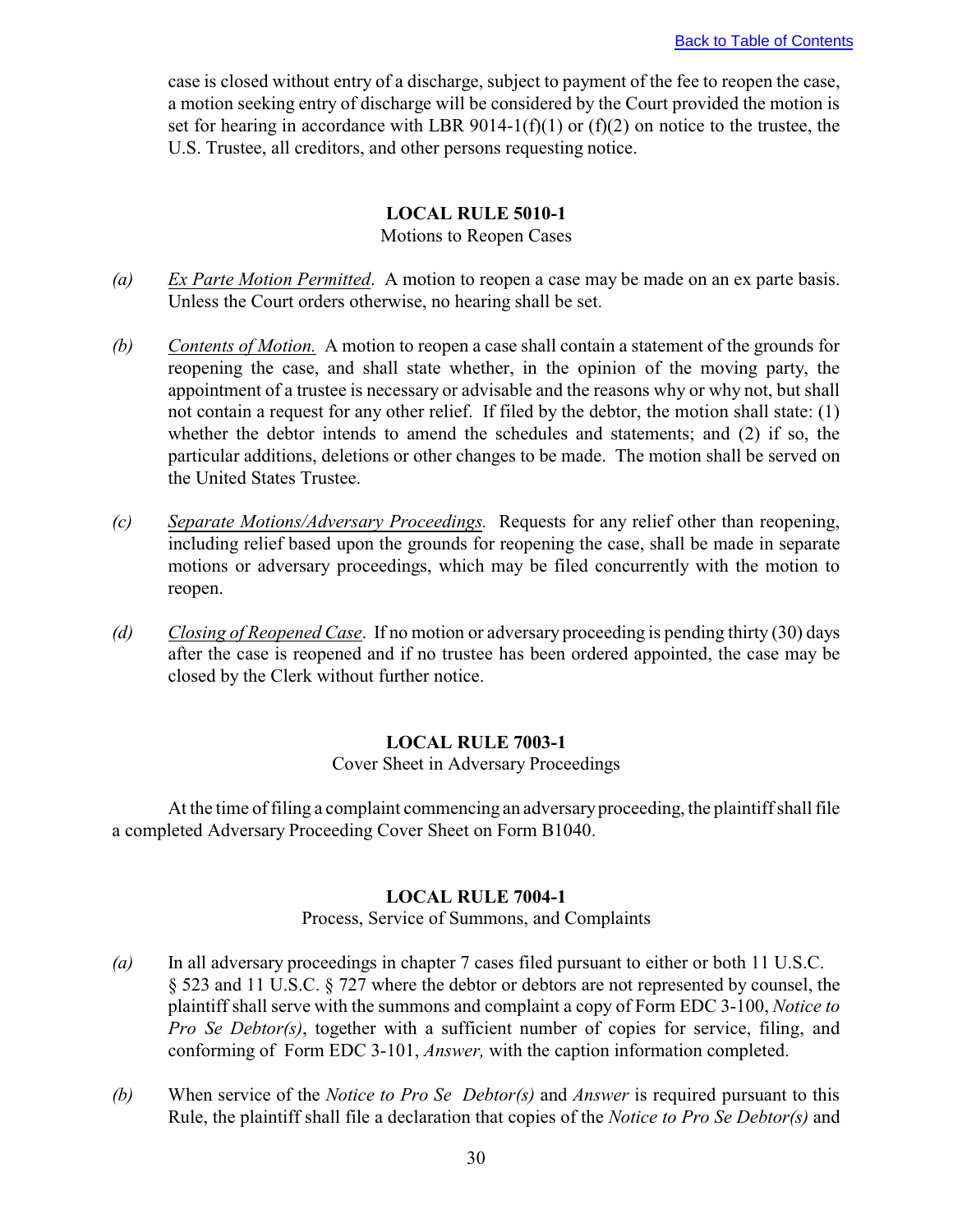case is closed without entry of a discharge, subject to payment of the fee to reopen the case, a motion seeking entry of discharge will be considered by the Court provided the motion is set for hearing in accordance with LBR 9014-1(f)(1) or (f)(2) on notice to the trustee, the U.S. Trustee, all creditors, and other persons requesting notice.

## LOCAL RULE 5010-1

Motions to Reopen Cases

*(a)* *Ex Parte Motion Permitted*. A motion to reopen a case may be made on an ex parte basis. Unless the Court orders otherwise, no hearing shall be set.

*(b)* *Contents of Motion.* A motion to reopen a case shall contain a statement of the grounds for reopening the case, and shall state whether, in the opinion of the moving party, the appointment of a trustee is necessary or advisable and the reasons why or why not, but shall not contain a request for any other relief. If filed by the debtor, the motion shall state: (1) whether the debtor intends to amend the schedules and statements; and (2) if so, the particular additions, deletions or other changes to be made. The motion shall be served on the United States Trustee.

*(c)* *Separate Motions/Adversary Proceedings.* Requests for any relief other than reopening, including relief based upon the grounds for reopening the case, shall be made in separate motions or adversary proceedings, which may be filed concurrently with the motion to reopen.

*(d)* *Closing of Reopened Case*. If no motion or adversary proceeding is pending thirty (30) days after the case is reopened and if no trustee has been ordered appointed, the case may be closed by the Clerk without further notice.

## LOCAL RULE 7003-1

Cover Sheet in Adversary Proceedings

At the time of filing a complaint commencing an adversary proceeding, the plaintiff shall file a completed Adversary Proceeding Cover Sheet on Form B1040.

## LOCAL RULE 7004-1

Process, Service of Summons, and Complaints

*(a)* In all adversary proceedings in chapter 7 cases filed pursuant to either or both 11 U.S.C. § 523 and 11 U.S.C. § 727 where the debtor or debtors are not represented by counsel, the plaintiff shall serve with the summons and complaint a copy of Form EDC 3-100, *Notice to Pro Se Debtor(s)*, together with a sufficient number of copies for service, filing, and conforming of Form EDC 3-101, *Answer,* with the caption information completed.

*(b)* When service of the *Notice to Pro Se Debtor(s)* and *Answer* is required pursuant to this Rule, the plaintiff shall file a declaration that copies of the *Notice to Pro Se Debtor(s)* and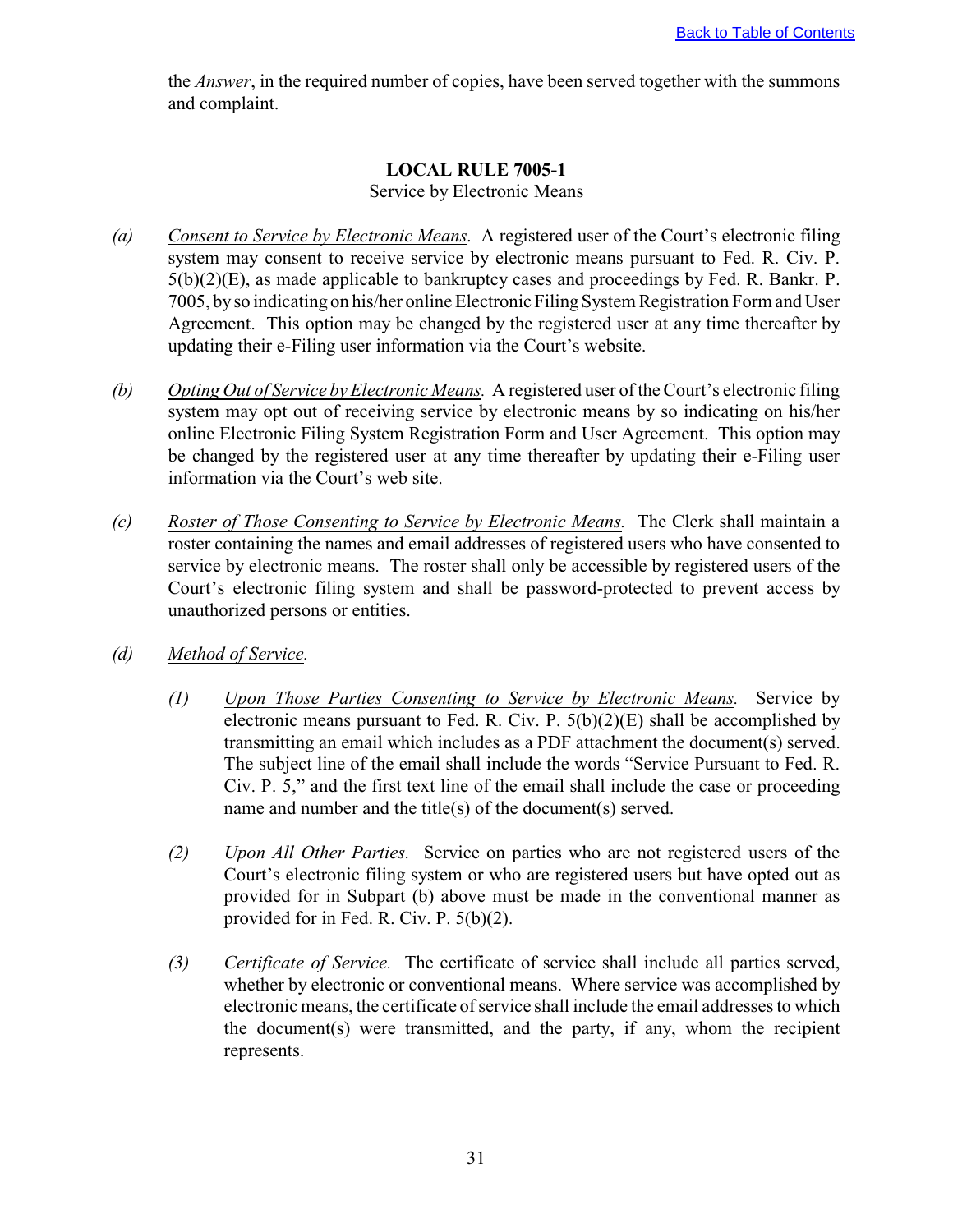the *Answer*, in the required number of copies, have been served together with the summons and complaint.

## LOCAL RULE 7005-1

Service by Electronic Means

*(a)* *Consent to Service by Electronic Means*. A registered user of the Court's electronic filing system may consent to receive service by electronic means pursuant to Fed. R. Civ. P. 5(b)(2)(E), as made applicable to bankruptcy cases and proceedings by Fed. R. Bankr. P. 7005, by so indicating on his/her online Electronic Filing System Registration Form and User Agreement. This option may be changed by the registered user at any time thereafter by updating their e-Filing user information via the Court's website.

*(b)* *Opting Out of Service by Electronic Means.* A registered user of the Court's electronic filing system may opt out of receiving service by electronic means by so indicating on his/her online Electronic Filing System Registration Form and User Agreement. This option may be changed by the registered user at any time thereafter by updating their e-Filing user information via the Court's web site.

*(c)* *Roster of Those Consenting to Service by Electronic Means.* The Clerk shall maintain a roster containing the names and email addresses of registered users who have consented to service by electronic means. The roster shall only be accessible by registered users of the Court's electronic filing system and shall be password-protected to prevent access by unauthorized persons or entities.

*(d)* *Method of Service.*

*(1)* *Upon Those Parties Consenting to Service by Electronic Means.* Service by electronic means pursuant to Fed. R. Civ. P. 5(b)(2)(E) shall be accomplished by transmitting an email which includes as a PDF attachment the document(s) served. The subject line of the email shall include the words "Service Pursuant to Fed. R. Civ. P. 5," and the first text line of the email shall include the case or proceeding name and number and the title(s) of the document(s) served.

*(2)* *Upon All Other Parties.* Service on parties who are not registered users of the Court's electronic filing system or who are registered users but have opted out as provided for in Subpart (b) above must be made in the conventional manner as provided for in Fed. R. Civ. P. 5(b)(2).

*(3)* *Certificate of Service.* The certificate of service shall include all parties served, whether by electronic or conventional means. Where service was accomplished by electronic means, the certificate of service shall include the email addresses to which the document(s) were transmitted, and the party, if any, whom the recipient represents.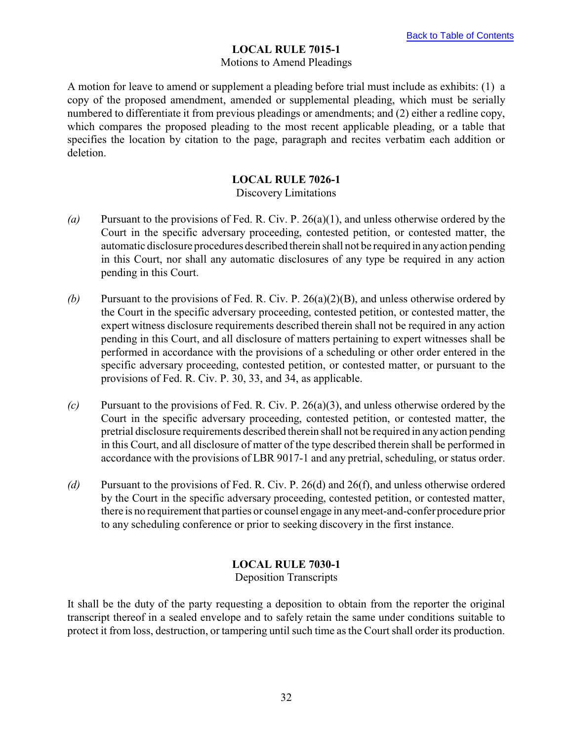## LOCAL RULE 7015-1

Motions to Amend Pleadings

A motion for leave to amend or supplement a pleading before trial must include as exhibits: (1) a copy of the proposed amendment, amended or supplemental pleading, which must be serially numbered to differentiate it from previous pleadings or amendments; and (2) either a redline copy, which compares the proposed pleading to the most recent applicable pleading, or a table that specifies the location by citation to the page, paragraph and recites verbatim each addition or deletion.

## LOCAL RULE 7026-1

Discovery Limitations

*(a)* Pursuant to the provisions of Fed. R. Civ. P. 26(a)(1), and unless otherwise ordered by the Court in the specific adversary proceeding, contested petition, or contested matter, the automatic disclosure procedures described therein shall not be required in any action pending in this Court, nor shall any automatic disclosures of any type be required in any action pending in this Court.

*(b)* Pursuant to the provisions of Fed. R. Civ. P. 26(a)(2)(B), and unless otherwise ordered by the Court in the specific adversary proceeding, contested petition, or contested matter, the expert witness disclosure requirements described therein shall not be required in any action pending in this Court, and all disclosure of matters pertaining to expert witnesses shall be performed in accordance with the provisions of a scheduling or other order entered in the specific adversary proceeding, contested petition, or contested matter, or pursuant to the provisions of Fed. R. Civ. P. 30, 33, and 34, as applicable.

*(c)* Pursuant to the provisions of Fed. R. Civ. P. 26(a)(3), and unless otherwise ordered by the Court in the specific adversary proceeding, contested petition, or contested matter, the pretrial disclosure requirements described therein shall not be required in any action pending in this Court, and all disclosure of matter of the type described therein shall be performed in accordance with the provisions of LBR 9017-1 and any pretrial, scheduling, or status order.

*(d)* Pursuant to the provisions of Fed. R. Civ. P. 26(d) and 26(f), and unless otherwise ordered by the Court in the specific adversary proceeding, contested petition, or contested matter, there is no requirement that parties or counsel engage in any meet-and-confer procedure prior to any scheduling conference or prior to seeking discovery in the first instance.

## LOCAL RULE 7030-1

Deposition Transcripts

It shall be the duty of the party requesting a deposition to obtain from the reporter the original transcript thereof in a sealed envelope and to safely retain the same under conditions suitable to protect it from loss, destruction, or tampering until such time as the Court shall order its production.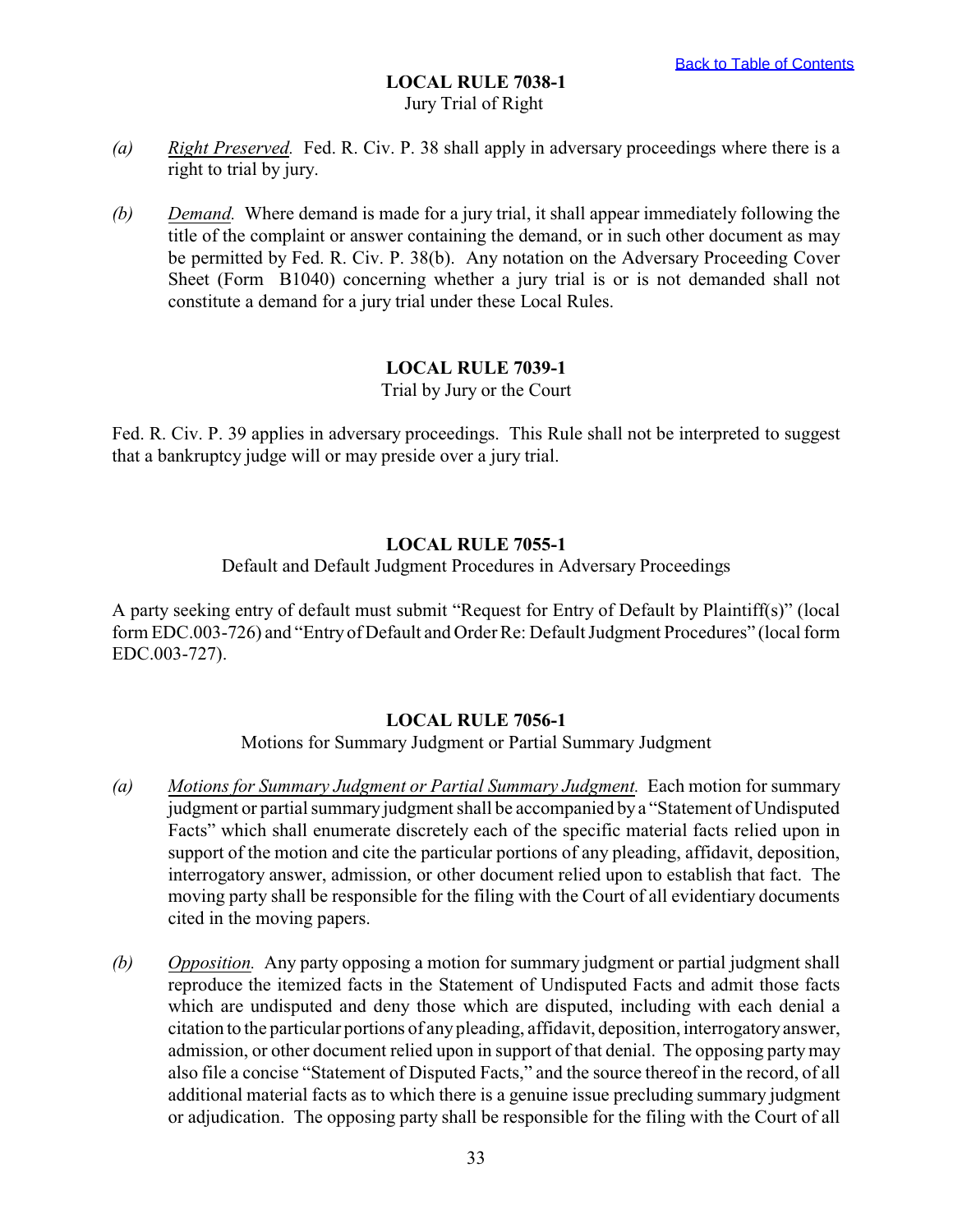[Back to Table of Contents](#)

## LOCAL RULE 7038-1

Jury Trial of Right

*(a)* *Right Preserved.* Fed. R. Civ. P. 38 shall apply in adversary proceedings where there is a right to trial by jury.

*(b)* *Demand.* Where demand is made for a jury trial, it shall appear immediately following the title of the complaint or answer containing the demand, or in such other document as may be permitted by Fed. R. Civ. P. 38(b). Any notation on the Adversary Proceeding Cover Sheet (Form B1040) concerning whether a jury trial is or is not demanded shall not constitute a demand for a jury trial under these Local Rules.

## LOCAL RULE 7039-1

Trial by Jury or the Court

Fed. R. Civ. P. 39 applies in adversary proceedings. This Rule shall not be interpreted to suggest that a bankruptcy judge will or may preside over a jury trial.

## LOCAL RULE 7055-1

Default and Default Judgment Procedures in Adversary Proceedings

A party seeking entry of default must submit "Request for Entry of Default by Plaintiff(s)" (local form EDC.003-726) and "Entry of Default and Order Re: Default Judgment Procedures" (local form EDC.003-727).

## LOCAL RULE 7056-1

Motions for Summary Judgment or Partial Summary Judgment

*(a)* *Motions for Summary Judgment or Partial Summary Judgment.* Each motion for summary judgment or partial summary judgment shall be accompanied by a "Statement of Undisputed Facts" which shall enumerate discretely each of the specific material facts relied upon in support of the motion and cite the particular portions of any pleading, affidavit, deposition, interrogatory answer, admission, or other document relied upon to establish that fact. The moving party shall be responsible for the filing with the Court of all evidentiary documents cited in the moving papers.

*(b)* *Opposition.* Any party opposing a motion for summary judgment or partial judgment shall reproduce the itemized facts in the Statement of Undisputed Facts and admit those facts which are undisputed and deny those which are disputed, including with each denial a citation to the particular portions of any pleading, affidavit, deposition, interrogatory answer, admission, or other document relied upon in support of that denial. The opposing party may also file a concise "Statement of Disputed Facts," and the source thereof in the record, of all additional material facts as to which there is a genuine issue precluding summary judgment or adjudication. The opposing party shall be responsible for the filing with the Court of all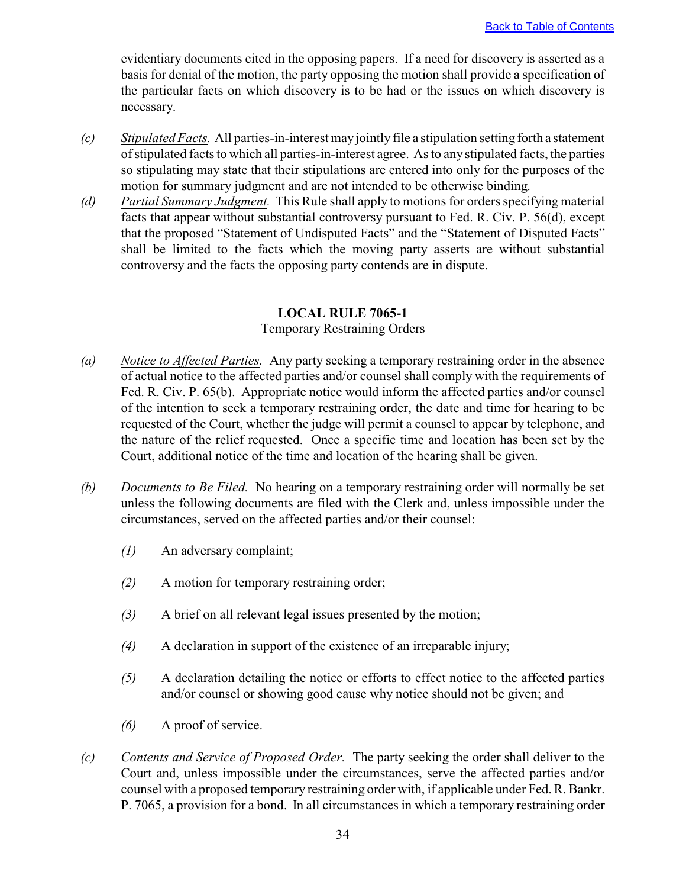evidentiary documents cited in the opposing papers. If a need for discovery is asserted as a basis for denial of the motion, the party opposing the motion shall provide a specification of the particular facts on which discovery is to be had or the issues on which discovery is necessary.

*(c)* Stipulated Facts. All parties-in-interest may jointly file a stipulation setting forth a statement of stipulated facts to which all parties-in-interest agree. As to any stipulated facts, the parties so stipulating may state that their stipulations are entered into only for the purposes of the motion for summary judgment and are not intended to be otherwise binding.

*(d)* Partial Summary Judgment. This Rule shall apply to motions for orders specifying material facts that appear without substantial controversy pursuant to Fed. R. Civ. P. 56(d), except that the proposed "Statement of Undisputed Facts" and the "Statement of Disputed Facts" shall be limited to the facts which the moving party asserts are without substantial controversy and the facts the opposing party contends are in dispute.

## LOCAL RULE 7065-1

Temporary Restraining Orders

*(a)* Notice to Affected Parties. Any party seeking a temporary restraining order in the absence of actual notice to the affected parties and/or counsel shall comply with the requirements of Fed. R. Civ. P. 65(b). Appropriate notice would inform the affected parties and/or counsel of the intention to seek a temporary restraining order, the date and time for hearing to be requested of the Court, whether the judge will permit a counsel to appear by telephone, and the nature of the relief requested. Once a specific time and location has been set by the Court, additional notice of the time and location of the hearing shall be given.

*(b)* Documents to Be Filed. No hearing on a temporary restraining order will normally be set unless the following documents are filed with the Clerk and, unless impossible under the circumstances, served on the affected parties and/or their counsel:

- *(1)* An adversary complaint;
- *(2)* A motion for temporary restraining order;
- *(3)* A brief on all relevant legal issues presented by the motion;
- *(4)* A declaration in support of the existence of an irreparable injury;
- *(5)* A declaration detailing the notice or efforts to effect notice to the affected parties and/or counsel or showing good cause why notice should not be given; and
- *(6)* A proof of service.

*(c)* Contents and Service of Proposed Order. The party seeking the order shall deliver to the Court and, unless impossible under the circumstances, serve the affected parties and/or counsel with a proposed temporary restraining order with, if applicable under Fed. R. Bankr. P. 7065, a provision for a bond. In all circumstances in which a temporary restraining order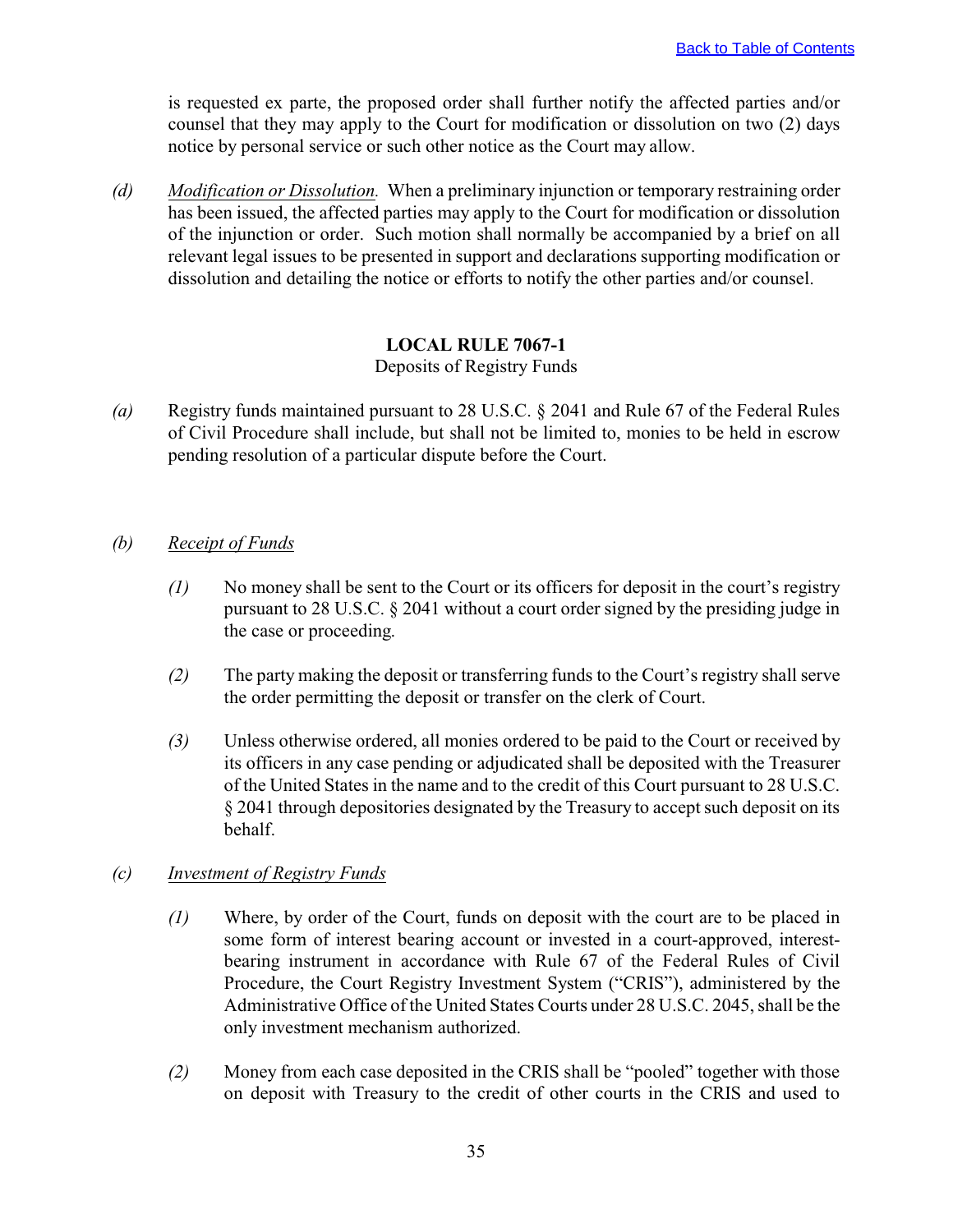is requested ex parte, the proposed order shall further notify the affected parties and/or counsel that they may apply to the Court for modification or dissolution on two (2) days notice by personal service or such other notice as the Court may allow.

*(d)* *Modification or Dissolution.* When a preliminary injunction or temporary restraining order has been issued, the affected parties may apply to the Court for modification or dissolution of the injunction or order. Such motion shall normally be accompanied by a brief on all relevant legal issues to be presented in support and declarations supporting modification or dissolution and detailing the notice or efforts to notify the other parties and/or counsel.

## LOCAL RULE 7067-1

Deposits of Registry Funds

*(a)* Registry funds maintained pursuant to 28 U.S.C. § 2041 and Rule 67 of the Federal Rules of Civil Procedure shall include, but shall not be limited to, monies to be held in escrow pending resolution of a particular dispute before the Court.

*(b)* *Receipt of Funds*

*(1)* No money shall be sent to the Court or its officers for deposit in the court's registry pursuant to 28 U.S.C. § 2041 without a court order signed by the presiding judge in the case or proceeding.

*(2)* The party making the deposit or transferring funds to the Court's registry shall serve the order permitting the deposit or transfer on the clerk of Court.

*(3)* Unless otherwise ordered, all monies ordered to be paid to the Court or received by its officers in any case pending or adjudicated shall be deposited with the Treasurer of the United States in the name and to the credit of this Court pursuant to 28 U.S.C. § 2041 through depositories designated by the Treasury to accept such deposit on its behalf.

*(c)* *Investment of Registry Funds*

*(1)* Where, by order of the Court, funds on deposit with the court are to be placed in some form of interest bearing account or invested in a court-approved, interest-bearing instrument in accordance with Rule 67 of the Federal Rules of Civil Procedure, the Court Registry Investment System ("CRIS"), administered by the Administrative Office of the United States Courts under 28 U.S.C. 2045, shall be the only investment mechanism authorized.

*(2)* Money from each case deposited in the CRIS shall be "pooled" together with those on deposit with Treasury to the credit of other courts in the CRIS and used to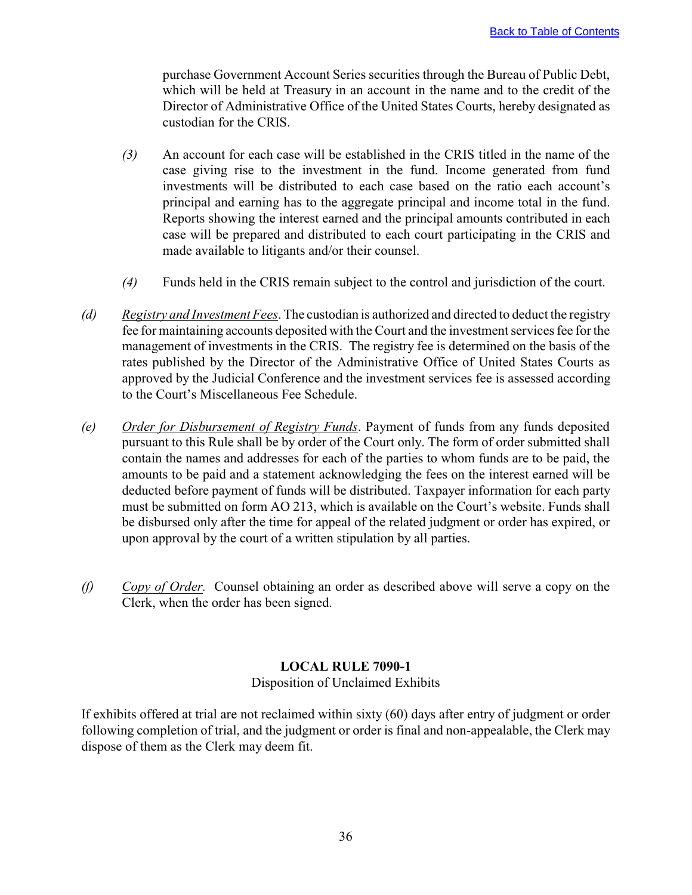purchase Government Account Series securities through the Bureau of Public Debt, which will be held at Treasury in an account in the name and to the credit of the Director of Administrative Office of the United States Courts, hereby designated as custodian for the CRIS.

*(3)* An account for each case will be established in the CRIS titled in the name of the case giving rise to the investment in the fund. Income generated from fund investments will be distributed to each case based on the ratio each account's principal and earning has to the aggregate principal and income total in the fund. Reports showing the interest earned and the principal amounts contributed in each case will be prepared and distributed to each court participating in the CRIS and made available to litigants and/or their counsel.

*(4)* Funds held in the CRIS remain subject to the control and jurisdiction of the court.

*(d)* *Registry and Investment Fees*. The custodian is authorized and directed to deduct the registry fee for maintaining accounts deposited with the Court and the investment services fee for the management of investments in the CRIS. The registry fee is determined on the basis of the rates published by the Director of the Administrative Office of United States Courts as approved by the Judicial Conference and the investment services fee is assessed according to the Court's Miscellaneous Fee Schedule.

*(e)* *Order for Disbursement of Registry Funds*. Payment of funds from any funds deposited pursuant to this Rule shall be by order of the Court only. The form of order submitted shall contain the names and addresses for each of the parties to whom funds are to be paid, the amounts to be paid and a statement acknowledging the fees on the interest earned will be deducted before payment of funds will be distributed. Taxpayer information for each party must be submitted on form AO 213, which is available on the Court's website. Funds shall be disbursed only after the time for appeal of the related judgment or order has expired, or upon approval by the court of a written stipulation by all parties.

*(f)* *Copy of Order.* Counsel obtaining an order as described above will serve a copy on the Clerk, when the order has been signed.

## LOCAL RULE 7090-1

Disposition of Unclaimed Exhibits

If exhibits offered at trial are not reclaimed within sixty (60) days after entry of judgment or order following completion of trial, and the judgment or order is final and non-appealable, the Clerk may dispose of them as the Clerk may deem fit.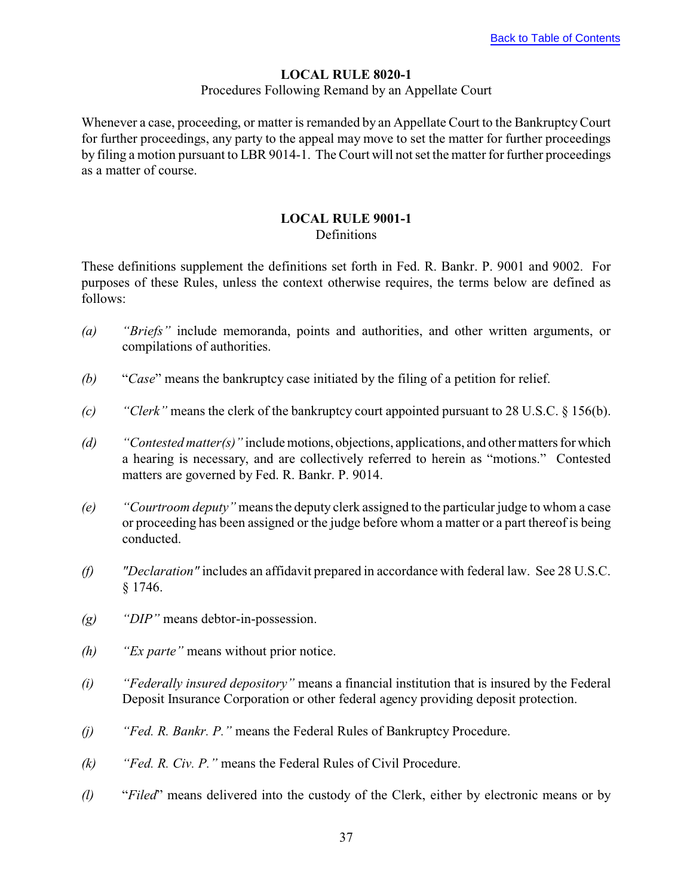[Back to Table of Contents]

## LOCAL RULE 8020-1

Procedures Following Remand by an Appellate Court

Whenever a case, proceeding, or matter is remanded by an Appellate Court to the Bankruptcy Court for further proceedings, any party to the appeal may move to set the matter for further proceedings by filing a motion pursuant to LBR 9014-1. The Court will not set the matter for further proceedings as a matter of course.

## LOCAL RULE 9001-1

Definitions

These definitions supplement the definitions set forth in Fed. R. Bankr. P. 9001 and 9002. For purposes of these Rules, unless the context otherwise requires, the terms below are defined as follows:

*(a)* *"Briefs"* include memoranda, points and authorities, and other written arguments, or compilations of authorities.

*(b)* "*Case*" means the bankruptcy case initiated by the filing of a petition for relief.

*(c)* *"Clerk"* means the clerk of the bankruptcy court appointed pursuant to 28 U.S.C. § 156(b).

*(d)* *"Contested matter(s)"* include motions, objections, applications, and other matters for which a hearing is necessary, and are collectively referred to herein as "motions." Contested matters are governed by Fed. R. Bankr. P. 9014.

*(e)* *"Courtroom deputy"* means the deputy clerk assigned to the particular judge to whom a case or proceeding has been assigned or the judge before whom a matter or a part thereof is being conducted.

*(f)* *"Declaration"* includes an affidavit prepared in accordance with federal law. See 28 U.S.C. § 1746.

*(g)* *"DIP"* means debtor-in-possession.

*(h)* *"Ex parte"* means without prior notice.

*(i)* *"Federally insured depository"* means a financial institution that is insured by the Federal Deposit Insurance Corporation or other federal agency providing deposit protection.

*(j)* *"Fed. R. Bankr. P."* means the Federal Rules of Bankruptcy Procedure.

*(k)* *"Fed. R. Civ. P."* means the Federal Rules of Civil Procedure.

*(l)* "*Filed*" means delivered into the custody of the Clerk, either by electronic means or by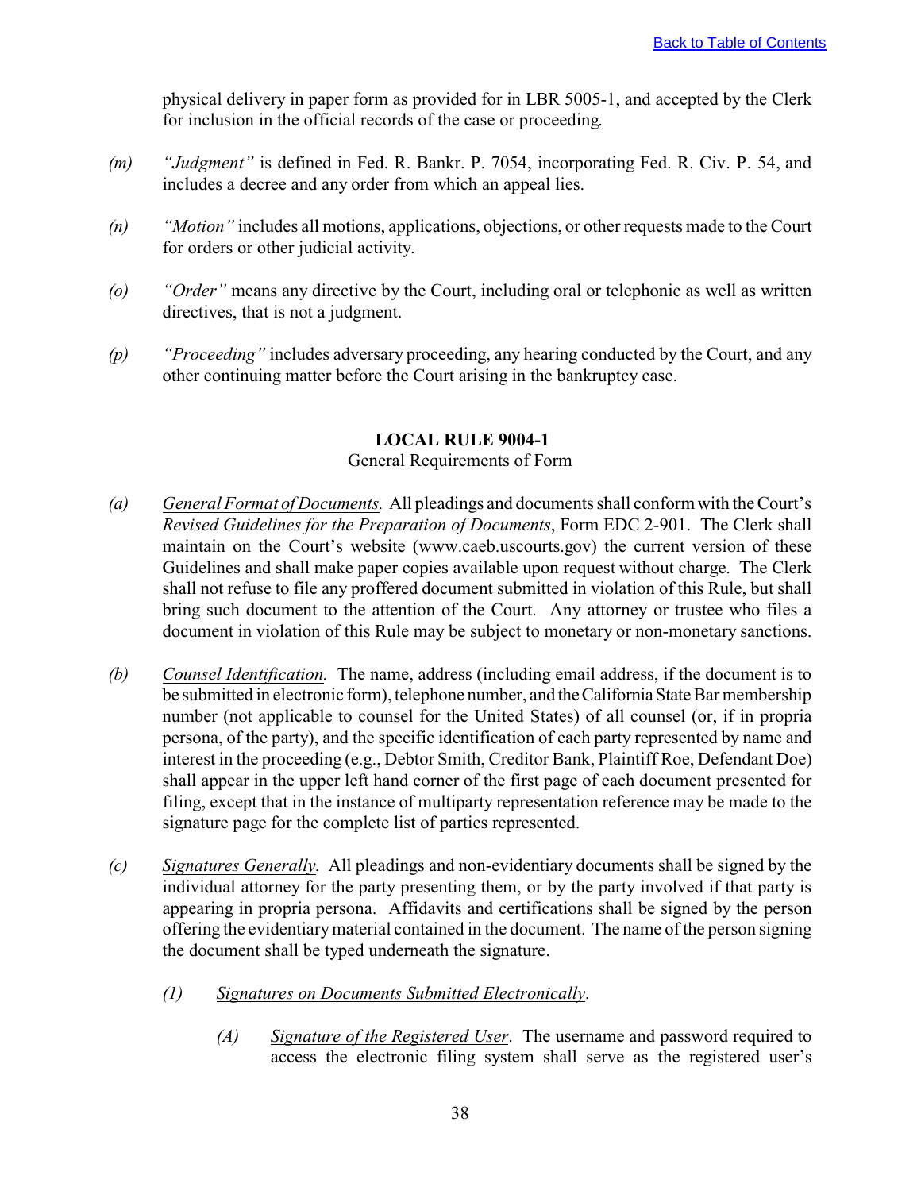physical delivery in paper form as provided for in LBR 5005-1, and accepted by the Clerk for inclusion in the official records of the case or proceeding.

*(m)* *"Judgment"* is defined in Fed. R. Bankr. P. 7054, incorporating Fed. R. Civ. P. 54, and includes a decree and any order from which an appeal lies.

*(n)* *"Motion"* includes all motions, applications, objections, or other requests made to the Court for orders or other judicial activity.

*(o)* *"Order"* means any directive by the Court, including oral or telephonic as well as written directives, that is not a judgment.

*(p)* *"Proceeding"* includes adversary proceeding, any hearing conducted by the Court, and any other continuing matter before the Court arising in the bankruptcy case.

## LOCAL RULE 9004-1

General Requirements of Form

*(a)* *General Format of Documents.* All pleadings and documents shall conform with the Court's *Revised Guidelines for the Preparation of Documents*, Form EDC 2-901. The Clerk shall maintain on the Court's website (www.caeb.uscourts.gov) the current version of these Guidelines and shall make paper copies available upon request without charge. The Clerk shall not refuse to file any proffered document submitted in violation of this Rule, but shall bring such document to the attention of the Court. Any attorney or trustee who files a document in violation of this Rule may be subject to monetary or non-monetary sanctions.

*(b)* *Counsel Identification.* The name, address (including email address, if the document is to be submitted in electronic form), telephone number, and the California State Bar membership number (not applicable to counsel for the United States) of all counsel (or, if in propria persona, of the party), and the specific identification of each party represented by name and interest in the proceeding (e.g., Debtor Smith, Creditor Bank, Plaintiff Roe, Defendant Doe) shall appear in the upper left hand corner of the first page of each document presented for filing, except that in the instance of multiparty representation reference may be made to the signature page for the complete list of parties represented.

*(c)* *Signatures Generally.* All pleadings and non-evidentiary documents shall be signed by the individual attorney for the party presenting them, or by the party involved if that party is appearing in propria persona. Affidavits and certifications shall be signed by the person offering the evidentiary material contained in the document. The name of the person signing the document shall be typed underneath the signature.

*(1)* *Signatures on Documents Submitted Electronically*.

*(A)* *Signature of the Registered User*. The username and password required to access the electronic filing system shall serve as the registered user's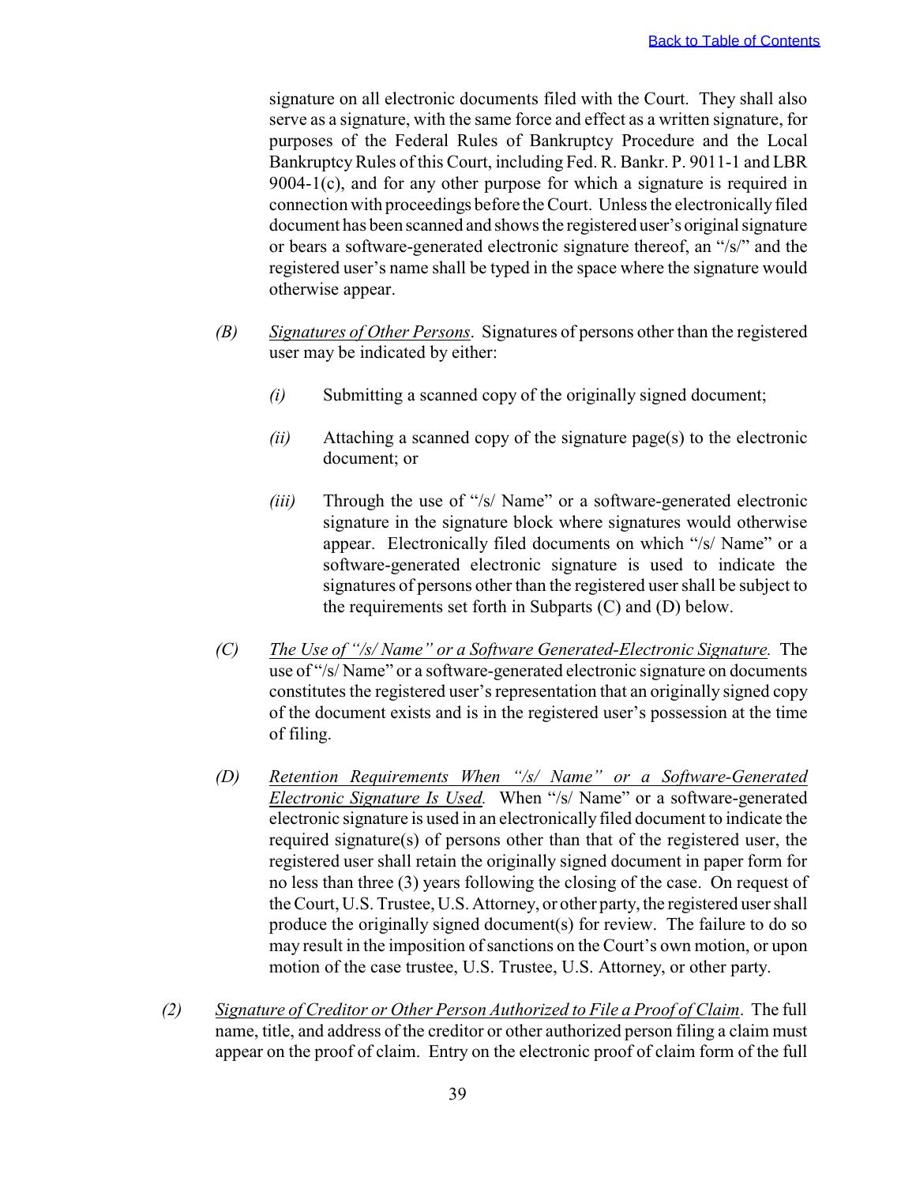signature on all electronic documents filed with the Court. They shall also serve as a signature, with the same force and effect as a written signature, for purposes of the Federal Rules of Bankruptcy Procedure and the Local Bankruptcy Rules of this Court, including Fed. R. Bankr. P. 9011-1 and LBR 9004-1(c), and for any other purpose for which a signature is required in connection with proceedings before the Court. Unless the electronically filed document has been scanned and shows the registered user's original signature or bears a software-generated electronic signature thereof, an "/s/" and the registered user's name shall be typed in the space where the signature would otherwise appear.

*(B)* <u>Signatures of Other Persons</u>. Signatures of persons other than the registered user may be indicated by either:

*(i)* Submitting a scanned copy of the originally signed document;

*(ii)* Attaching a scanned copy of the signature page(s) to the electronic document; or

*(iii)* Through the use of "/s/ Name" or a software-generated electronic signature in the signature block where signatures would otherwise appear. Electronically filed documents on which "/s/ Name" or a software-generated electronic signature is used to indicate the signatures of persons other than the registered user shall be subject to the requirements set forth in Subparts (C) and (D) below.

*(C)* <u>*The Use of "/s/ Name" or a Software Generated-Electronic Signature*</u>. The use of "/s/ Name" or a software-generated electronic signature on documents constitutes the registered user's representation that an originally signed copy of the document exists and is in the registered user's possession at the time of filing.

*(D)* <u>*Retention Requirements When "/s/ Name" or a Software-Generated Electronic Signature Is Used*</u>. When "/s/ Name" or a software-generated electronic signature is used in an electronically filed document to indicate the required signature(s) of persons other than that of the registered user, the registered user shall retain the originally signed document in paper form for no less than three (3) years following the closing of the case. On request of the Court, U.S. Trustee, U.S. Attorney, or other party, the registered user shall produce the originally signed document(s) for review. The failure to do so may result in the imposition of sanctions on the Court's own motion, or upon motion of the case trustee, U.S. Trustee, U.S. Attorney, or other party.

*(2)* <u>Signature of Creditor or Other Person Authorized to File a Proof of Claim</u>. The full name, title, and address of the creditor or other authorized person filing a claim must appear on the proof of claim. Entry on the electronic proof of claim form of the full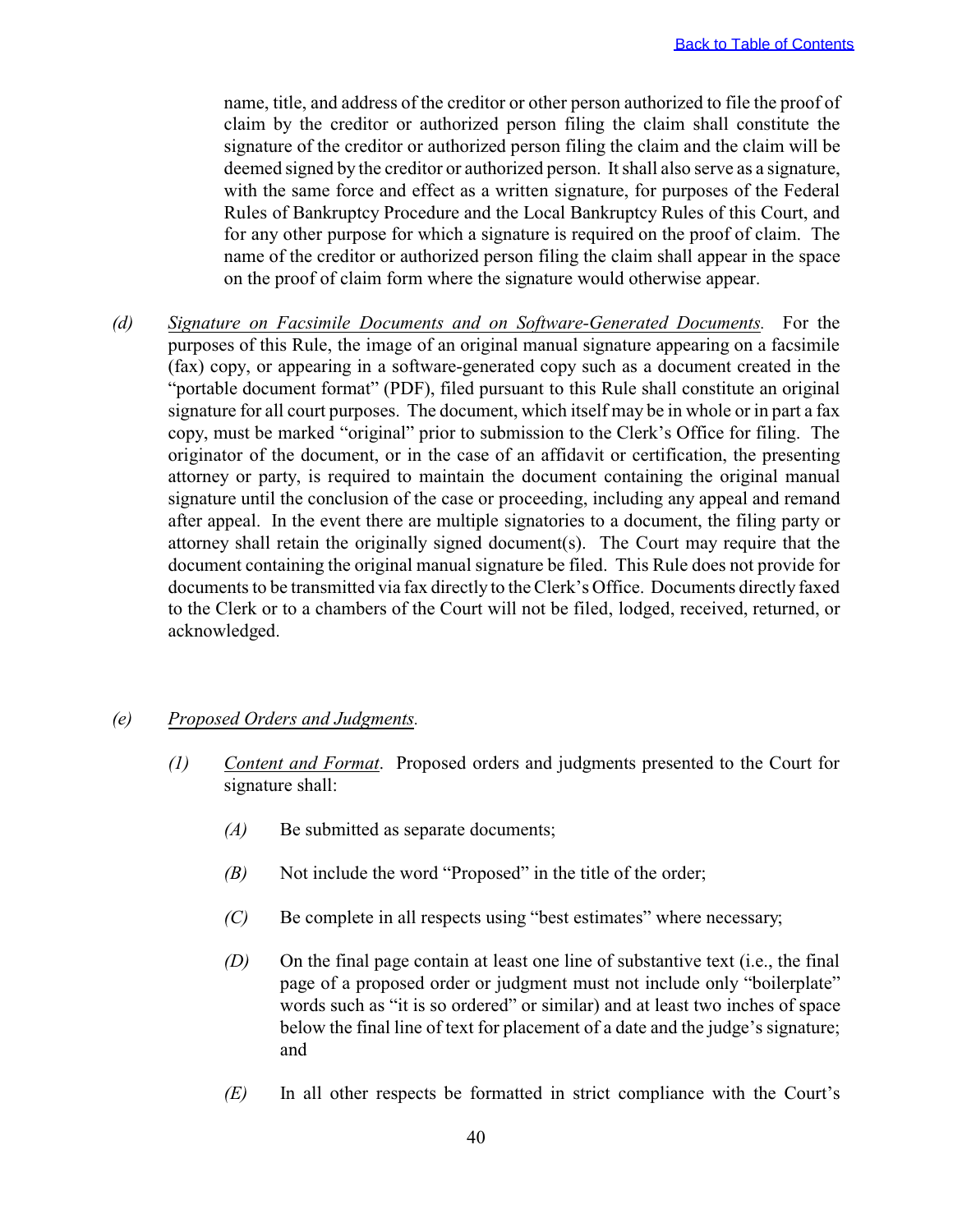name, title, and address of the creditor or other person authorized to file the proof of claim by the creditor or authorized person filing the claim shall constitute the signature of the creditor or authorized person filing the claim and the claim will be deemed signed by the creditor or authorized person. It shall also serve as a signature, with the same force and effect as a written signature, for purposes of the Federal Rules of Bankruptcy Procedure and the Local Bankruptcy Rules of this Court, and for any other purpose for which a signature is required on the proof of claim. The name of the creditor or authorized person filing the claim shall appear in the space on the proof of claim form where the signature would otherwise appear.

*(d)* *Signature on Facsimile Documents and on Software-Generated Documents.* For the purposes of this Rule, the image of an original manual signature appearing on a facsimile (fax) copy, or appearing in a software-generated copy such as a document created in the "portable document format" (PDF), filed pursuant to this Rule shall constitute an original signature for all court purposes. The document, which itself may be in whole or in part a fax copy, must be marked "original" prior to submission to the Clerk's Office for filing. The originator of the document, or in the case of an affidavit or certification, the presenting attorney or party, is required to maintain the document containing the original manual signature until the conclusion of the case or proceeding, including any appeal and remand after appeal. In the event there are multiple signatories to a document, the filing party or attorney shall retain the originally signed document(s). The Court may require that the document containing the original manual signature be filed. This Rule does not provide for documents to be transmitted via fax directly to the Clerk's Office. Documents directly faxed to the Clerk or to a chambers of the Court will not be filed, lodged, received, returned, or acknowledged.

*(e)* *Proposed Orders and Judgments.*

*(1)* *Content and Format*. Proposed orders and judgments presented to the Court for signature shall:

*(A)* Be submitted as separate documents;

*(B)* Not include the word "Proposed" in the title of the order;

*(C)* Be complete in all respects using "best estimates" where necessary;

*(D)* On the final page contain at least one line of substantive text (i.e., the final page of a proposed order or judgment must not include only "boilerplate" words such as "it is so ordered" or similar) and at least two inches of space below the final line of text for placement of a date and the judge's signature; and

*(E)* In all other respects be formatted in strict compliance with the Court's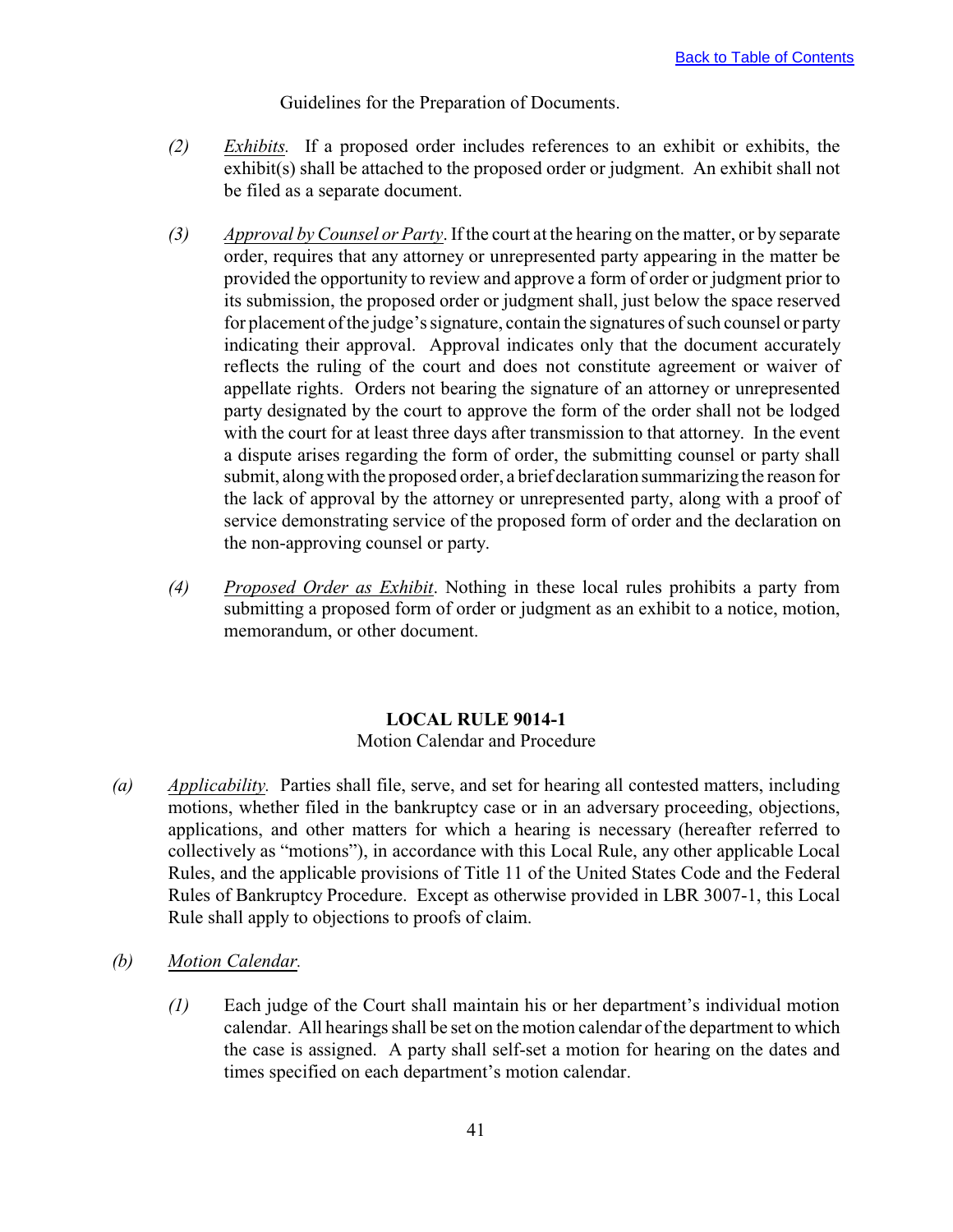Guidelines for the Preparation of Documents.

*(2)* *Exhibits.* If a proposed order includes references to an exhibit or exhibits, the exhibit(s) shall be attached to the proposed order or judgment. An exhibit shall not be filed as a separate document.

*(3)* *Approval by Counsel or Party*. If the court at the hearing on the matter, or by separate order, requires that any attorney or unrepresented party appearing in the matter be provided the opportunity to review and approve a form of order or judgment prior to its submission, the proposed order or judgment shall, just below the space reserved for placement of the judge's signature, contain the signatures of such counsel or party indicating their approval. Approval indicates only that the document accurately reflects the ruling of the court and does not constitute agreement or waiver of appellate rights. Orders not bearing the signature of an attorney or unrepresented party designated by the court to approve the form of the order shall not be lodged with the court for at least three days after transmission to that attorney. In the event a dispute arises regarding the form of order, the submitting counsel or party shall submit, along with the proposed order, a brief declaration summarizing the reason for the lack of approval by the attorney or unrepresented party, along with a proof of service demonstrating service of the proposed form of order and the declaration on the non-approving counsel or party.

*(4)* *Proposed Order as Exhibit*. Nothing in these local rules prohibits a party from submitting a proposed form of order or judgment as an exhibit to a notice, motion, memorandum, or other document.

## LOCAL RULE 9014-1

Motion Calendar and Procedure

*(a)* *Applicability.* Parties shall file, serve, and set for hearing all contested matters, including motions, whether filed in the bankruptcy case or in an adversary proceeding, objections, applications, and other matters for which a hearing is necessary (hereafter referred to collectively as "motions"), in accordance with this Local Rule, any other applicable Local Rules, and the applicable provisions of Title 11 of the United States Code and the Federal Rules of Bankruptcy Procedure. Except as otherwise provided in LBR 3007-1, this Local Rule shall apply to objections to proofs of claim.

*(b)* *Motion Calendar.*

*(1)* Each judge of the Court shall maintain his or her department's individual motion calendar. All hearings shall be set on the motion calendar of the department to which the case is assigned. A party shall self-set a motion for hearing on the dates and times specified on each department's motion calendar.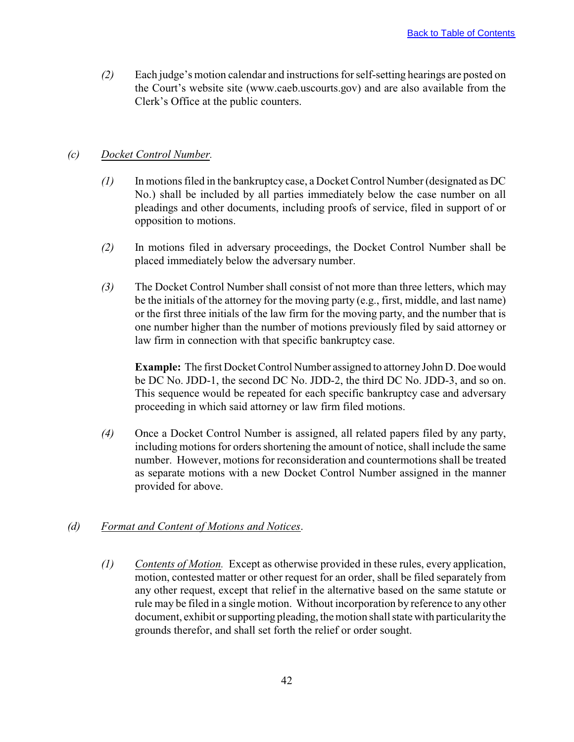*(2)* Each judge's motion calendar and instructions for self-setting hearings are posted on the Court's website site (www.caeb.uscourts.gov) and are also available from the Clerk's Office at the public counters.

*(c)* *Docket Control Number.*

*(1)* In motions filed in the bankruptcy case, a Docket Control Number (designated as DC No.) shall be included by all parties immediately below the case number on all pleadings and other documents, including proofs of service, filed in support of or opposition to motions.

*(2)* In motions filed in adversary proceedings, the Docket Control Number shall be placed immediately below the adversary number.

*(3)* The Docket Control Number shall consist of not more than three letters, which may be the initials of the attorney for the moving party (e.g., first, middle, and last name) or the first three initials of the law firm for the moving party, and the number that is one number higher than the number of motions previously filed by said attorney or law firm in connection with that specific bankruptcy case.

**Example:** The first Docket Control Number assigned to attorney John D. Doe would be DC No. JDD-1, the second DC No. JDD-2, the third DC No. JDD-3, and so on. This sequence would be repeated for each specific bankruptcy case and adversary proceeding in which said attorney or law firm filed motions.

*(4)* Once a Docket Control Number is assigned, all related papers filed by any party, including motions for orders shortening the amount of notice, shall include the same number. However, motions for reconsideration and countermotions shall be treated as separate motions with a new Docket Control Number assigned in the manner provided for above.

*(d)* *Format and Content of Motions and Notices*.

*(1)* *Contents of Motion.* Except as otherwise provided in these rules, every application, motion, contested matter or other request for an order, shall be filed separately from any other request, except that relief in the alternative based on the same statute or rule may be filed in a single motion. Without incorporation by reference to any other document, exhibit or supporting pleading, the motion shall state with particularity the grounds therefor, and shall set forth the relief or order sought.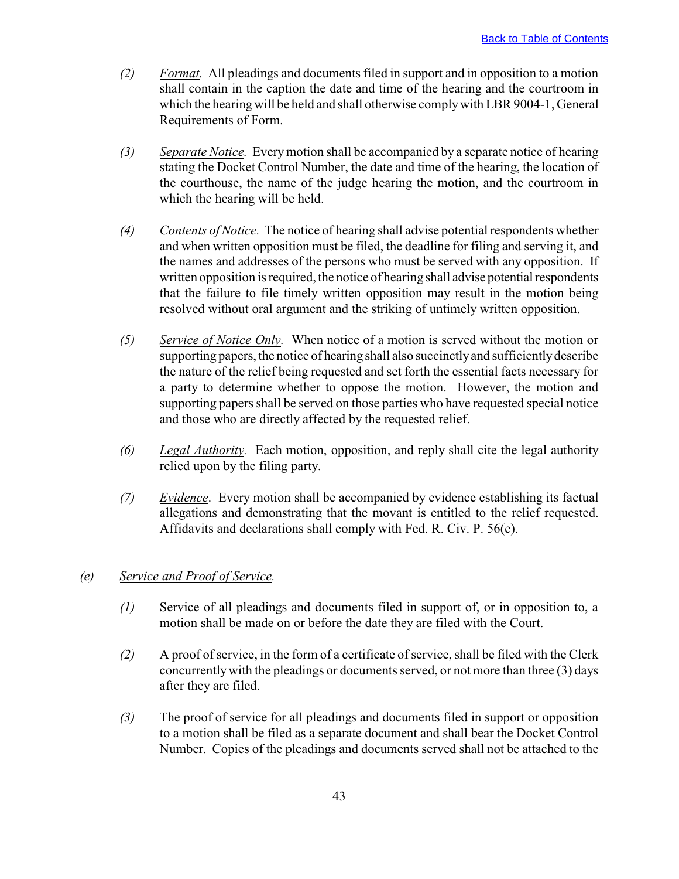(2) *Format.* All pleadings and documents filed in support and in opposition to a motion shall contain in the caption the date and time of the hearing and the courtroom in which the hearing will be held and shall otherwise comply with LBR 9004-1, General Requirements of Form.

(3) *Separate Notice.* Every motion shall be accompanied by a separate notice of hearing stating the Docket Control Number, the date and time of the hearing, the location of the courthouse, the name of the judge hearing the motion, and the courtroom in which the hearing will be held.

(4) *Contents of Notice.* The notice of hearing shall advise potential respondents whether and when written opposition must be filed, the deadline for filing and serving it, and the names and addresses of the persons who must be served with any opposition. If written opposition is required, the notice of hearing shall advise potential respondents that the failure to file timely written opposition may result in the motion being resolved without oral argument and the striking of untimely written opposition.

(5) *Service of Notice Only.* When notice of a motion is served without the motion or supporting papers, the notice of hearing shall also succinctly and sufficiently describe the nature of the relief being requested and set forth the essential facts necessary for a party to determine whether to oppose the motion. However, the motion and supporting papers shall be served on those parties who have requested special notice and those who are directly affected by the requested relief.

(6) *Legal Authority.* Each motion, opposition, and reply shall cite the legal authority relied upon by the filing party.

(7) *Evidence.* Every motion shall be accompanied by evidence establishing its factual allegations and demonstrating that the movant is entitled to the relief requested. Affidavits and declarations shall comply with Fed. R. Civ. P. 56(e).

(e) *Service and Proof of Service.*

(1) Service of all pleadings and documents filed in support of, or in opposition to, a motion shall be made on or before the date they are filed with the Court.

(2) A proof of service, in the form of a certificate of service, shall be filed with the Clerk concurrently with the pleadings or documents served, or not more than three (3) days after they are filed.

(3) The proof of service for all pleadings and documents filed in support or opposition to a motion shall be filed as a separate document and shall bear the Docket Control Number. Copies of the pleadings and documents served shall not be attached to the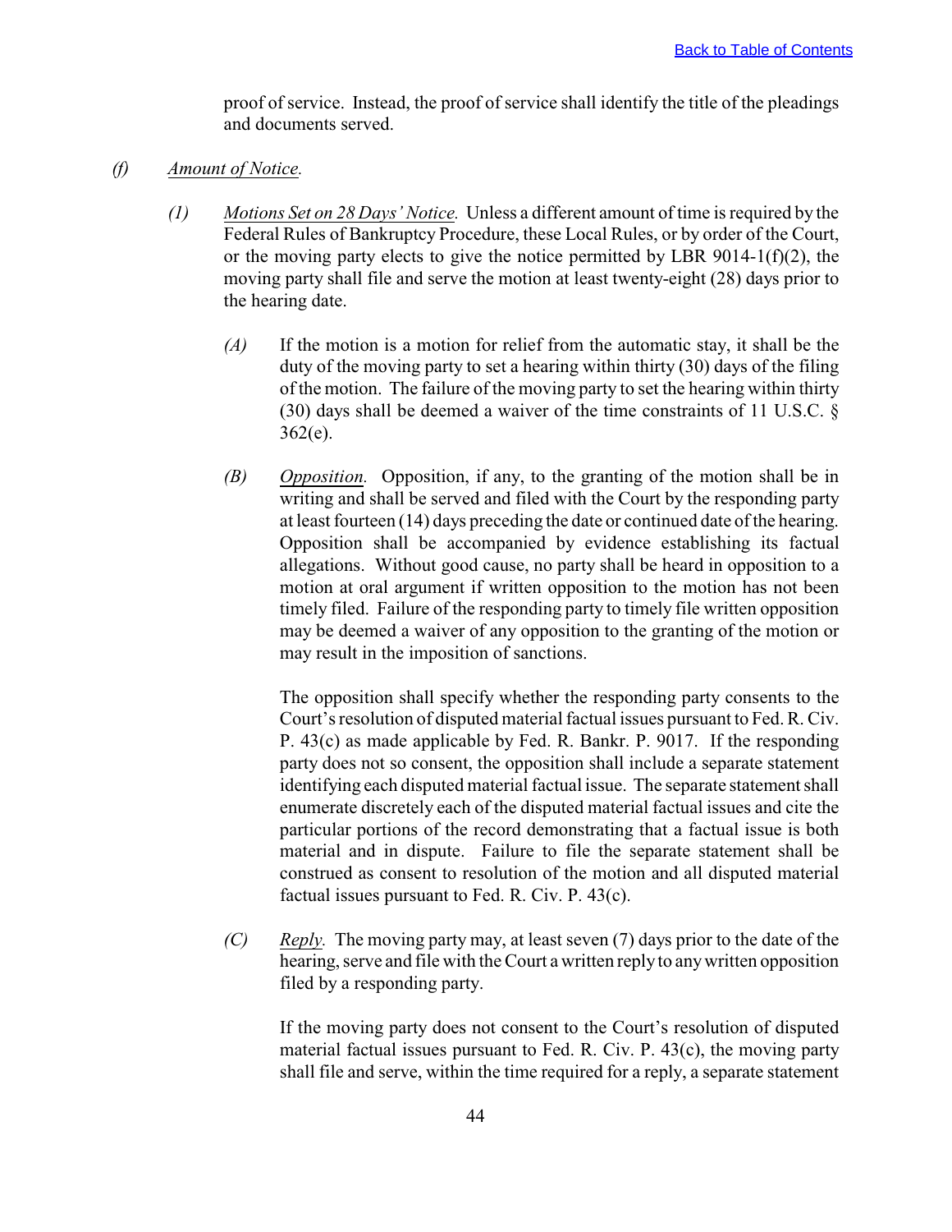proof of service. Instead, the proof of service shall identify the title of the pleadings and documents served.

*(f)* *Amount of Notice.*

*(1)* *Motions Set on 28 Days' Notice.* Unless a different amount of time is required by the Federal Rules of Bankruptcy Procedure, these Local Rules, or by order of the Court, or the moving party elects to give the notice permitted by LBR 9014-1(f)(2), the moving party shall file and serve the motion at least twenty-eight (28) days prior to the hearing date.

*(A)* If the motion is a motion for relief from the automatic stay, it shall be the duty of the moving party to set a hearing within thirty (30) days of the filing of the motion. The failure of the moving party to set the hearing within thirty (30) days shall be deemed a waiver of the time constraints of 11 U.S.C. § 362(e).

*(B)* *Opposition.* Opposition, if any, to the granting of the motion shall be in writing and shall be served and filed with the Court by the responding party at least fourteen (14) days preceding the date or continued date of the hearing. Opposition shall be accompanied by evidence establishing its factual allegations. Without good cause, no party shall be heard in opposition to a motion at oral argument if written opposition to the motion has not been timely filed. Failure of the responding party to timely file written opposition may be deemed a waiver of any opposition to the granting of the motion or may result in the imposition of sanctions.

The opposition shall specify whether the responding party consents to the Court's resolution of disputed material factual issues pursuant to Fed. R. Civ. P. 43(c) as made applicable by Fed. R. Bankr. P. 9017. If the responding party does not so consent, the opposition shall include a separate statement identifying each disputed material factual issue. The separate statement shall enumerate discretely each of the disputed material factual issues and cite the particular portions of the record demonstrating that a factual issue is both material and in dispute. Failure to file the separate statement shall be construed as consent to resolution of the motion and all disputed material factual issues pursuant to Fed. R. Civ. P. 43(c).

*(C)* *Reply.* The moving party may, at least seven (7) days prior to the date of the hearing, serve and file with the Court a written reply to any written opposition filed by a responding party.

If the moving party does not consent to the Court's resolution of disputed material factual issues pursuant to Fed. R. Civ. P. 43(c), the moving party shall file and serve, within the time required for a reply, a separate statement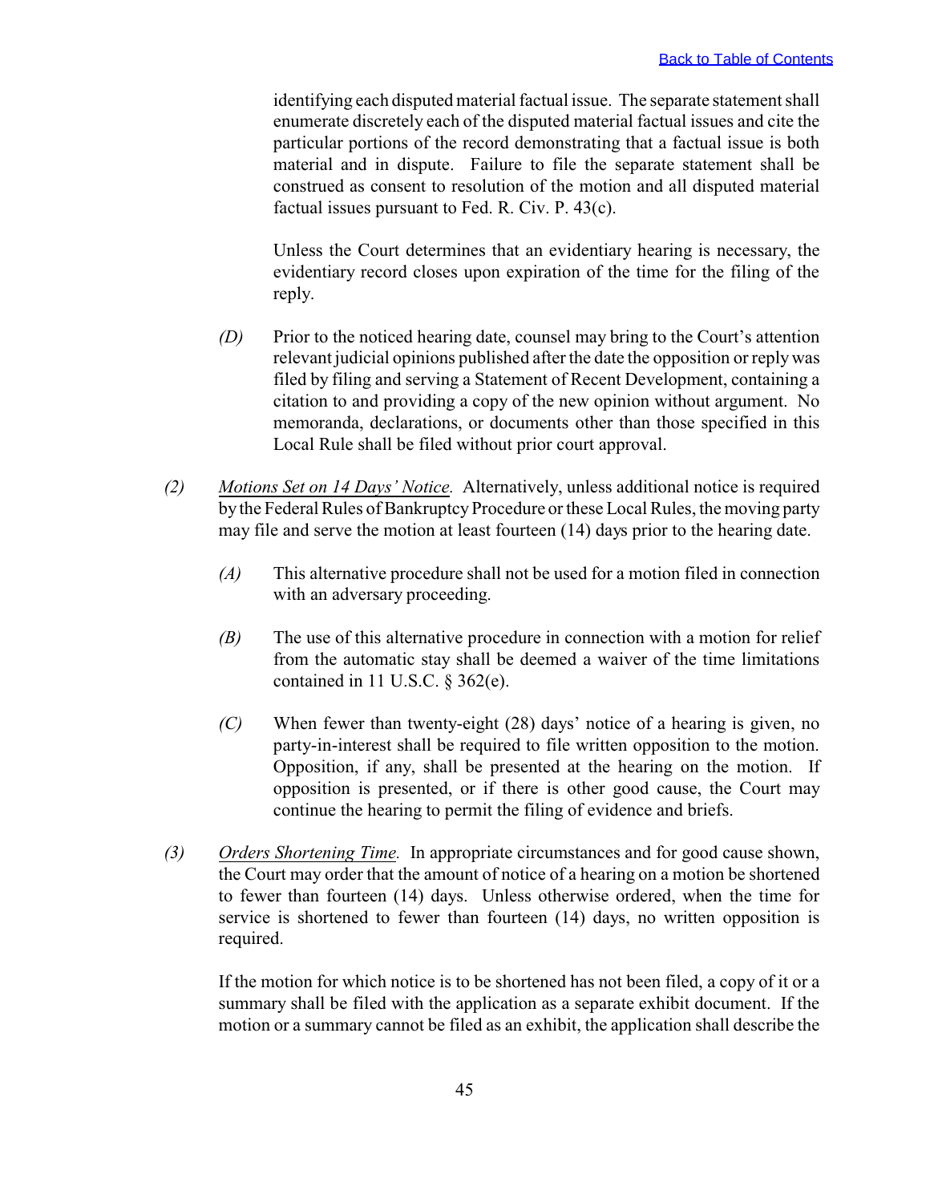identifying each disputed material factual issue. The separate statement shall enumerate discretely each of the disputed material factual issues and cite the particular portions of the record demonstrating that a factual issue is both material and in dispute. Failure to file the separate statement shall be construed as consent to resolution of the motion and all disputed material factual issues pursuant to Fed. R. Civ. P. 43(c).

Unless the Court determines that an evidentiary hearing is necessary, the evidentiary record closes upon expiration of the time for the filing of the reply.

*(D)* Prior to the noticed hearing date, counsel may bring to the Court's attention relevant judicial opinions published after the date the opposition or reply was filed by filing and serving a Statement of Recent Development, containing a citation to and providing a copy of the new opinion without argument. No memoranda, declarations, or documents other than those specified in this Local Rule shall be filed without prior court approval.

*(2)* *Motions Set on 14 Days' Notice.* Alternatively, unless additional notice is required by the Federal Rules of Bankruptcy Procedure or these Local Rules, the moving party may file and serve the motion at least fourteen (14) days prior to the hearing date.

*(A)* This alternative procedure shall not be used for a motion filed in connection with an adversary proceeding.

*(B)* The use of this alternative procedure in connection with a motion for relief from the automatic stay shall be deemed a waiver of the time limitations contained in 11 U.S.C. § 362(e).

*(C)* When fewer than twenty-eight (28) days' notice of a hearing is given, no party-in-interest shall be required to file written opposition to the motion. Opposition, if any, shall be presented at the hearing on the motion. If opposition is presented, or if there is other good cause, the Court may continue the hearing to permit the filing of evidence and briefs.

*(3)* *Orders Shortening Time.* In appropriate circumstances and for good cause shown, the Court may order that the amount of notice of a hearing on a motion be shortened to fewer than fourteen (14) days. Unless otherwise ordered, when the time for service is shortened to fewer than fourteen (14) days, no written opposition is required.

If the motion for which notice is to be shortened has not been filed, a copy of it or a summary shall be filed with the application as a separate exhibit document. If the motion or a summary cannot be filed as an exhibit, the application shall describe the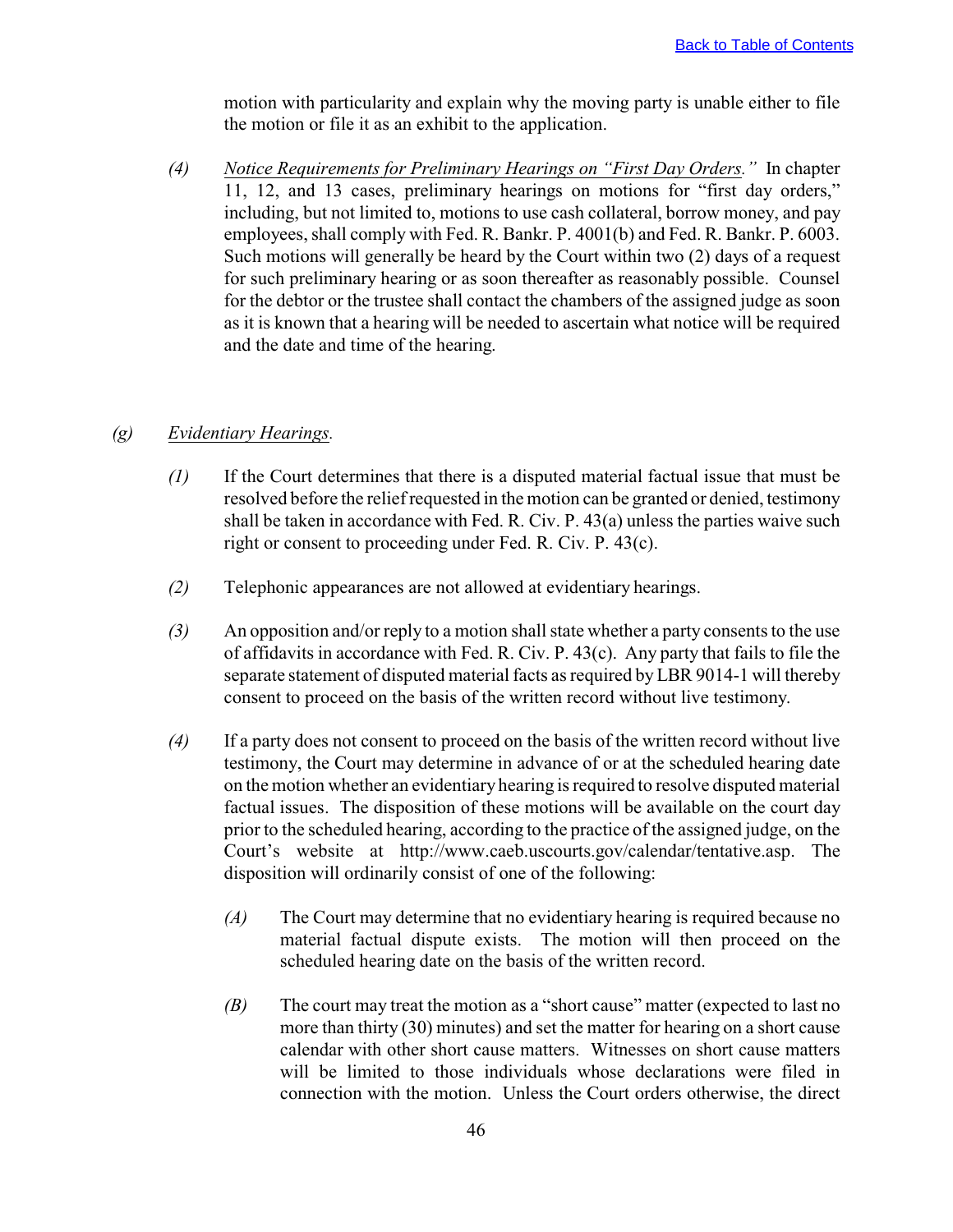motion with particularity and explain why the moving party is unable either to file the motion or file it as an exhibit to the application.

*(4)* *Notice Requirements for Preliminary Hearings on "First Day Orders."* In chapter 11, 12, and 13 cases, preliminary hearings on motions for "first day orders," including, but not limited to, motions to use cash collateral, borrow money, and pay employees, shall comply with Fed. R. Bankr. P. 4001(b) and Fed. R. Bankr. P. 6003. Such motions will generally be heard by the Court within two (2) days of a request for such preliminary hearing or as soon thereafter as reasonably possible. Counsel for the debtor or the trustee shall contact the chambers of the assigned judge as soon as it is known that a hearing will be needed to ascertain what notice will be required and the date and time of the hearing.

*(g)* *Evidentiary Hearings.*

*(1)* If the Court determines that there is a disputed material factual issue that must be resolved before the relief requested in the motion can be granted or denied, testimony shall be taken in accordance with Fed. R. Civ. P. 43(a) unless the parties waive such right or consent to proceeding under Fed. R. Civ. P. 43(c).

*(2)* Telephonic appearances are not allowed at evidentiary hearings.

*(3)* An opposition and/or reply to a motion shall state whether a party consents to the use of affidavits in accordance with Fed. R. Civ. P. 43(c). Any party that fails to file the separate statement of disputed material facts as required by LBR 9014-1 will thereby consent to proceed on the basis of the written record without live testimony.

*(4)* If a party does not consent to proceed on the basis of the written record without live testimony, the Court may determine in advance of or at the scheduled hearing date on the motion whether an evidentiary hearing is required to resolve disputed material factual issues. The disposition of these motions will be available on the court day prior to the scheduled hearing, according to the practice of the assigned judge, on the Court's website at http://www.caeb.uscourts.gov/calendar/tentative.asp. The disposition will ordinarily consist of one of the following:

*(A)* The Court may determine that no evidentiary hearing is required because no material factual dispute exists. The motion will then proceed on the scheduled hearing date on the basis of the written record.

*(B)* The court may treat the motion as a "short cause" matter (expected to last no more than thirty (30) minutes) and set the matter for hearing on a short cause calendar with other short cause matters. Witnesses on short cause matters will be limited to those individuals whose declarations were filed in connection with the motion. Unless the Court orders otherwise, the direct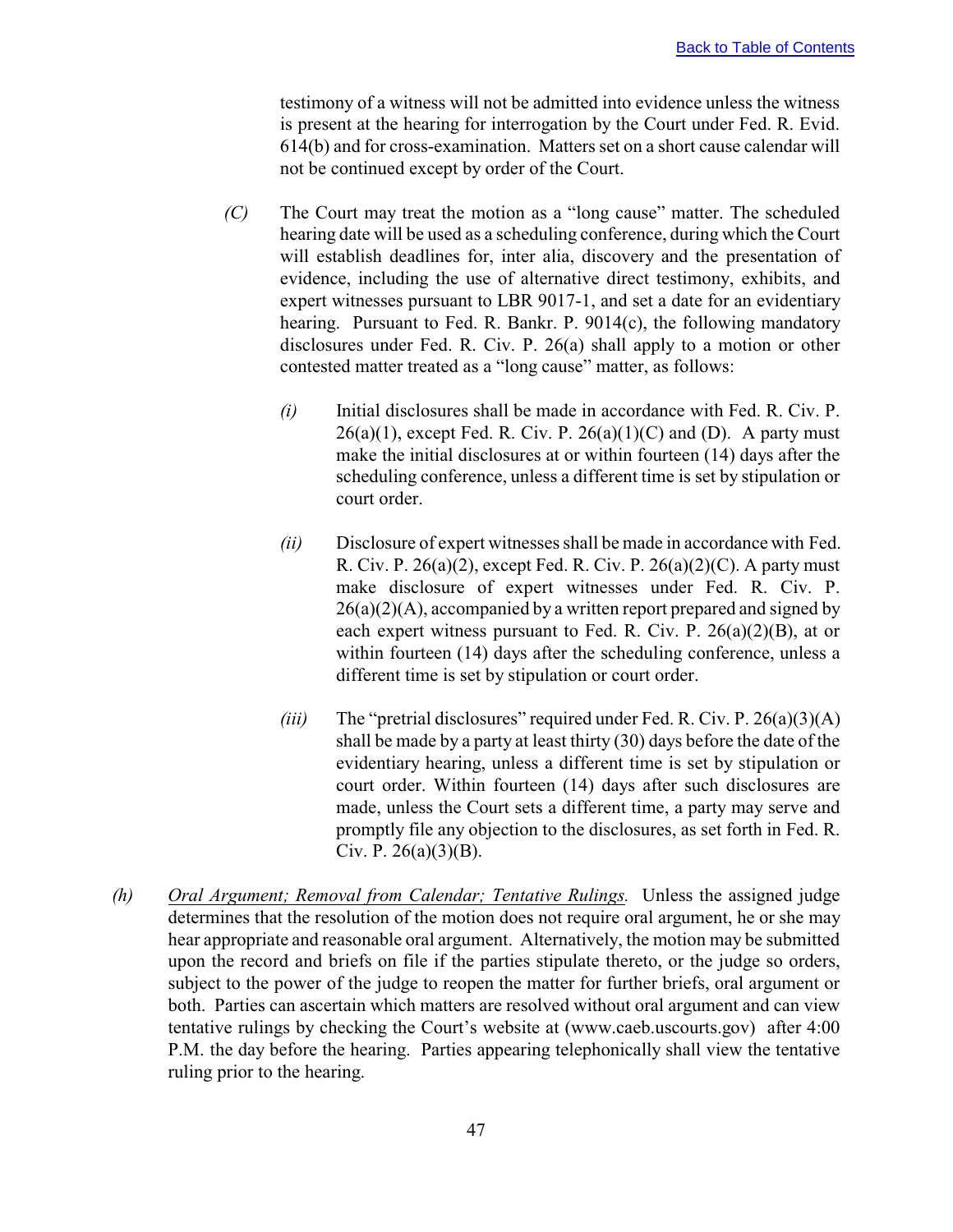testimony of a witness will not be admitted into evidence unless the witness is present at the hearing for interrogation by the Court under Fed. R. Evid. 614(b) and for cross-examination. Matters set on a short cause calendar will not be continued except by order of the Court.

*(C)* The Court may treat the motion as a "long cause" matter. The scheduled hearing date will be used as a scheduling conference, during which the Court will establish deadlines for, inter alia, discovery and the presentation of evidence, including the use of alternative direct testimony, exhibits, and expert witnesses pursuant to LBR 9017-1, and set a date for an evidentiary hearing. Pursuant to Fed. R. Bankr. P. 9014(c), the following mandatory disclosures under Fed. R. Civ. P. 26(a) shall apply to a motion or other contested matter treated as a "long cause" matter, as follows:

*(i)* Initial disclosures shall be made in accordance with Fed. R. Civ. P. 26(a)(1), except Fed. R. Civ. P. 26(a)(1)(C) and (D). A party must make the initial disclosures at or within fourteen (14) days after the scheduling conference, unless a different time is set by stipulation or court order.

*(ii)* Disclosure of expert witnesses shall be made in accordance with Fed. R. Civ. P. 26(a)(2), except Fed. R. Civ. P. 26(a)(2)(C). A party must make disclosure of expert witnesses under Fed. R. Civ. P. 26(a)(2)(A), accompanied by a written report prepared and signed by each expert witness pursuant to Fed. R. Civ. P. 26(a)(2)(B), at or within fourteen (14) days after the scheduling conference, unless a different time is set by stipulation or court order.

*(iii)* The "pretrial disclosures" required under Fed. R. Civ. P. 26(a)(3)(A) shall be made by a party at least thirty (30) days before the date of the evidentiary hearing, unless a different time is set by stipulation or court order. Within fourteen (14) days after such disclosures are made, unless the Court sets a different time, a party may serve and promptly file any objection to the disclosures, as set forth in Fed. R. Civ. P. 26(a)(3)(B).

*(h)* *Oral Argument; Removal from Calendar; Tentative Rulings.* Unless the assigned judge determines that the resolution of the motion does not require oral argument, he or she may hear appropriate and reasonable oral argument. Alternatively, the motion may be submitted upon the record and briefs on file if the parties stipulate thereto, or the judge so orders, subject to the power of the judge to reopen the matter for further briefs, oral argument or both. Parties can ascertain which matters are resolved without oral argument and can view tentative rulings by checking the Court's website at (www.caeb.uscourts.gov) after 4:00 P.M. the day before the hearing. Parties appearing telephonically shall view the tentative ruling prior to the hearing.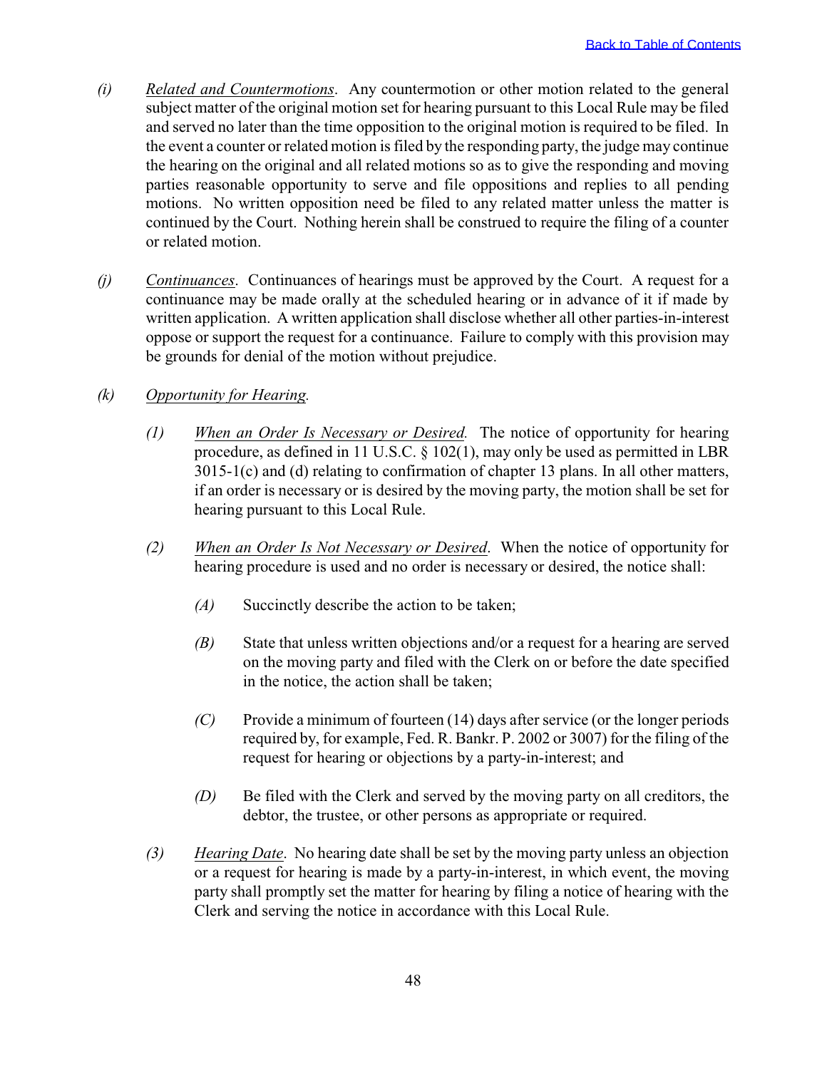*(i)* *Related and Countermotions*. Any countermotion or other motion related to the general subject matter of the original motion set for hearing pursuant to this Local Rule may be filed and served no later than the time opposition to the original motion is required to be filed. In the event a counter or related motion is filed by the responding party, the judge may continue the hearing on the original and all related motions so as to give the responding and moving parties reasonable opportunity to serve and file oppositions and replies to all pending motions. No written opposition need be filed to any related matter unless the matter is continued by the Court. Nothing herein shall be construed to require the filing of a counter or related motion.

*(j)* *Continuances*. Continuances of hearings must be approved by the Court. A request for a continuance may be made orally at the scheduled hearing or in advance of it if made by written application. A written application shall disclose whether all other parties-in-interest oppose or support the request for a continuance. Failure to comply with this provision may be grounds for denial of the motion without prejudice.

*(k)* *Opportunity for Hearing.*

*(1)* *When an Order Is Necessary or Desired.* The notice of opportunity for hearing procedure, as defined in 11 U.S.C. § 102(1), may only be used as permitted in LBR 3015-1(c) and (d) relating to confirmation of chapter 13 plans. In all other matters, if an order is necessary or is desired by the moving party, the motion shall be set for hearing pursuant to this Local Rule.

*(2)* *When an Order Is Not Necessary or Desired*. When the notice of opportunity for hearing procedure is used and no order is necessary or desired, the notice shall:

*(A)* Succinctly describe the action to be taken;

*(B)* State that unless written objections and/or a request for a hearing are served on the moving party and filed with the Clerk on or before the date specified in the notice, the action shall be taken;

*(C)* Provide a minimum of fourteen (14) days after service (or the longer periods required by, for example, Fed. R. Bankr. P. 2002 or 3007) for the filing of the request for hearing or objections by a party-in-interest; and

*(D)* Be filed with the Clerk and served by the moving party on all creditors, the debtor, the trustee, or other persons as appropriate or required.

*(3)* *Hearing Date*. No hearing date shall be set by the moving party unless an objection or a request for hearing is made by a party-in-interest, in which event, the moving party shall promptly set the matter for hearing by filing a notice of hearing with the Clerk and serving the notice in accordance with this Local Rule.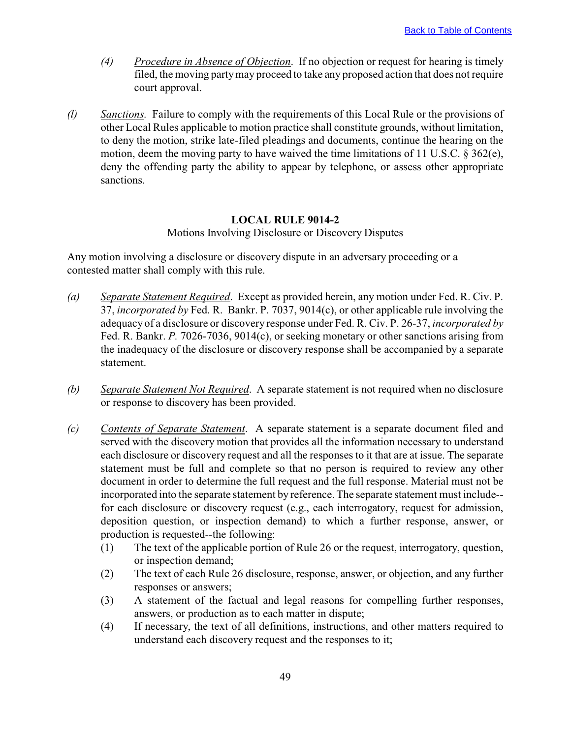(4) *Procedure in Absence of Objection*. If no objection or request for hearing is timely filed, the moving party may proceed to take any proposed action that does not require court approval.

*(l)* *Sanctions.* Failure to comply with the requirements of this Local Rule or the provisions of other Local Rules applicable to motion practice shall constitute grounds, without limitation, to deny the motion, strike late-filed pleadings and documents, continue the hearing on the motion, deem the moving party to have waived the time limitations of 11 U.S.C. § 362(e), deny the offending party the ability to appear by telephone, or assess other appropriate sanctions.

## LOCAL RULE 9014-2

Motions Involving Disclosure or Discovery Disputes

Any motion involving a disclosure or discovery dispute in an adversary proceeding or a contested matter shall comply with this rule.

*(a)* *Separate Statement Required*. Except as provided herein, any motion under Fed. R. Civ. P. 37, *incorporated by* Fed. R. Bankr. P. 7037, 9014(c), or other applicable rule involving the adequacy of a disclosure or discovery response under Fed. R. Civ. P. 26-37, *incorporated by* Fed. R. Bankr. *P.* 7026-7036, 9014(c), or seeking monetary or other sanctions arising from the inadequacy of the disclosure or discovery response shall be accompanied by a separate statement.

*(b)* *Separate Statement Not Required*. A separate statement is not required when no disclosure or response to discovery has been provided.

*(c)* *Contents of Separate Statement*. A separate statement is a separate document filed and served with the discovery motion that provides all the information necessary to understand each disclosure or discovery request and all the responses to it that are at issue. The separate statement must be full and complete so that no person is required to review any other document in order to determine the full request and the full response. Material must not be incorporated into the separate statement by reference. The separate statement must include--for each disclosure or discovery request (e.g., each interrogatory, request for admission, deposition question, or inspection demand) to which a further response, answer, or production is requested--the following:

(1) The text of the applicable portion of Rule 26 or the request, interrogatory, question, or inspection demand;

(2) The text of each Rule 26 disclosure, response, answer, or objection, and any further responses or answers;

(3) A statement of the factual and legal reasons for compelling further responses, answers, or production as to each matter in dispute;

(4) If necessary, the text of all definitions, instructions, and other matters required to understand each discovery request and the responses to it;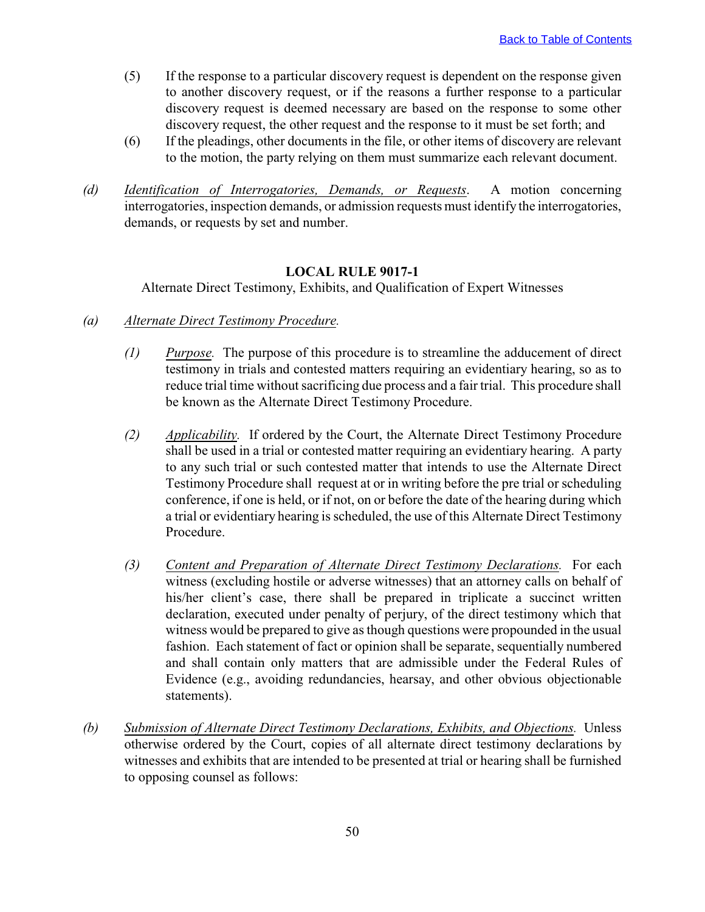(5) If the response to a particular discovery request is dependent on the response given to another discovery request, or if the reasons a further response to a particular discovery request is deemed necessary are based on the response to some other discovery request, the other request and the response to it must be set forth; and

(6) If the pleadings, other documents in the file, or other items of discovery are relevant to the motion, the party relying on them must summarize each relevant document.

*(d)* *Identification of Interrogatories, Demands, or Requests*. A motion concerning interrogatories, inspection demands, or admission requests must identify the interrogatories, demands, or requests by set and number.

## LOCAL RULE 9017-1

Alternate Direct Testimony, Exhibits, and Qualification of Expert Witnesses

*(a)* *Alternate Direct Testimony Procedure.*

*(1)* *Purpose.* The purpose of this procedure is to streamline the adducement of direct testimony in trials and contested matters requiring an evidentiary hearing, so as to reduce trial time without sacrificing due process and a fair trial. This procedure shall be known as the Alternate Direct Testimony Procedure.

*(2)* *Applicability.* If ordered by the Court, the Alternate Direct Testimony Procedure shall be used in a trial or contested matter requiring an evidentiary hearing. A party to any such trial or such contested matter that intends to use the Alternate Direct Testimony Procedure shall request at or in writing before the pre trial or scheduling conference, if one is held, or if not, on or before the date of the hearing during which a trial or evidentiary hearing is scheduled, the use of this Alternate Direct Testimony Procedure.

*(3)* *Content and Preparation of Alternate Direct Testimony Declarations.* For each witness (excluding hostile or adverse witnesses) that an attorney calls on behalf of his/her client's case, there shall be prepared in triplicate a succinct written declaration, executed under penalty of perjury, of the direct testimony which that witness would be prepared to give as though questions were propounded in the usual fashion. Each statement of fact or opinion shall be separate, sequentially numbered and shall contain only matters that are admissible under the Federal Rules of Evidence (e.g., avoiding redundancies, hearsay, and other obvious objectionable statements).

*(b)* *Submission of Alternate Direct Testimony Declarations, Exhibits, and Objections.* Unless otherwise ordered by the Court, copies of all alternate direct testimony declarations by witnesses and exhibits that are intended to be presented at trial or hearing shall be furnished to opposing counsel as follows: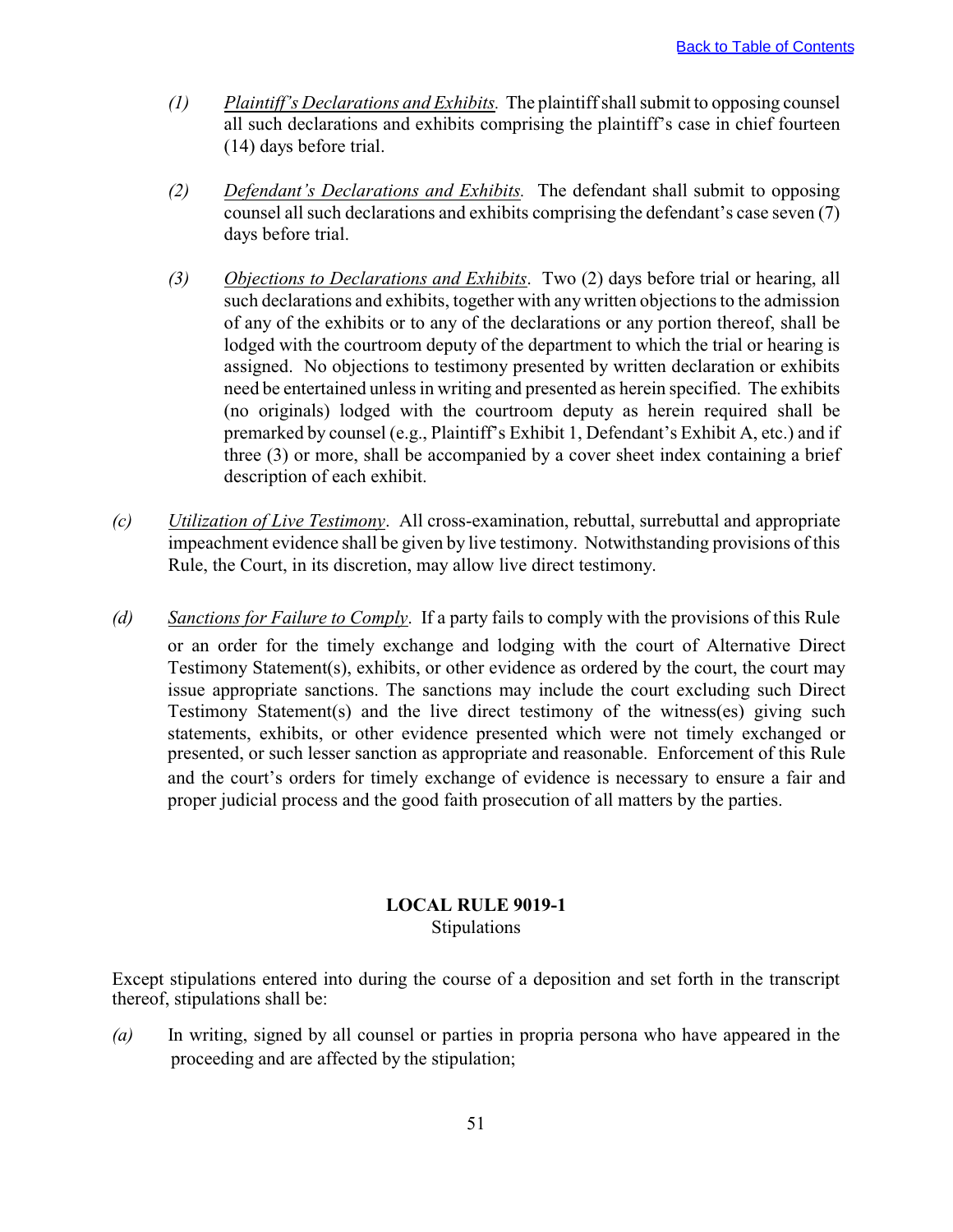*(1)* *Plaintiff's Declarations and Exhibits.* The plaintiff shall submit to opposing counsel all such declarations and exhibits comprising the plaintiff's case in chief fourteen (14) days before trial.

*(2)* *Defendant's Declarations and Exhibits.* The defendant shall submit to opposing counsel all such declarations and exhibits comprising the defendant's case seven (7) days before trial.

*(3)* *Objections to Declarations and Exhibits*. Two (2) days before trial or hearing, all such declarations and exhibits, together with any written objections to the admission of any of the exhibits or to any of the declarations or any portion thereof, shall be lodged with the courtroom deputy of the department to which the trial or hearing is assigned. No objections to testimony presented by written declaration or exhibits need be entertained unless in writing and presented as herein specified. The exhibits (no originals) lodged with the courtroom deputy as herein required shall be premarked by counsel (e.g., Plaintiff's Exhibit 1, Defendant's Exhibit A, etc.) and if three (3) or more, shall be accompanied by a cover sheet index containing a brief description of each exhibit.

*(c)* *Utilization of Live Testimony*. All cross-examination, rebuttal, surrebuttal and appropriate impeachment evidence shall be given by live testimony. Notwithstanding provisions of this Rule, the Court, in its discretion, may allow live direct testimony.

*(d)* *Sanctions for Failure to Comply*. If a party fails to comply with the provisions of this Rule or an order for the timely exchange and lodging with the court of Alternative Direct Testimony Statement(s), exhibits, or other evidence as ordered by the court, the court may issue appropriate sanctions. The sanctions may include the court excluding such Direct Testimony Statement(s) and the live direct testimony of the witness(es) giving such statements, exhibits, or other evidence presented which were not timely exchanged or presented, or such lesser sanction as appropriate and reasonable. Enforcement of this Rule and the court's orders for timely exchange of evidence is necessary to ensure a fair and proper judicial process and the good faith prosecution of all matters by the parties.

## LOCAL RULE 9019-1
Stipulations

Except stipulations entered into during the course of a deposition and set forth in the transcript thereof, stipulations shall be:

*(a)* In writing, signed by all counsel or parties in propria persona who have appeared in the proceeding and are affected by the stipulation;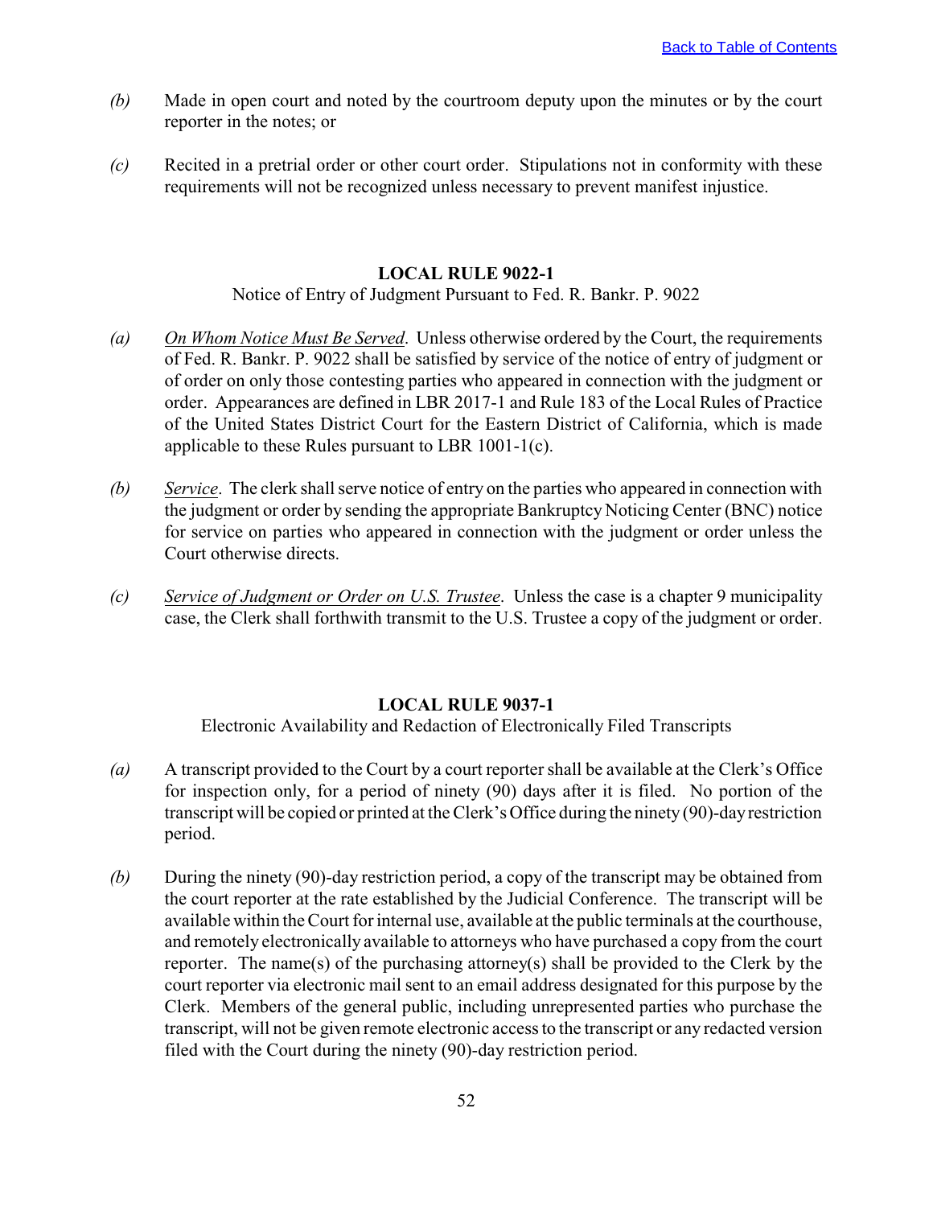*(b)* Made in open court and noted by the courtroom deputy upon the minutes or by the court reporter in the notes; or

*(c)* Recited in a pretrial order or other court order. Stipulations not in conformity with these requirements will not be recognized unless necessary to prevent manifest injustice.

## LOCAL RULE 9022-1

Notice of Entry of Judgment Pursuant to Fed. R. Bankr. P. 9022

*(a)* *On Whom Notice Must Be Served*. Unless otherwise ordered by the Court, the requirements of Fed. R. Bankr. P. 9022 shall be satisfied by service of the notice of entry of judgment or of order on only those contesting parties who appeared in connection with the judgment or order. Appearances are defined in LBR 2017-1 and Rule 183 of the Local Rules of Practice of the United States District Court for the Eastern District of California, which is made applicable to these Rules pursuant to LBR 1001-1(c).

*(b)* *Service*. The clerk shall serve notice of entry on the parties who appeared in connection with the judgment or order by sending the appropriate Bankruptcy Noticing Center (BNC) notice for service on parties who appeared in connection with the judgment or order unless the Court otherwise directs.

*(c)* *Service of Judgment or Order on U.S. Trustee*. Unless the case is a chapter 9 municipality case, the Clerk shall forthwith transmit to the U.S. Trustee a copy of the judgment or order.

## LOCAL RULE 9037-1

Electronic Availability and Redaction of Electronically Filed Transcripts

*(a)* A transcript provided to the Court by a court reporter shall be available at the Clerk's Office for inspection only, for a period of ninety (90) days after it is filed. No portion of the transcript will be copied or printed at the Clerk's Office during the ninety (90)-day restriction period.

*(b)* During the ninety (90)-day restriction period, a copy of the transcript may be obtained from the court reporter at the rate established by the Judicial Conference. The transcript will be available within the Court for internal use, available at the public terminals at the courthouse, and remotely electronically available to attorneys who have purchased a copy from the court reporter. The name(s) of the purchasing attorney(s) shall be provided to the Clerk by the court reporter via electronic mail sent to an email address designated for this purpose by the Clerk. Members of the general public, including unrepresented parties who purchase the transcript, will not be given remote electronic access to the transcript or any redacted version filed with the Court during the ninety (90)-day restriction period.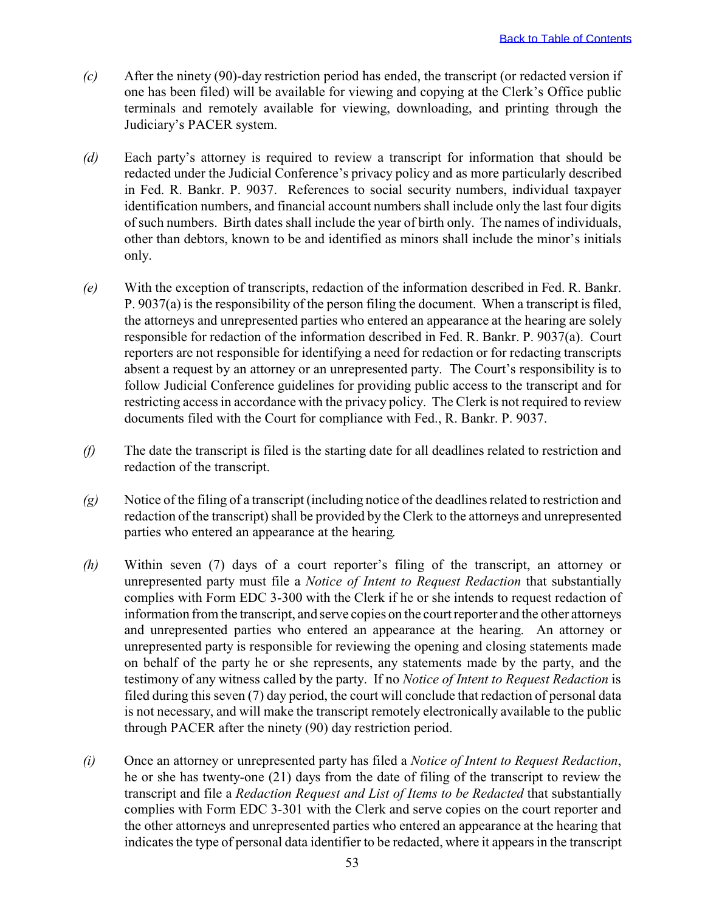*(c)* After the ninety (90)-day restriction period has ended, the transcript (or redacted version if one has been filed) will be available for viewing and copying at the Clerk's Office public terminals and remotely available for viewing, downloading, and printing through the Judiciary's PACER system.

*(d)* Each party's attorney is required to review a transcript for information that should be redacted under the Judicial Conference's privacy policy and as more particularly described in Fed. R. Bankr. P. 9037. References to social security numbers, individual taxpayer identification numbers, and financial account numbers shall include only the last four digits of such numbers. Birth dates shall include the year of birth only. The names of individuals, other than debtors, known to be and identified as minors shall include the minor's initials only.

*(e)* With the exception of transcripts, redaction of the information described in Fed. R. Bankr. P. 9037(a) is the responsibility of the person filing the document. When a transcript is filed, the attorneys and unrepresented parties who entered an appearance at the hearing are solely responsible for redaction of the information described in Fed. R. Bankr. P. 9037(a). Court reporters are not responsible for identifying a need for redaction or for redacting transcripts absent a request by an attorney or an unrepresented party. The Court's responsibility is to follow Judicial Conference guidelines for providing public access to the transcript and for restricting access in accordance with the privacy policy. The Clerk is not required to review documents filed with the Court for compliance with Fed., R. Bankr. P. 9037.

*(f)* The date the transcript is filed is the starting date for all deadlines related to restriction and redaction of the transcript.

*(g)* Notice of the filing of a transcript (including notice of the deadlines related to restriction and redaction of the transcript) shall be provided by the Clerk to the attorneys and unrepresented parties who entered an appearance at the hearing.

*(h)* Within seven (7) days of a court reporter's filing of the transcript, an attorney or unrepresented party must file a *Notice of Intent to Request Redaction* that substantially complies with Form EDC 3-300 with the Clerk if he or she intends to request redaction of information from the transcript, and serve copies on the court reporter and the other attorneys and unrepresented parties who entered an appearance at the hearing. An attorney or unrepresented party is responsible for reviewing the opening and closing statements made on behalf of the party he or she represents, any statements made by the party, and the testimony of any witness called by the party. If no *Notice of Intent to Request Redaction* is filed during this seven (7) day period, the court will conclude that redaction of personal data is not necessary, and will make the transcript remotely electronically available to the public through PACER after the ninety (90) day restriction period.

*(i)* Once an attorney or unrepresented party has filed a *Notice of Intent to Request Redaction*, he or she has twenty-one (21) days from the date of filing of the transcript to review the transcript and file a *Redaction Request and List of Items to be Redacted* that substantially complies with Form EDC 3-301 with the Clerk and serve copies on the court reporter and the other attorneys and unrepresented parties who entered an appearance at the hearing that indicates the type of personal data identifier to be redacted, where it appears in the transcript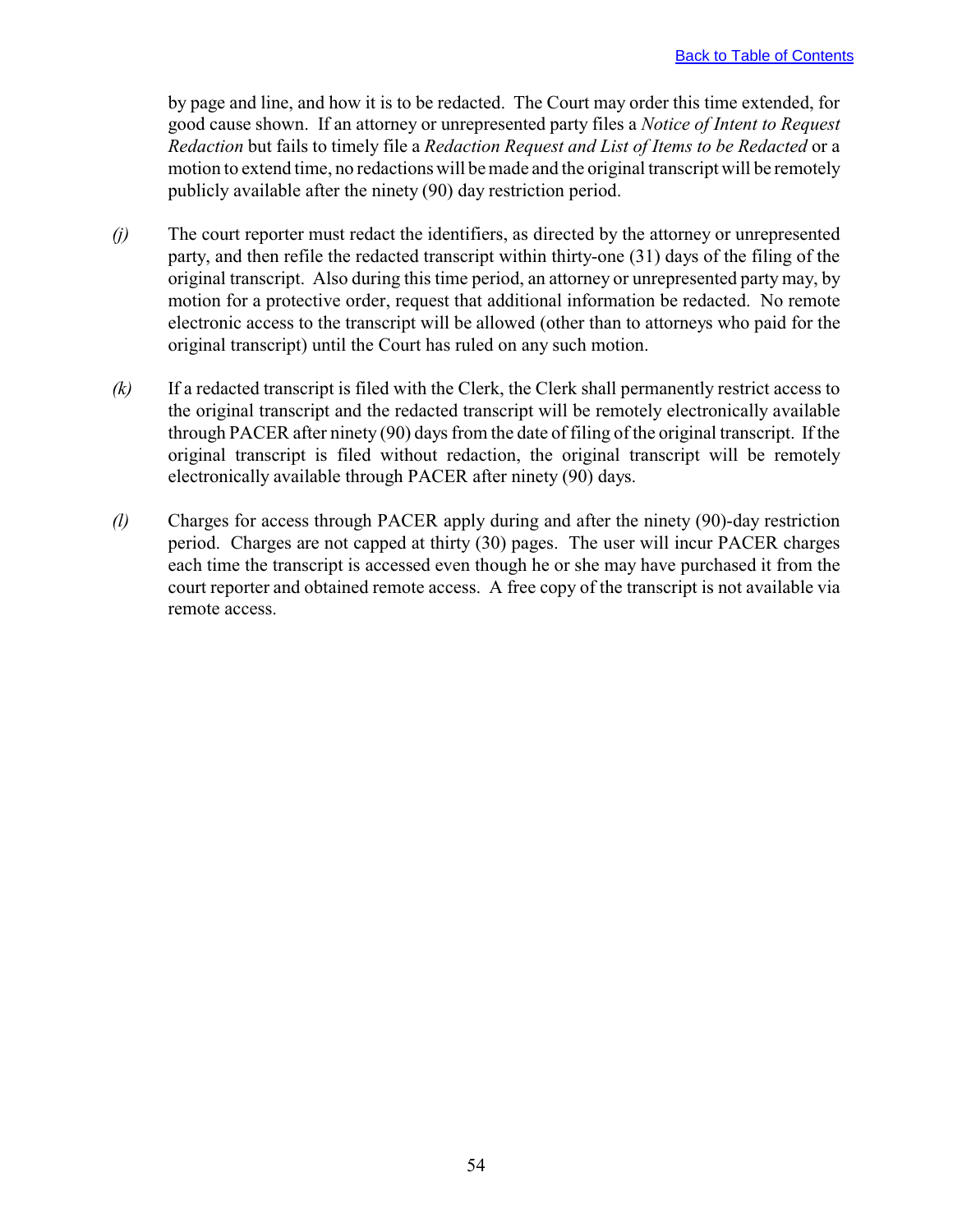by page and line, and how it is to be redacted. The Court may order this time extended, for good cause shown. If an attorney or unrepresented party files a *Notice of Intent to Request Redaction* but fails to timely file a *Redaction Request and List of Items to be Redacted* or a motion to extend time, no redactions will be made and the original transcript will be remotely publicly available after the ninety (90) day restriction period.

*(j)* The court reporter must redact the identifiers, as directed by the attorney or unrepresented party, and then refile the redacted transcript within thirty-one (31) days of the filing of the original transcript. Also during this time period, an attorney or unrepresented party may, by motion for a protective order, request that additional information be redacted. No remote electronic access to the transcript will be allowed (other than to attorneys who paid for the original transcript) until the Court has ruled on any such motion.

*(k)* If a redacted transcript is filed with the Clerk, the Clerk shall permanently restrict access to the original transcript and the redacted transcript will be remotely electronically available through PACER after ninety (90) days from the date of filing of the original transcript. If the original transcript is filed without redaction, the original transcript will be remotely electronically available through PACER after ninety (90) days.

*(l)* Charges for access through PACER apply during and after the ninety (90)-day restriction period. Charges are not capped at thirty (30) pages. The user will incur PACER charges each time the transcript is accessed even though he or she may have purchased it from the court reporter and obtained remote access. A free copy of the transcript is not available via remote access.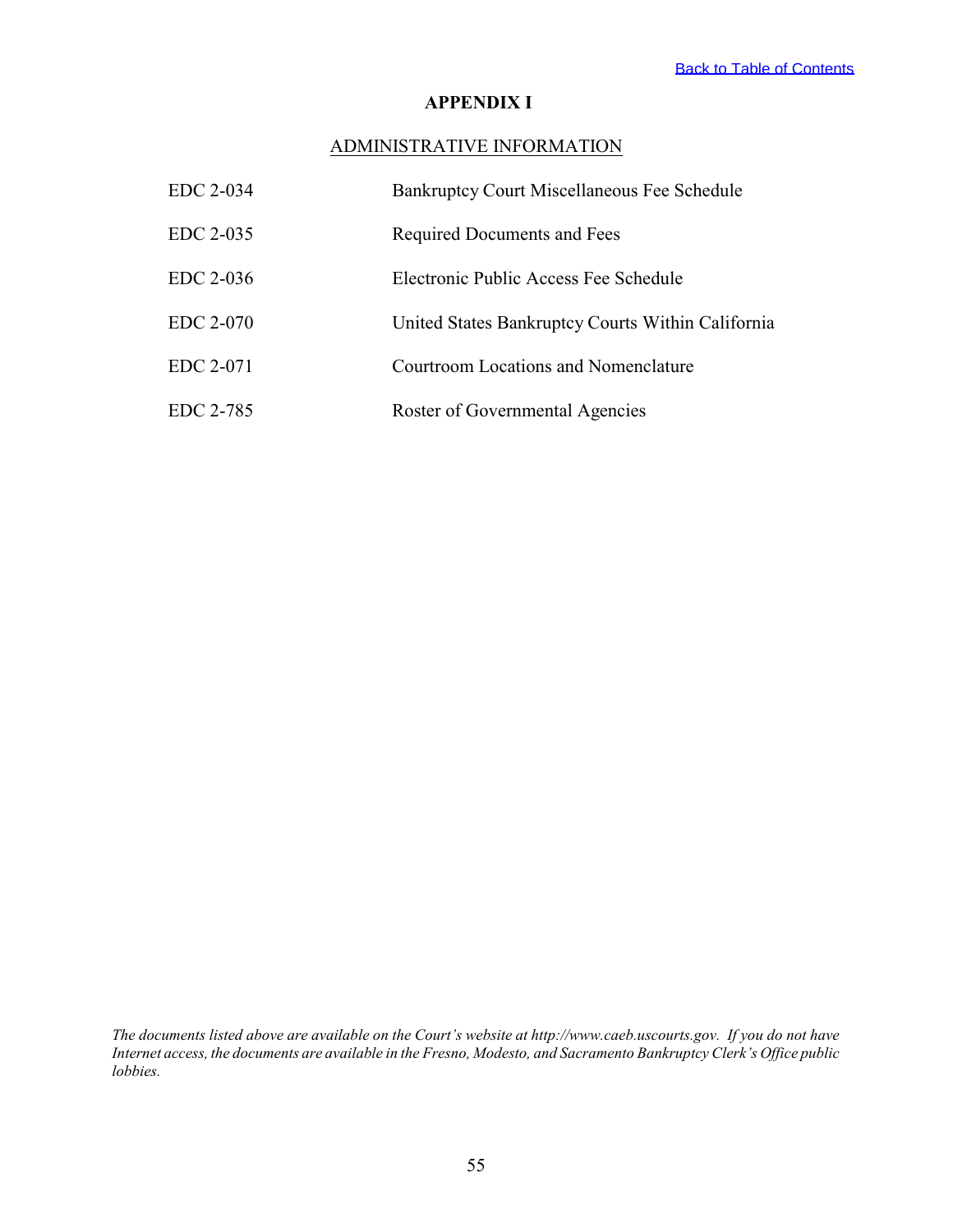Back to Table of Contents

# APPENDIX I

## ADMINISTRATIVE INFORMATION

| | |
|---|---|
| EDC 2-034 | Bankruptcy Court Miscellaneous Fee Schedule |
| EDC 2-035 | Required Documents and Fees |
| EDC 2-036 | Electronic Public Access Fee Schedule |
| EDC 2-070 | United States Bankruptcy Courts Within California |
| EDC 2-071 | Courtroom Locations and Nomenclature |
| EDC 2-785 | Roster of Governmental Agencies |

*The documents listed above are available on the Court's website at http://www.caeb.uscourts.gov. If you do not have Internet access, the documents are available in the Fresno, Modesto, and Sacramento Bankruptcy Clerk's Office public lobbies.*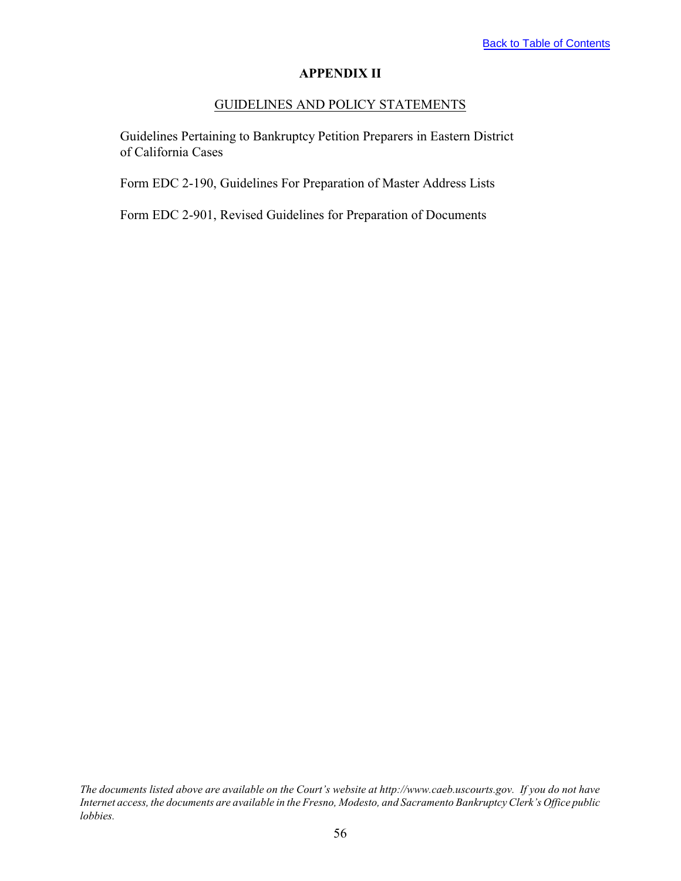[Back to Table of Contents]

# APPENDIX II

## GUIDELINES AND POLICY STATEMENTS

Guidelines Pertaining to Bankruptcy Petition Preparers in Eastern District of California Cases

Form EDC 2-190, Guidelines For Preparation of Master Address Lists

Form EDC 2-901, Revised Guidelines for Preparation of Documents

*The documents listed above are available on the Court's website at http://www.caeb.uscourts.gov. If you do not have Internet access, the documents are available in the Fresno, Modesto, and Sacramento Bankruptcy Clerk's Office public lobbies.*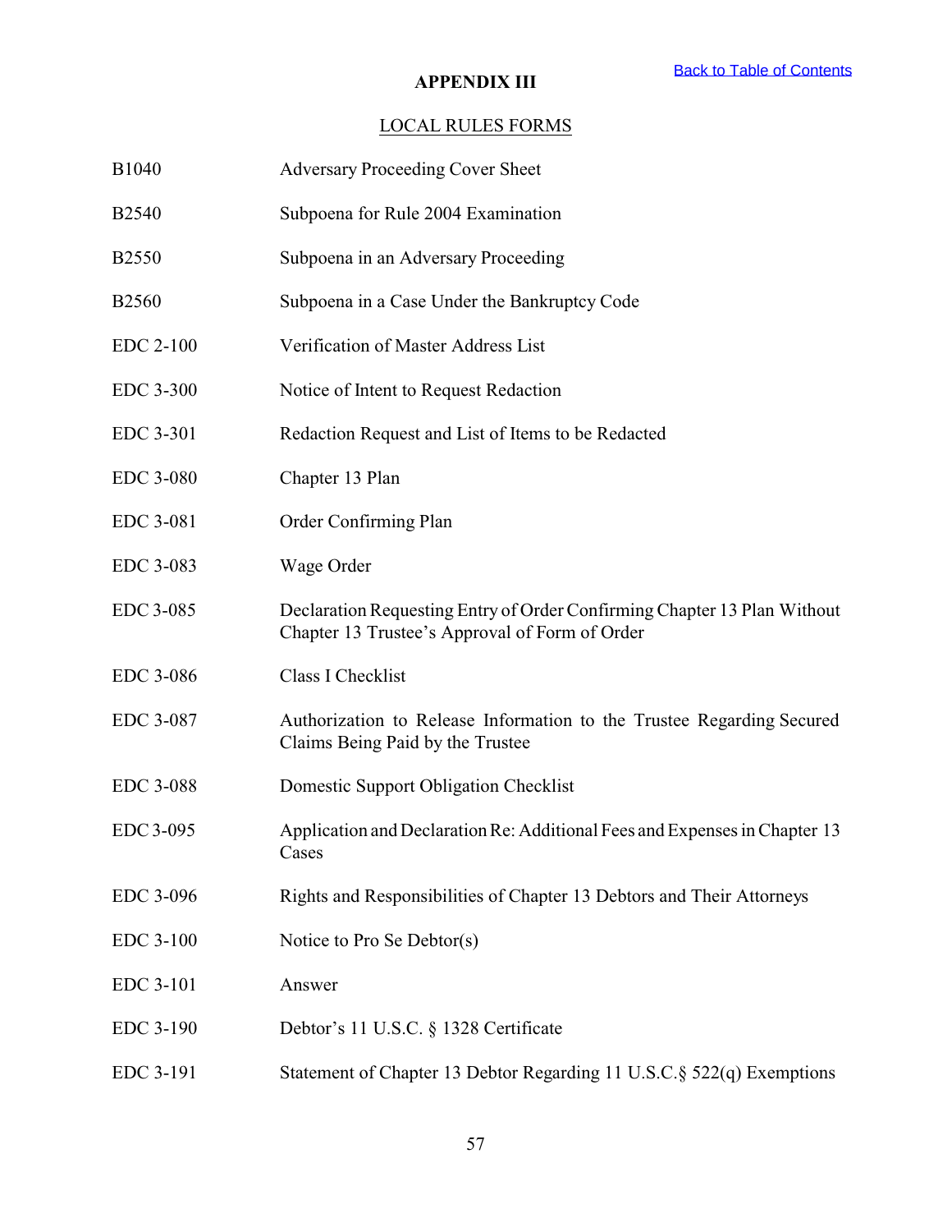[Back to Table of Contents]

# APPENDIX III

## LOCAL RULES FORMS

| | |
|---|---|
| B1040 | Adversary Proceeding Cover Sheet |
| B2540 | Subpoena for Rule 2004 Examination |
| B2550 | Subpoena in an Adversary Proceeding |
| B2560 | Subpoena in a Case Under the Bankruptcy Code |
| EDC 2-100 | Verification of Master Address List |
| EDC 3-300 | Notice of Intent to Request Redaction |
| EDC 3-301 | Redaction Request and List of Items to be Redacted |
| EDC 3-080 | Chapter 13 Plan |
| EDC 3-081 | Order Confirming Plan |
| EDC 3-083 | Wage Order |
| EDC 3-085 | Declaration Requesting Entry of Order Confirming Chapter 13 Plan Without Chapter 13 Trustee's Approval of Form of Order |
| EDC 3-086 | Class I Checklist |
| EDC 3-087 | Authorization to Release Information to the Trustee Regarding Secured Claims Being Paid by the Trustee |
| EDC 3-088 | Domestic Support Obligation Checklist |
| EDC 3-095 | Application and Declaration Re: Additional Fees and Expenses in Chapter 13 Cases |
| EDC 3-096 | Rights and Responsibilities of Chapter 13 Debtors and Their Attorneys |
| EDC 3-100 | Notice to Pro Se Debtor(s) |
| EDC 3-101 | Answer |
| EDC 3-190 | Debtor's 11 U.S.C. § 1328 Certificate |
| EDC 3-191 | Statement of Chapter 13 Debtor Regarding 11 U.S.C.§ 522(q) Exemptions |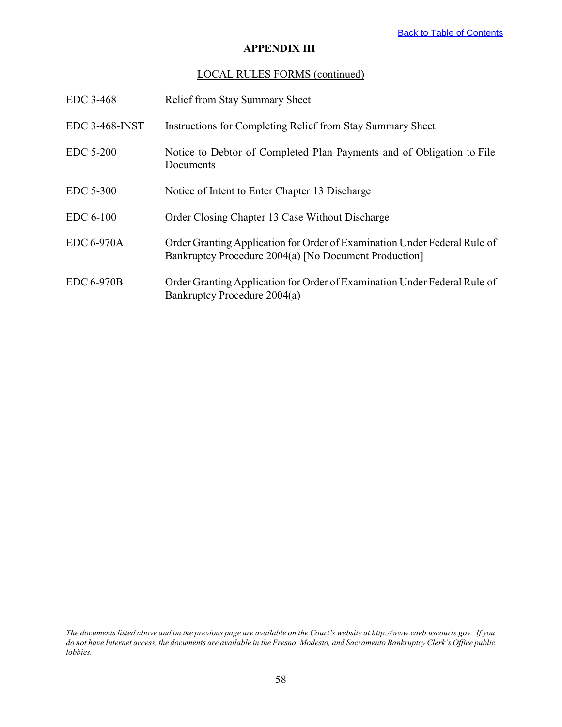[Back to Table of Contents]

## APPENDIX III

LOCAL RULES FORMS (continued)

| | |
|---|---|
| EDC 3-468 | Relief from Stay Summary Sheet |
| EDC 3-468-INST | Instructions for Completing Relief from Stay Summary Sheet |
| EDC 5-200 | Notice to Debtor of Completed Plan Payments and of Obligation to File Documents |
| EDC 5-300 | Notice of Intent to Enter Chapter 13 Discharge |
| EDC 6-100 | Order Closing Chapter 13 Case Without Discharge |
| EDC 6-970A | Order Granting Application for Order of Examination Under Federal Rule of Bankruptcy Procedure 2004(a) [No Document Production] |
| EDC 6-970B | Order Granting Application for Order of Examination Under Federal Rule of Bankruptcy Procedure 2004(a) |

*The documents listed above and on the previous page are available on the Court's website at http://www.caeb.uscourts.gov. If you do not have Internet access, the documents are available in the Fresno, Modesto, and Sacramento Bankruptcy Clerk's Office public lobbies.*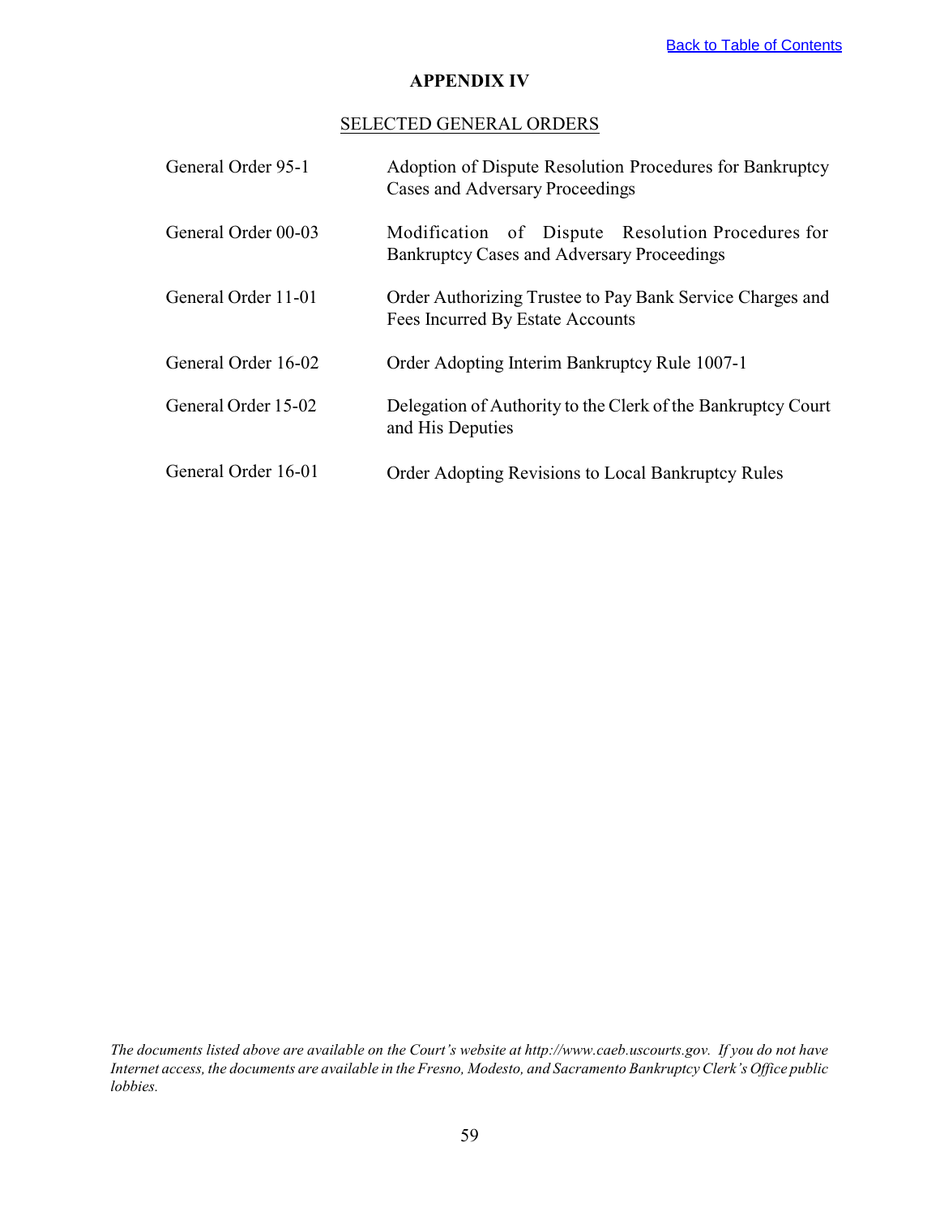Back to Table of Contents

# APPENDIX IV

## SELECTED GENERAL ORDERS

| | |
|---|---|
| General Order 95-1 | Adoption of Dispute Resolution Procedures for Bankruptcy Cases and Adversary Proceedings |
| General Order 00-03 | Modification of Dispute Resolution Procedures for Bankruptcy Cases and Adversary Proceedings |
| General Order 11-01 | Order Authorizing Trustee to Pay Bank Service Charges and Fees Incurred By Estate Accounts |
| General Order 16-02 | Order Adopting Interim Bankruptcy Rule 1007-1 |
| General Order 15-02 | Delegation of Authority to the Clerk of the Bankruptcy Court and His Deputies |
| General Order 16-01 | Order Adopting Revisions to Local Bankruptcy Rules |

*The documents listed above are available on the Court's website at http://www.caeb.uscourts.gov. If you do not have Internet access, the documents are available in the Fresno, Modesto, and Sacramento Bankruptcy Clerk's Office public lobbies.*